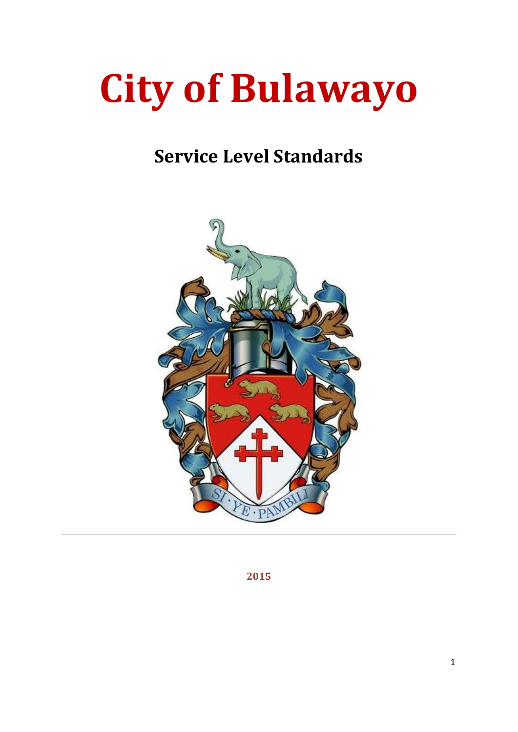# City of Bulawayo

## Service Level Standards

2015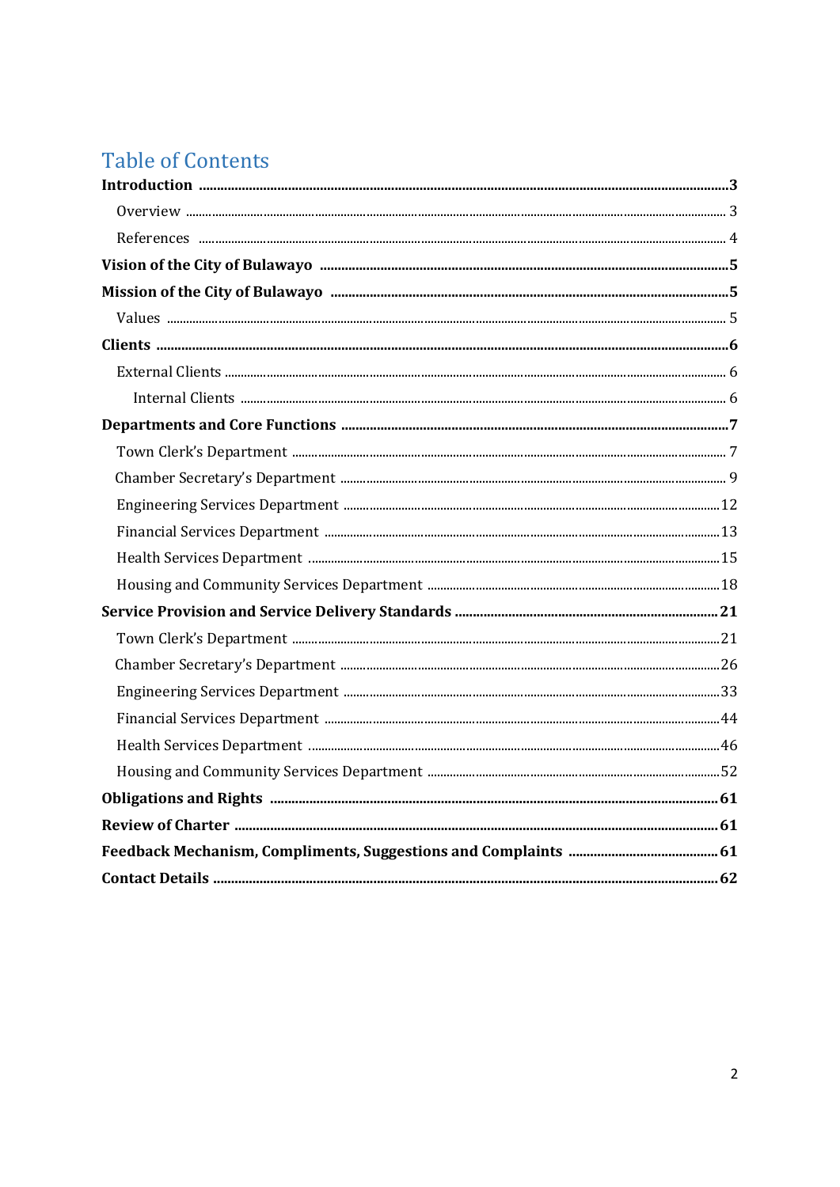# Table of Contents

**Introduction** .......... **3**

Overview .......... 3

References .......... 4

**Vision of the City of Bulawayo** .......... **5**

**Mission of the City of Bulawayo** .......... **5**

Values .......... 5

**Clients** .......... **6**

External Clients .......... 6

Internal Clients .......... 6

**Departments and Core Functions** .......... **7**

Town Clerk's Department .......... 7

Chamber Secretary's Department .......... 9

Engineering Services Department .......... 12

Financial Services Department .......... 13

Health Services Department .......... 15

Housing and Community Services Department .......... 18

**Service Provision and Service Delivery Standards** .......... **21**

Town Clerk's Department .......... 21

Chamber Secretary's Department .......... 26

Engineering Services Department .......... 33

Financial Services Department .......... 44

Health Services Department .......... 46

Housing and Community Services Department .......... 52

**Obligations and Rights** .......... **61**

**Review of Charter** .......... **61**

**Feedback Mechanism, Compliments, Suggestions and Complaints** .......... **61**

**Contact Details** .......... **62**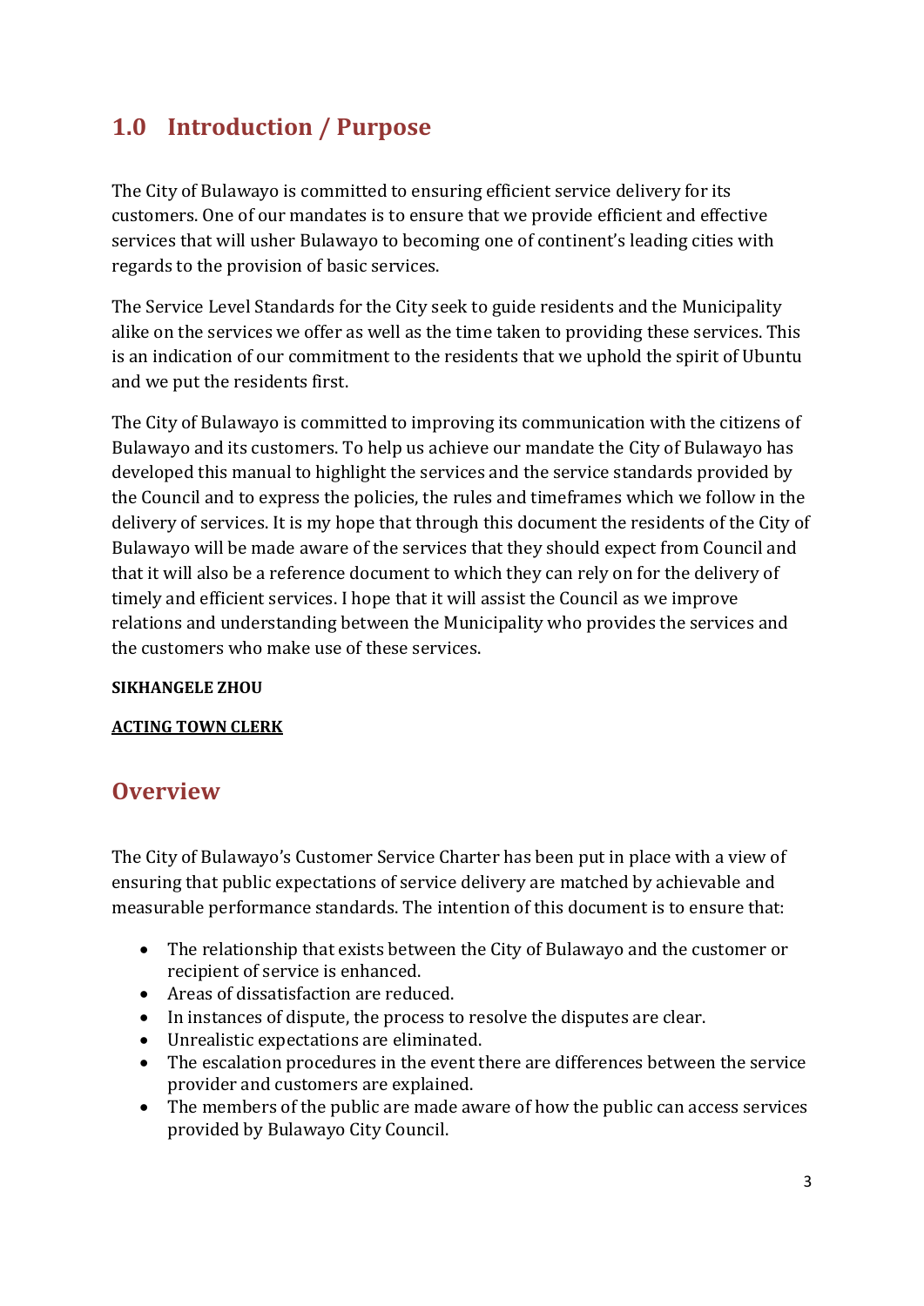## 1.0 Introduction / Purpose

The City of Bulawayo is committed to ensuring efficient service delivery for its customers. One of our mandates is to ensure that we provide efficient and effective services that will usher Bulawayo to becoming one of continent's leading cities with regards to the provision of basic services.

The Service Level Standards for the City seek to guide residents and the Municipality alike on the services we offer as well as the time taken to providing these services. This is an indication of our commitment to the residents that we uphold the spirit of Ubuntu and we put the residents first.

The City of Bulawayo is committed to improving its communication with the citizens of Bulawayo and its customers. To help us achieve our mandate the City of Bulawayo has developed this manual to highlight the services and the service standards provided by the Council and to express the policies, the rules and timeframes which we follow in the delivery of services. It is my hope that through this document the residents of the City of Bulawayo will be made aware of the services that they should expect from Council and that it will also be a reference document to which they can rely on for the delivery of timely and efficient services. I hope that it will assist the Council as we improve relations and understanding between the Municipality who provides the services and the customers who make use of these services.

**SIKHANGELE ZHOU**

**ACTING TOWN CLERK**

## Overview

The City of Bulawayo's Customer Service Charter has been put in place with a view of ensuring that public expectations of service delivery are matched by achievable and measurable performance standards. The intention of this document is to ensure that:

- The relationship that exists between the City of Bulawayo and the customer or recipient of service is enhanced.
- Areas of dissatisfaction are reduced.
- In instances of dispute, the process to resolve the disputes are clear.
- Unrealistic expectations are eliminated.
- The escalation procedures in the event there are differences between the service provider and customers are explained.
- The members of the public are made aware of how the public can access services provided by Bulawayo City Council.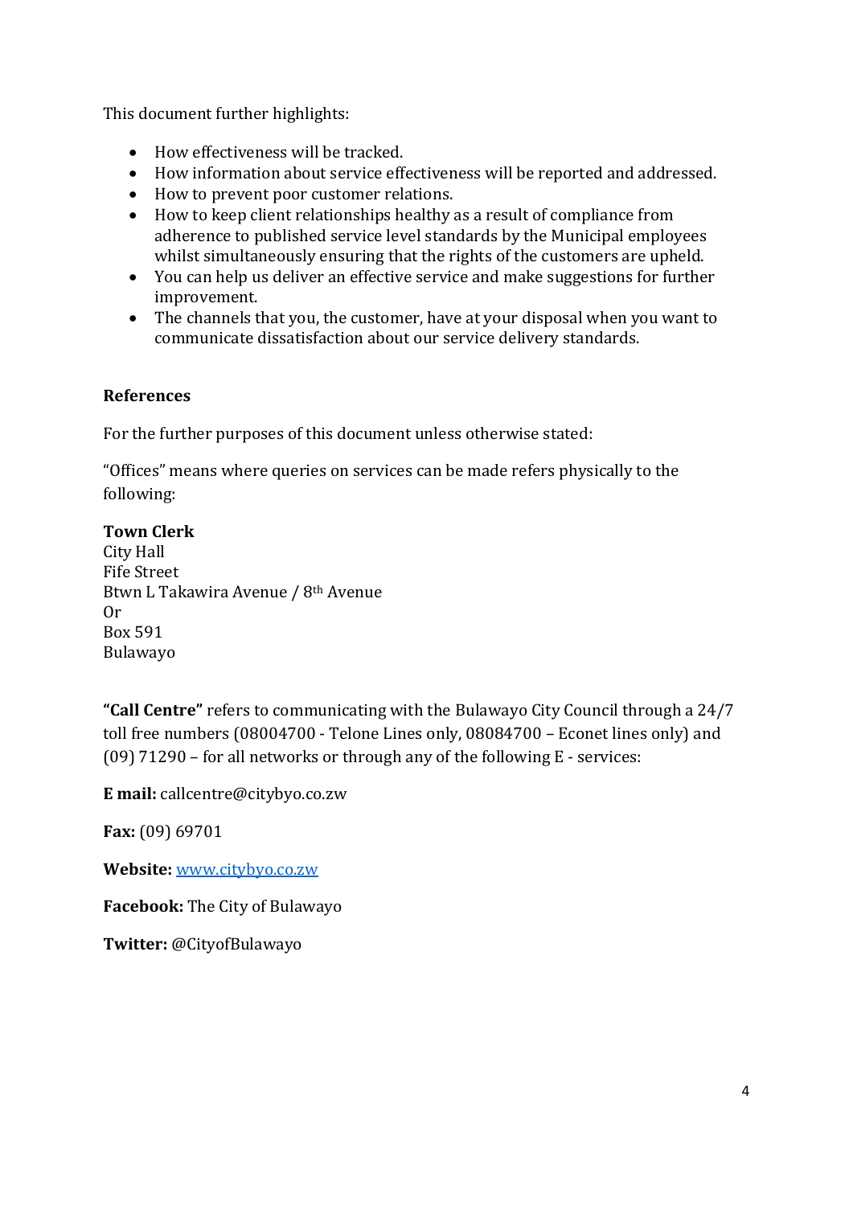This document further highlights:

- How effectiveness will be tracked.
- How information about service effectiveness will be reported and addressed.
- How to prevent poor customer relations.
- How to keep client relationships healthy as a result of compliance from adherence to published service level standards by the Municipal employees whilst simultaneously ensuring that the rights of the customers are upheld.
- You can help us deliver an effective service and make suggestions for further improvement.
- The channels that you, the customer, have at your disposal when you want to communicate dissatisfaction about our service delivery standards.

**References**

For the further purposes of this document unless otherwise stated:

"Offices" means where queries on services can be made refers physically to the following:

**Town Clerk**
City Hall
Fife Street
Btwn L Takawira Avenue / 8th Avenue
Or
Box 591
Bulawayo

**"Call Centre"** refers to communicating with the Bulawayo City Council through a 24/7 toll free numbers (08004700 - Telone Lines only, 08084700 – Econet lines only) and (09) 71290 – for all networks or through any of the following E - services:

**E mail:** callcentre@citybyo.co.zw

**Fax:** (09) 69701

**Website:** [www.citybyo.co.zw](http://www.citybyo.co.zw)

**Facebook:** The City of Bulawayo

**Twitter:** @CityofBulawayo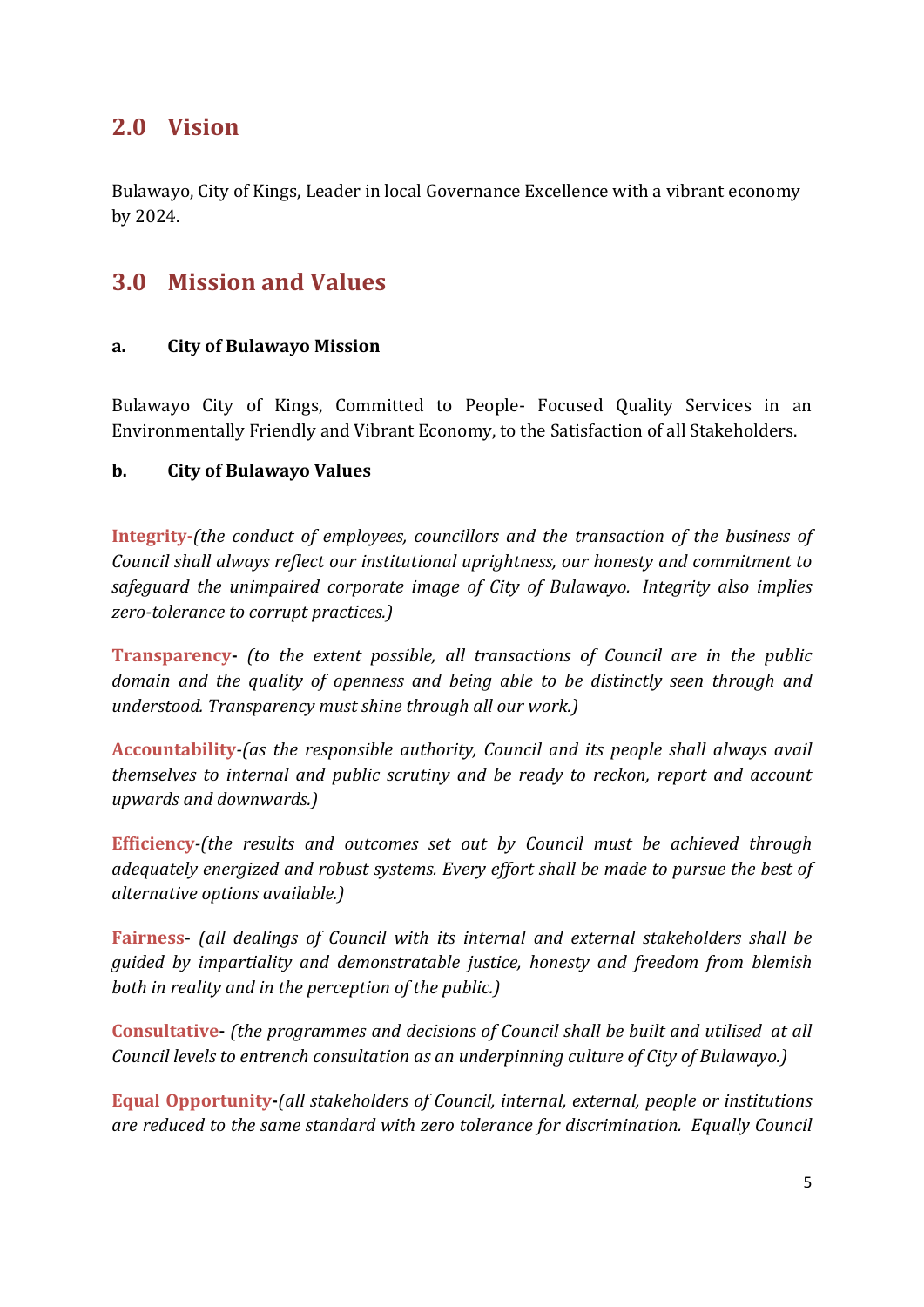## 2.0 Vision

Bulawayo, City of Kings, Leader in local Governance Excellence with a vibrant economy by 2024.

## 3.0 Mission and Values

### a. City of Bulawayo Mission

Bulawayo City of Kings, Committed to People- Focused Quality Services in an Environmentally Friendly and Vibrant Economy, to the Satisfaction of all Stakeholders.

### b. City of Bulawayo Values

**Integrity**-*(the conduct of employees, councillors and the transaction of the business of Council shall always reflect our institutional uprightness, our honesty and commitment to safeguard the unimpaired corporate image of City of Bulawayo. Integrity also implies zero-tolerance to corrupt practices.)*

**Transparency**- *(to the extent possible, all transactions of Council are in the public domain and the quality of openness and being able to be distinctly seen through and understood. Transparency must shine through all our work.)*

**Accountability**-*(as the responsible authority, Council and its people shall always avail themselves to internal and public scrutiny and be ready to reckon, report and account upwards and downwards.)*

**Efficiency**-*(the results and outcomes set out by Council must be achieved through adequately energized and robust systems. Every effort shall be made to pursue the best of alternative options available.)*

**Fairness**- *(all dealings of Council with its internal and external stakeholders shall be guided by impartiality and demonstratable justice, honesty and freedom from blemish both in reality and in the perception of the public.)*

**Consultative**- *(the programmes and decisions of Council shall be built and utilised at all Council levels to entrench consultation as an underpinning culture of City of Bulawayo.)*

**Equal Opportunity**-*(all stakeholders of Council, internal, external, people or institutions are reduced to the same standard with zero tolerance for discrimination. Equally Council*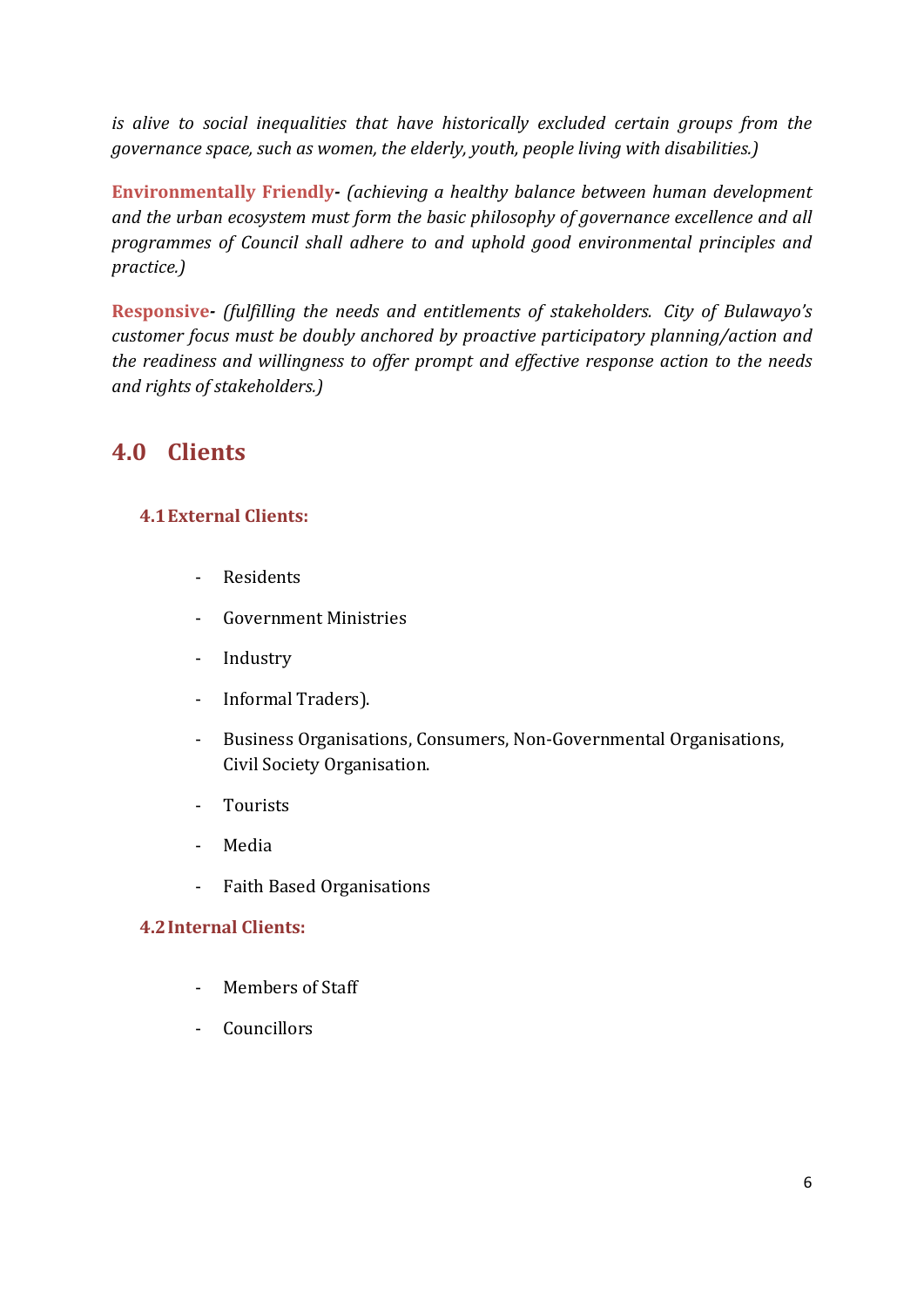*is alive to social inequalities that have historically excluded certain groups from the governance space, such as women, the elderly, youth, people living with disabilities.)*

**Environmentally Friendly-** *(achieving a healthy balance between human development and the urban ecosystem must form the basic philosophy of governance excellence and all programmes of Council shall adhere to and uphold good environmental principles and practice.)*

**Responsive-** *(fulfilling the needs and entitlements of stakeholders. City of Bulawayo's customer focus must be doubly anchored by proactive participatory planning/action and the readiness and willingness to offer prompt and effective response action to the needs and rights of stakeholders.)*

## 4.0 Clients

### 4.1 External Clients:

- Residents
- Government Ministries
- Industry
- Informal Traders).
- Business Organisations, Consumers, Non-Governmental Organisations, Civil Society Organisation.
- Tourists
- Media
- Faith Based Organisations

### 4.2 Internal Clients:

- Members of Staff
- Councillors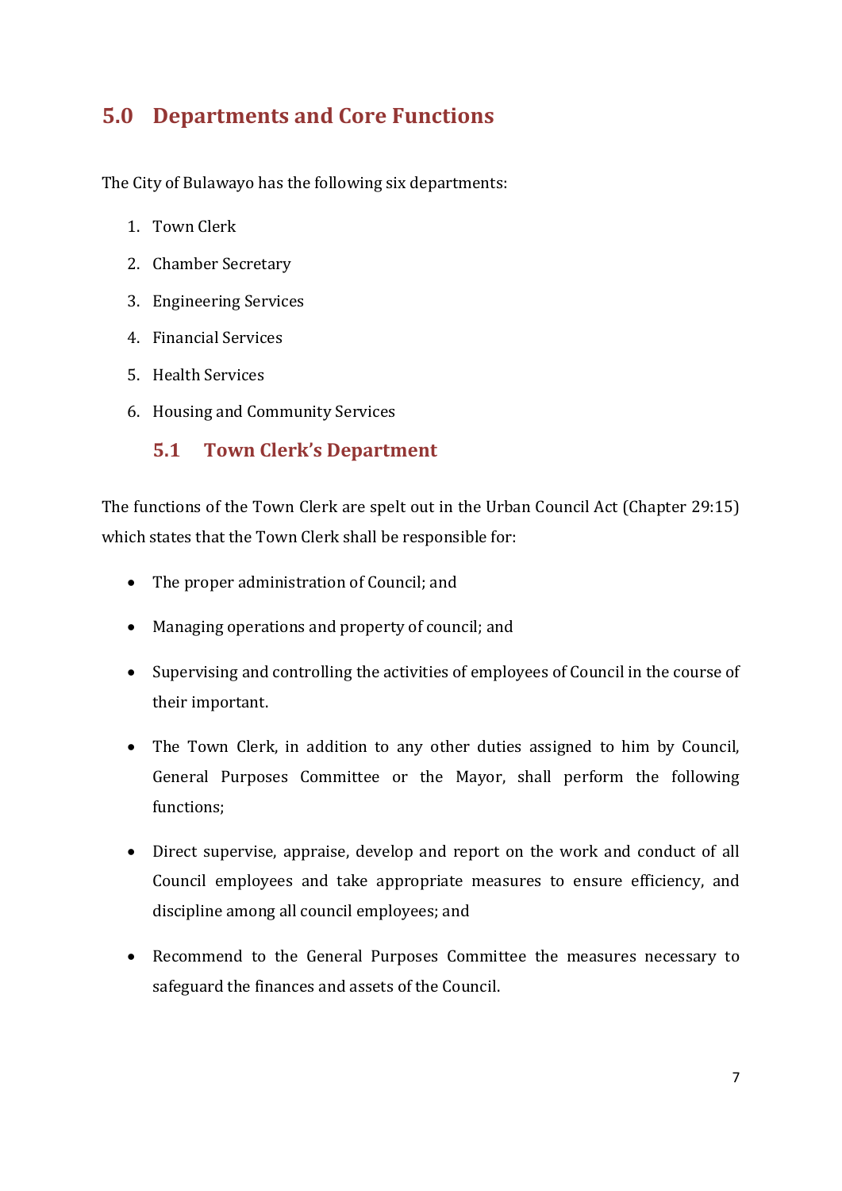## 5.0 Departments and Core Functions

The City of Bulawayo has the following six departments:

1. Town Clerk
2. Chamber Secretary
3. Engineering Services
4. Financial Services
5. Health Services
6. Housing and Community Services

### 5.1 Town Clerk's Department

The functions of the Town Clerk are spelt out in the Urban Council Act (Chapter 29:15) which states that the Town Clerk shall be responsible for:

- The proper administration of Council; and
- Managing operations and property of council; and
- Supervising and controlling the activities of employees of Council in the course of their important.
- The Town Clerk, in addition to any other duties assigned to him by Council, General Purposes Committee or the Mayor, shall perform the following functions;
- Direct supervise, appraise, develop and report on the work and conduct of all Council employees and take appropriate measures to ensure efficiency, and discipline among all council employees; and
- Recommend to the General Purposes Committee the measures necessary to safeguard the finances and assets of the Council.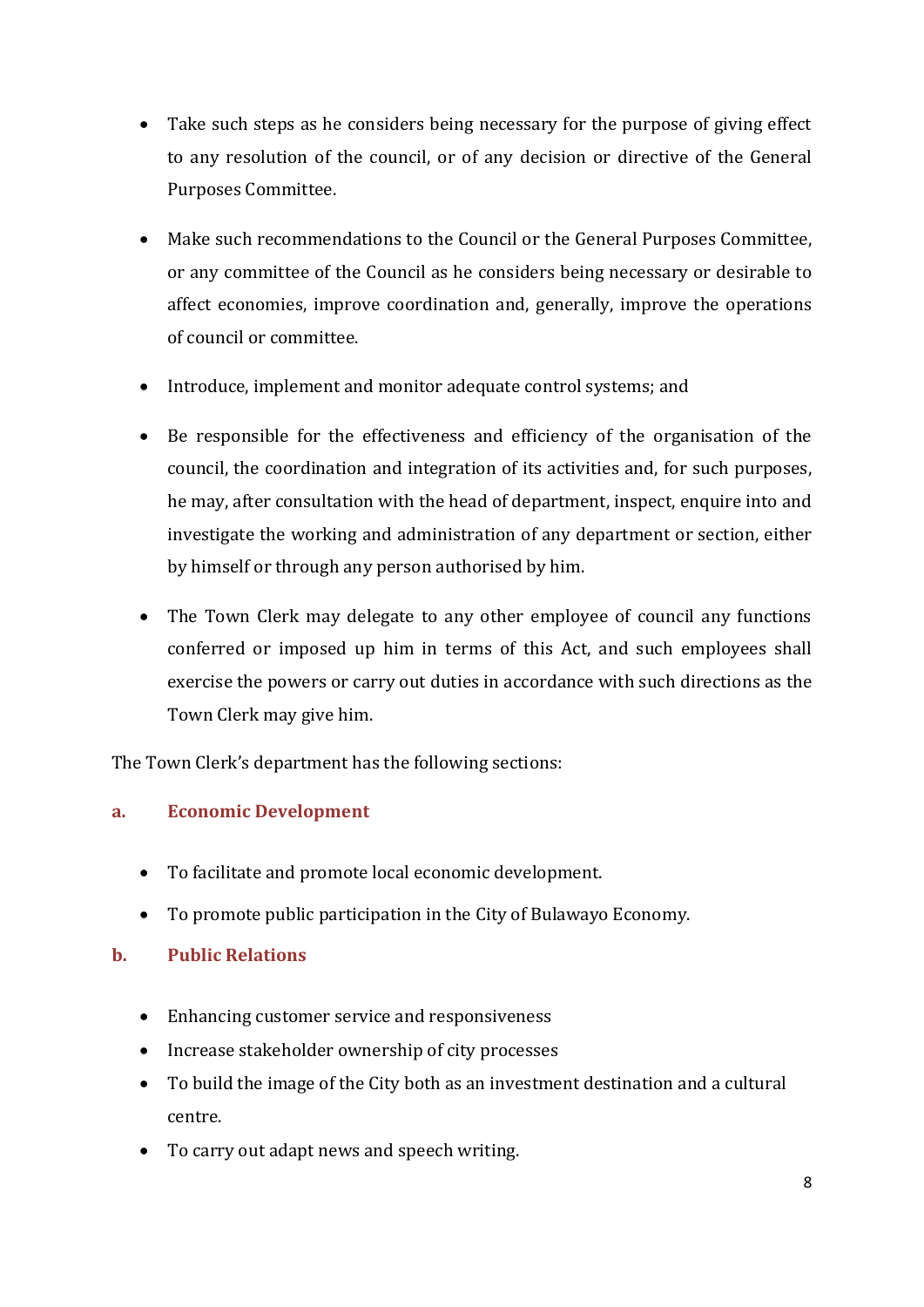- Take such steps as he considers being necessary for the purpose of giving effect to any resolution of the council, or of any decision or directive of the General Purposes Committee.

- Make such recommendations to the Council or the General Purposes Committee, or any committee of the Council as he considers being necessary or desirable to affect economies, improve coordination and, generally, improve the operations of council or committee.

- Introduce, implement and monitor adequate control systems; and

- Be responsible for the effectiveness and efficiency of the organisation of the council, the coordination and integration of its activities and, for such purposes, he may, after consultation with the head of department, inspect, enquire into and investigate the working and administration of any department or section, either by himself or through any person authorised by him.

- The Town Clerk may delegate to any other employee of council any functions conferred or imposed up him in terms of this Act, and such employees shall exercise the powers or carry out duties in accordance with such directions as the Town Clerk may give him.

The Town Clerk's department has the following sections:

### a. Economic Development

- To facilitate and promote local economic development.
- To promote public participation in the City of Bulawayo Economy.

### b. Public Relations

- Enhancing customer service and responsiveness
- Increase stakeholder ownership of city processes
- To build the image of the City both as an investment destination and a cultural centre.
- To carry out adapt news and speech writing.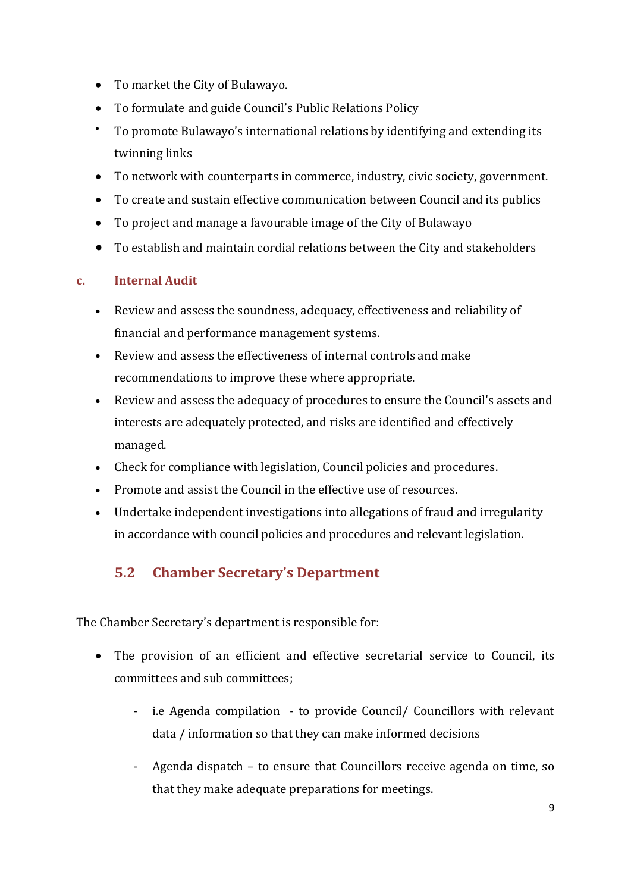- To market the City of Bulawayo.
- To formulate and guide Council's Public Relations Policy
- To promote Bulawayo's international relations by identifying and extending its twinning links
- To network with counterparts in commerce, industry, civic society, government.
- To create and sustain effective communication between Council and its publics
- To project and manage a favourable image of the City of Bulawayo
- To establish and maintain cordial relations between the City and stakeholders

### c. Internal Audit

- Review and assess the soundness, adequacy, effectiveness and reliability of financial and performance management systems.
- Review and assess the effectiveness of internal controls and make recommendations to improve these where appropriate.
- Review and assess the adequacy of procedures to ensure the Council's assets and interests are adequately protected, and risks are identified and effectively managed.
- Check for compliance with legislation, Council policies and procedures.
- Promote and assist the Council in the effective use of resources.
- Undertake independent investigations into allegations of fraud and irregularity in accordance with council policies and procedures and relevant legislation.

## 5.2 Chamber Secretary's Department

The Chamber Secretary's department is responsible for:

- The provision of an efficient and effective secretarial service to Council, its committees and sub committees;
  - i.e Agenda compilation - to provide Council/ Councillors with relevant data / information so that they can make informed decisions
  - Agenda dispatch – to ensure that Councillors receive agenda on time, so that they make adequate preparations for meetings.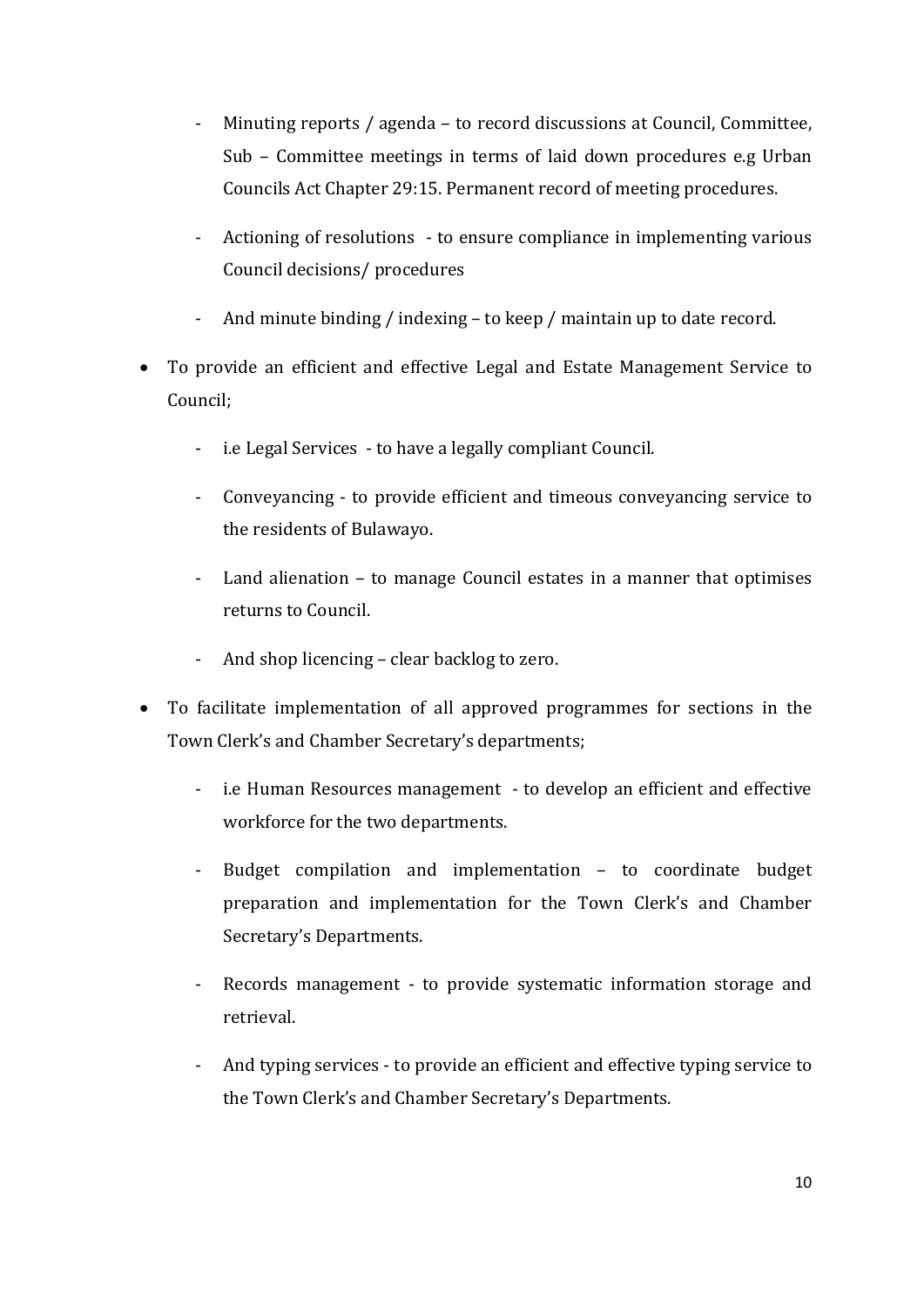- Minuting reports / agenda – to record discussions at Council, Committee, Sub – Committee meetings in terms of laid down procedures e.g Urban Councils Act Chapter 29:15. Permanent record of meeting procedures.
- Actioning of resolutions - to ensure compliance in implementing various Council decisions/ procedures
- And minute binding / indexing – to keep / maintain up to date record.

- To provide an efficient and effective Legal and Estate Management Service to Council;
    - i.e Legal Services - to have a legally compliant Council.
    - Conveyancing - to provide efficient and timeous conveyancing service to the residents of Bulawayo.
    - Land alienation – to manage Council estates in a manner that optimises returns to Council.
    - And shop licencing – clear backlog to zero.
- To facilitate implementation of all approved programmes for sections in the Town Clerk's and Chamber Secretary's departments;
    - i.e Human Resources management - to develop an efficient and effective workforce for the two departments.
    - Budget compilation and implementation – to coordinate budget preparation and implementation for the Town Clerk's and Chamber Secretary's Departments.
    - Records management - to provide systematic information storage and retrieval.
    - And typing services - to provide an efficient and effective typing service to the Town Clerk's and Chamber Secretary's Departments.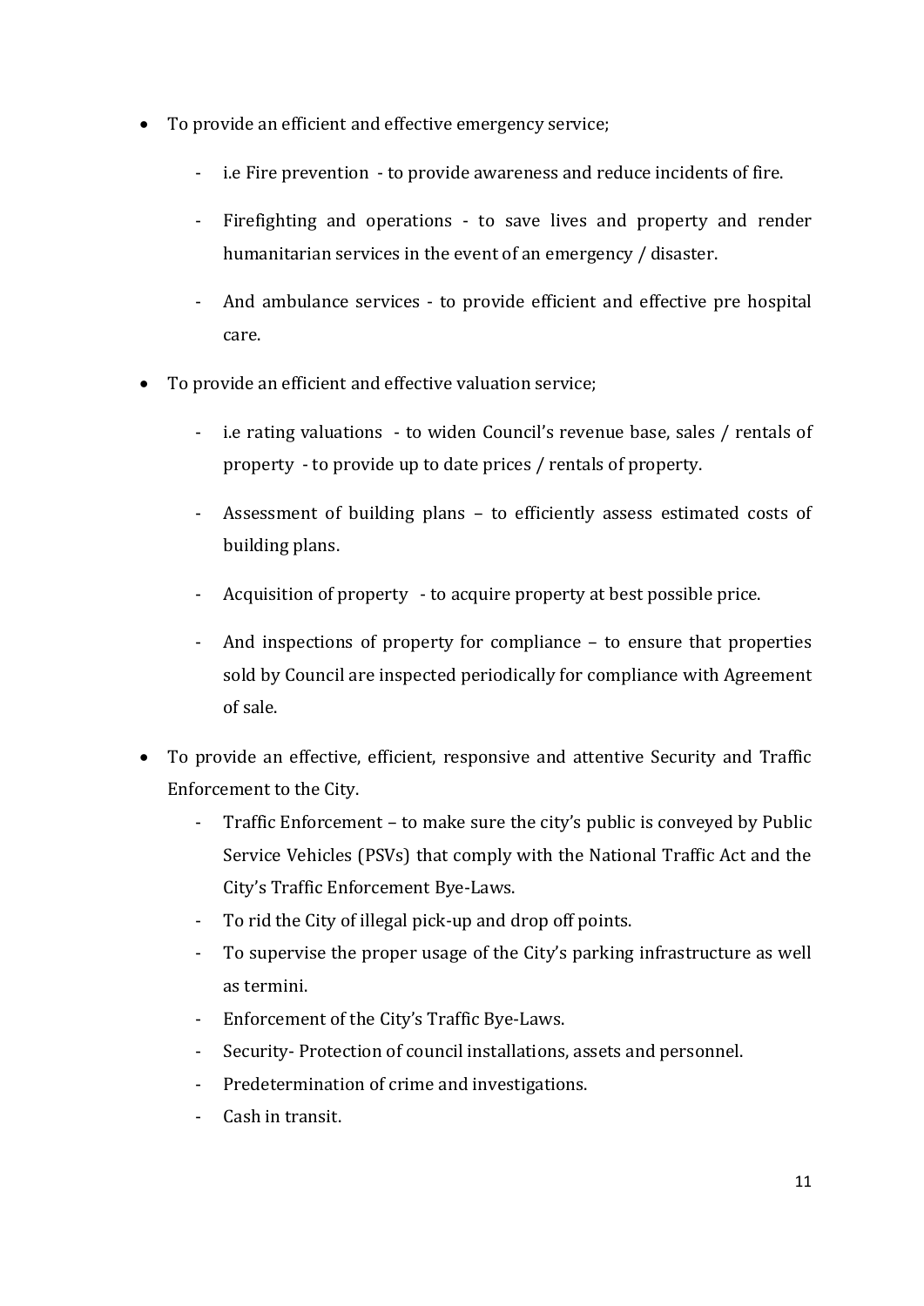- To provide an efficient and effective emergency service;
  - i.e Fire prevention - to provide awareness and reduce incidents of fire.
  - Firefighting and operations - to save lives and property and render humanitarian services in the event of an emergency / disaster.
  - And ambulance services - to provide efficient and effective pre hospital care.
- To provide an efficient and effective valuation service;
  - i.e rating valuations - to widen Council's revenue base, sales / rentals of property - to provide up to date prices / rentals of property.
  - Assessment of building plans – to efficiently assess estimated costs of building plans.
  - Acquisition of property - to acquire property at best possible price.
  - And inspections of property for compliance – to ensure that properties sold by Council are inspected periodically for compliance with Agreement of sale.
- To provide an effective, efficient, responsive and attentive Security and Traffic Enforcement to the City.
  - Traffic Enforcement – to make sure the city's public is conveyed by Public Service Vehicles (PSVs) that comply with the National Traffic Act and the City's Traffic Enforcement Bye-Laws.
  - To rid the City of illegal pick-up and drop off points.
  - To supervise the proper usage of the City's parking infrastructure as well as termini.
  - Enforcement of the City's Traffic Bye-Laws.
  - Security- Protection of council installations, assets and personnel.
  - Predetermination of crime and investigations.
  - Cash in transit.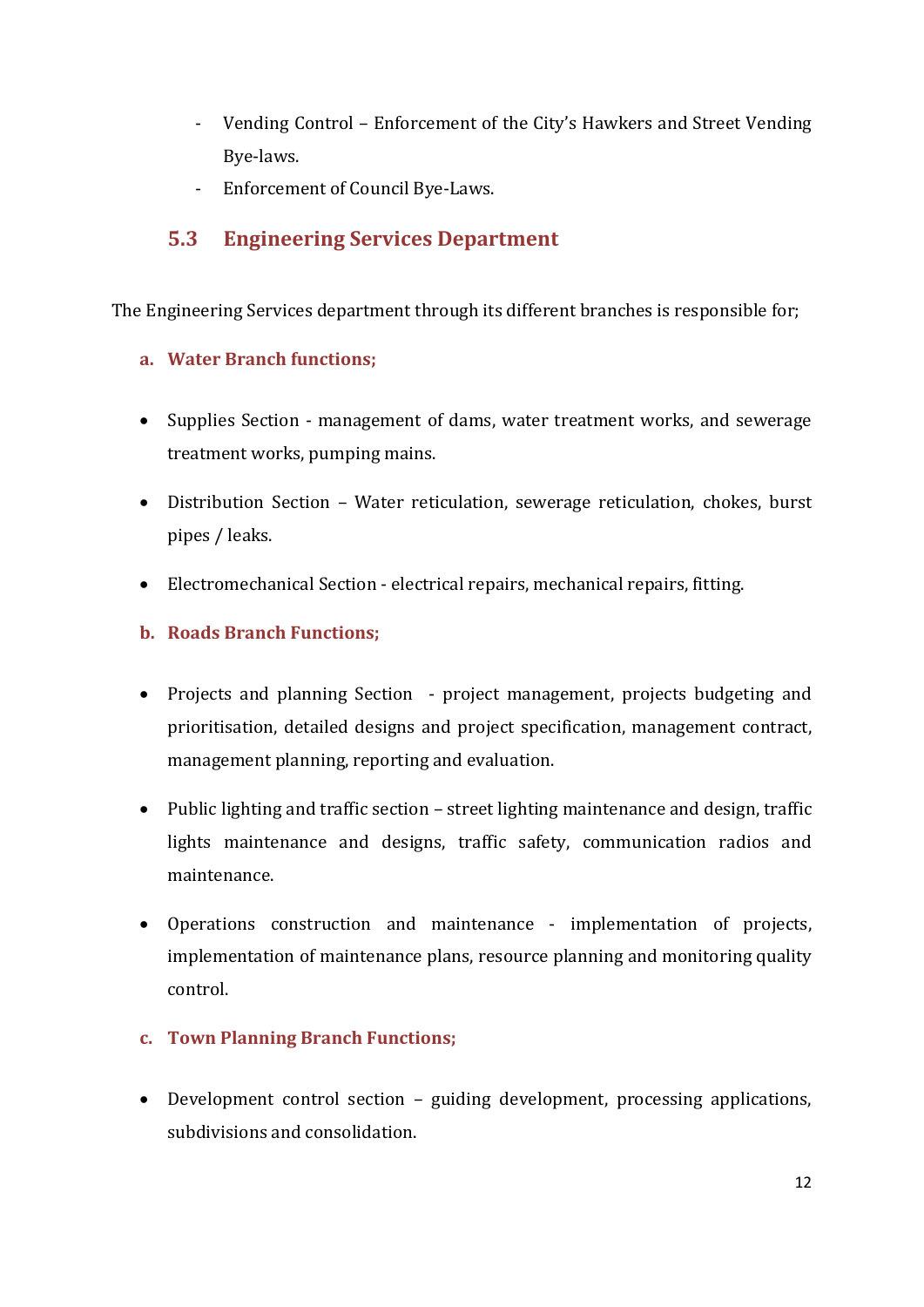- Vending Control – Enforcement of the City's Hawkers and Street Vending Bye-laws.
- Enforcement of Council Bye-Laws.

## 5.3 Engineering Services Department

The Engineering Services department through its different branches is responsible for;

### a. Water Branch functions;

- Supplies Section - management of dams, water treatment works, and sewerage treatment works, pumping mains.
- Distribution Section – Water reticulation, sewerage reticulation, chokes, burst pipes / leaks.
- Electromechanical Section - electrical repairs, mechanical repairs, fitting.

### b. Roads Branch Functions;

- Projects and planning Section - project management, projects budgeting and prioritisation, detailed designs and project specification, management contract, management planning, reporting and evaluation.
- Public lighting and traffic section – street lighting maintenance and design, traffic lights maintenance and designs, traffic safety, communication radios and maintenance.
- Operations construction and maintenance - implementation of projects, implementation of maintenance plans, resource planning and monitoring quality control.

### c. Town Planning Branch Functions;

- Development control section – guiding development, processing applications, subdivisions and consolidation.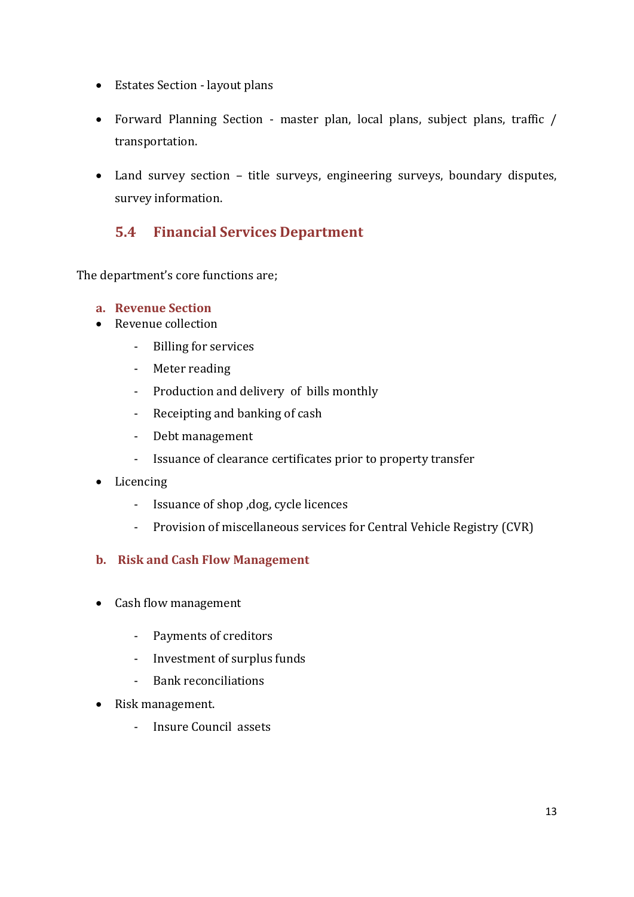- Estates Section - layout plans
- Forward Planning Section - master plan, local plans, subject plans, traffic / transportation.
- Land survey section – title surveys, engineering surveys, boundary disputes, survey information.

## 5.4 Financial Services Department

The department's core functions are;

### a. Revenue Section

- Revenue collection
  - Billing for services
  - Meter reading
  - Production and delivery of bills monthly
  - Receipting and banking of cash
  - Debt management
  - Issuance of clearance certificates prior to property transfer
- Licencing
  - Issuance of shop ,dog, cycle licences
  - Provision of miscellaneous services for Central Vehicle Registry (CVR)

### b. Risk and Cash Flow Management

- Cash flow management
  - Payments of creditors
  - Investment of surplus funds
  - Bank reconciliations
- Risk management.
  - Insure Council assets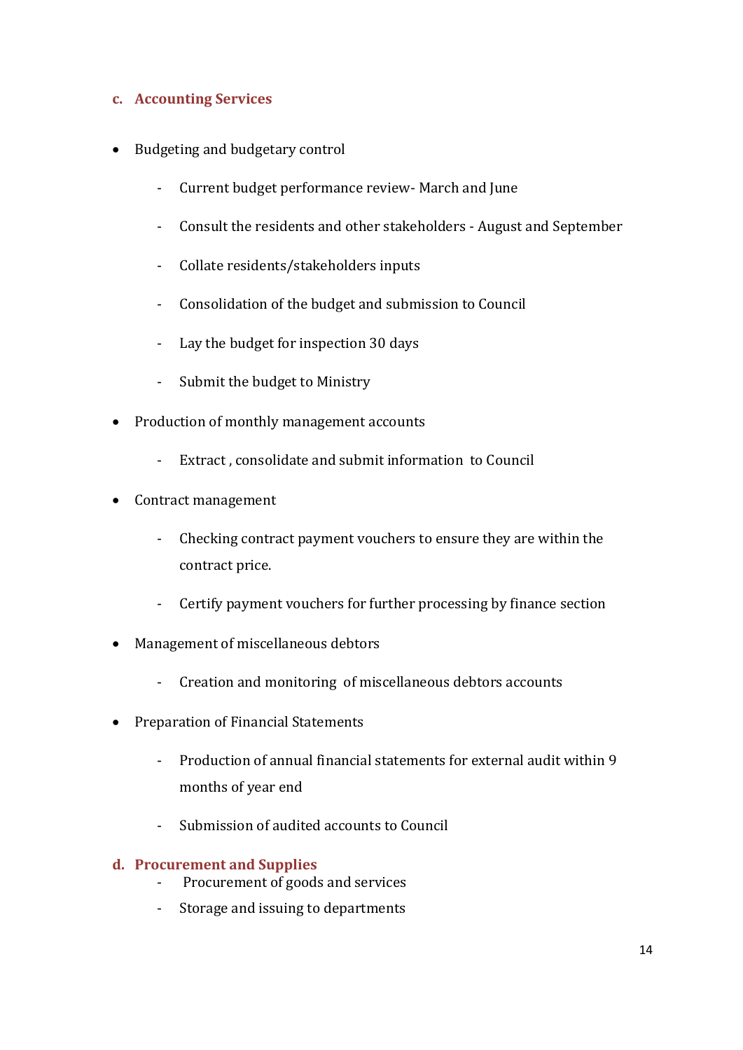### c. Accounting Services

- Budgeting and budgetary control
  - Current budget performance review- March and June
  - Consult the residents and other stakeholders - August and September
  - Collate residents/stakeholders inputs
  - Consolidation of the budget and submission to Council
  - Lay the budget for inspection 30 days
  - Submit the budget to Ministry
- Production of monthly management accounts
  - Extract , consolidate and submit information to Council
- Contract management
  - Checking contract payment vouchers to ensure they are within the contract price.
  - Certify payment vouchers for further processing by finance section
- Management of miscellaneous debtors
  - Creation and monitoring of miscellaneous debtors accounts
- Preparation of Financial Statements
  - Production of annual financial statements for external audit within 9 months of year end
  - Submission of audited accounts to Council

### d. Procurement and Supplies

- Procurement of goods and services
- Storage and issuing to departments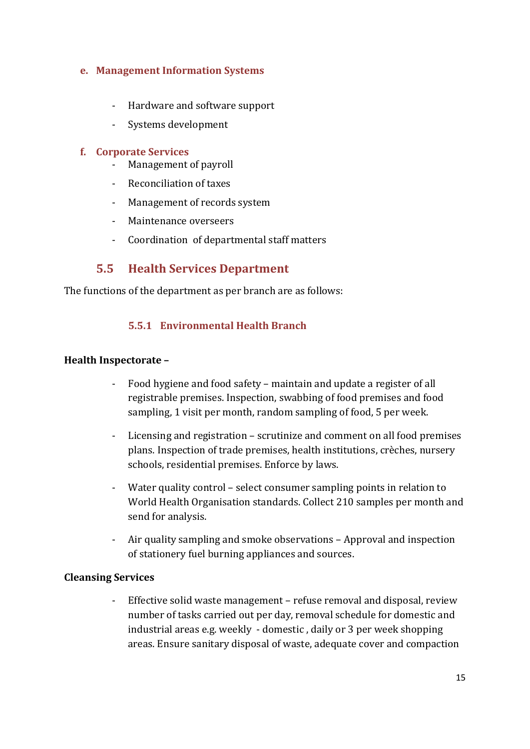**e. Management Information Systems**

- Hardware and software support
- Systems development

**f. Corporate Services**

- Management of payroll
- Reconciliation of taxes
- Management of records system
- Maintenance overseers
- Coordination of departmental staff matters

## 5.5 Health Services Department

The functions of the department as per branch are as follows:

### 5.5.1 Environmental Health Branch

**Health Inspectorate –**

- Food hygiene and food safety – maintain and update a register of all registrable premises. Inspection, swabbing of food premises and food sampling, 1 visit per month, random sampling of food, 5 per week.
- Licensing and registration – scrutinize and comment on all food premises plans. Inspection of trade premises, health institutions, crèches, nursery schools, residential premises. Enforce by laws.
- Water quality control – select consumer sampling points in relation to World Health Organisation standards. Collect 210 samples per month and send for analysis.
- Air quality sampling and smoke observations – Approval and inspection of stationery fuel burning appliances and sources.

**Cleansing Services**

- Effective solid waste management – refuse removal and disposal, review number of tasks carried out per day, removal schedule for domestic and industrial areas e.g. weekly - domestic , daily or 3 per week shopping areas. Ensure sanitary disposal of waste, adequate cover and compaction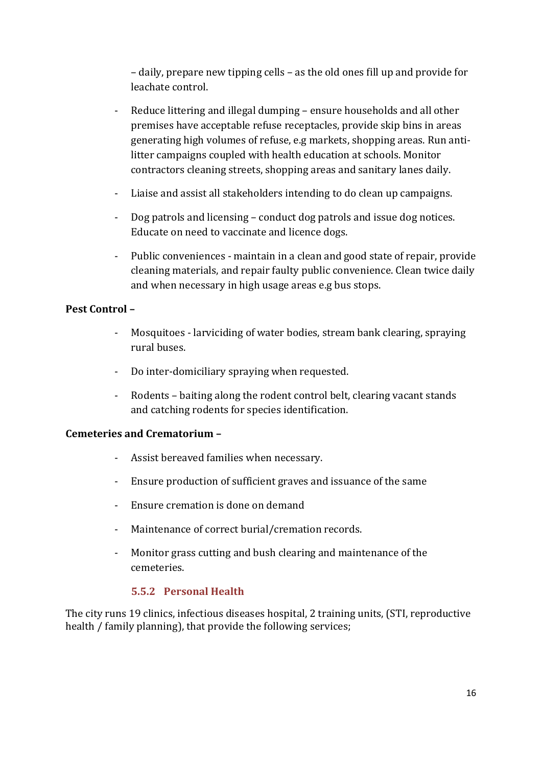– daily, prepare new tipping cells – as the old ones fill up and provide for leachate control.

- Reduce littering and illegal dumping – ensure households and all other premises have acceptable refuse receptacles, provide skip bins in areas generating high volumes of refuse, e.g markets, shopping areas. Run anti-litter campaigns coupled with health education at schools. Monitor contractors cleaning streets, shopping areas and sanitary lanes daily.

- Liaise and assist all stakeholders intending to do clean up campaigns.

- Dog patrols and licensing – conduct dog patrols and issue dog notices. Educate on need to vaccinate and licence dogs.

- Public conveniences - maintain in a clean and good state of repair, provide cleaning materials, and repair faulty public convenience. Clean twice daily and when necessary in high usage areas e.g bus stops.

**Pest Control –**

- Mosquitoes - larviciding of water bodies, stream bank clearing, spraying rural buses.

- Do inter-domiciliary spraying when requested.

- Rodents – baiting along the rodent control belt, clearing vacant stands and catching rodents for species identification.

**Cemeteries and Crematorium –**

- Assist bereaved families when necessary.

- Ensure production of sufficient graves and issuance of the same

- Ensure cremation is done on demand

- Maintenance of correct burial/cremation records.

- Monitor grass cutting and bush clearing and maintenance of the cemeteries.

### 5.5.2 Personal Health

The city runs 19 clinics, infectious diseases hospital, 2 training units, (STI, reproductive health / family planning), that provide the following services;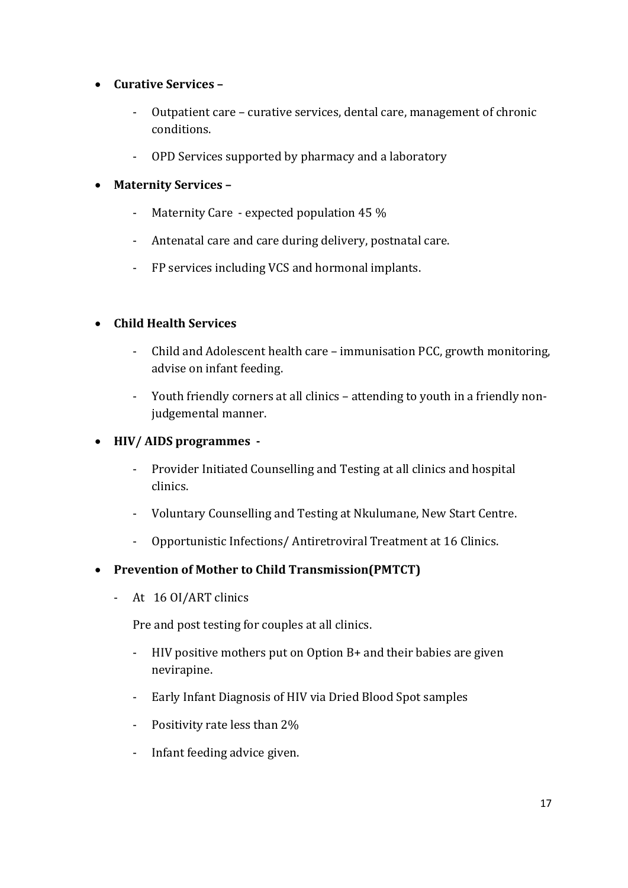- **Curative Services –**
    - Outpatient care – curative services, dental care, management of chronic conditions.
    - OPD Services supported by pharmacy and a laboratory
- **Maternity Services –**
    - Maternity Care - expected population 45 %
    - Antenatal care and care during delivery, postnatal care.
    - FP services including VCS and hormonal implants.
- **Child Health Services**
    - Child and Adolescent health care – immunisation PCC, growth monitoring, advise on infant feeding.
    - Youth friendly corners at all clinics – attending to youth in a friendly non-judgemental manner.
- **HIV/ AIDS programmes -**
    - Provider Initiated Counselling and Testing at all clinics and hospital clinics.
    - Voluntary Counselling and Testing at Nkulumane, New Start Centre.
    - Opportunistic Infections/ Antiretroviral Treatment at 16 Clinics.
- **Prevention of Mother to Child Transmission(PMTCT)**
    - At 16 OI/ART clinics

      Pre and post testing for couples at all clinics.
    - HIV positive mothers put on Option B+ and their babies are given nevirapine.
    - Early Infant Diagnosis of HIV via Dried Blood Spot samples
    - Positivity rate less than 2%
    - Infant feeding advice given.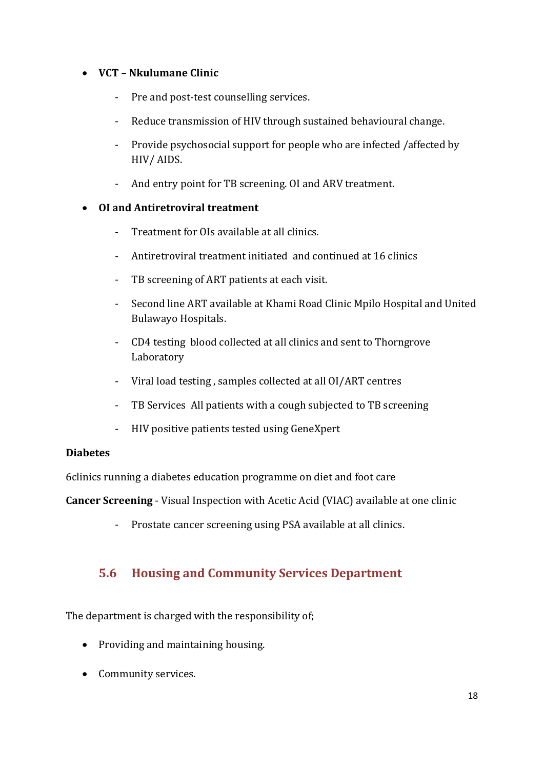- **VCT – Nkulumane Clinic**
  - Pre and post-test counselling services.
  - Reduce transmission of HIV through sustained behavioural change.
  - Provide psychosocial support for people who are infected /affected by HIV/ AIDS.
  - And entry point for TB screening. OI and ARV treatment.
- **OI and Antiretroviral treatment**
  - Treatment for OIs available at all clinics.
  - Antiretroviral treatment initiated and continued at 16 clinics
  - TB screening of ART patients at each visit.
  - Second line ART available at Khami Road Clinic Mpilo Hospital and United Bulawayo Hospitals.
  - CD4 testing blood collected at all clinics and sent to Thorngrove Laboratory
  - Viral load testing , samples collected at all OI/ART centres
  - TB Services All patients with a cough subjected to TB screening
  - HIV positive patients tested using GeneXpert

**Diabetes**

6clinics running a diabetes education programme on diet and foot care

**Cancer Screening** - Visual Inspection with Acetic Acid (VIAC) available at one clinic

- Prostate cancer screening using PSA available at all clinics.

## 5.6 Housing and Community Services Department

The department is charged with the responsibility of;

- Providing and maintaining housing.
- Community services.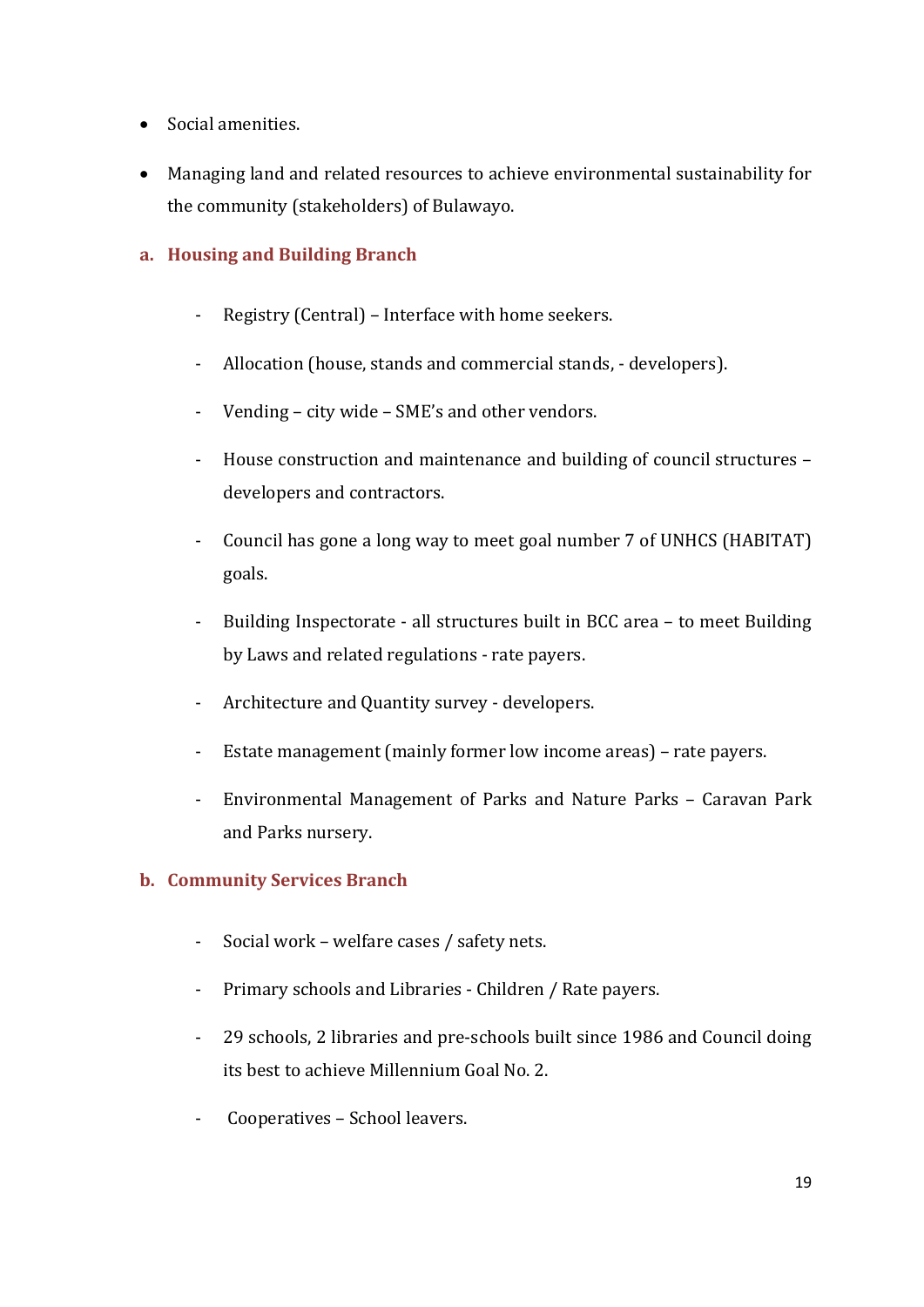- Social amenities.
- Managing land and related resources to achieve environmental sustainability for the community (stakeholders) of Bulawayo.

### a. Housing and Building Branch

- Registry (Central) – Interface with home seekers.
- Allocation (house, stands and commercial stands, - developers).
- Vending – city wide – SME's and other vendors.
- House construction and maintenance and building of council structures – developers and contractors.
- Council has gone a long way to meet goal number 7 of UNHCS (HABITAT) goals.
- Building Inspectorate - all structures built in BCC area – to meet Building by Laws and related regulations - rate payers.
- Architecture and Quantity survey - developers.
- Estate management (mainly former low income areas) – rate payers.
- Environmental Management of Parks and Nature Parks – Caravan Park and Parks nursery.

### b. Community Services Branch

- Social work – welfare cases / safety nets.
- Primary schools and Libraries - Children / Rate payers.
- 29 schools, 2 libraries and pre-schools built since 1986 and Council doing its best to achieve Millennium Goal No. 2.
- Cooperatives – School leavers.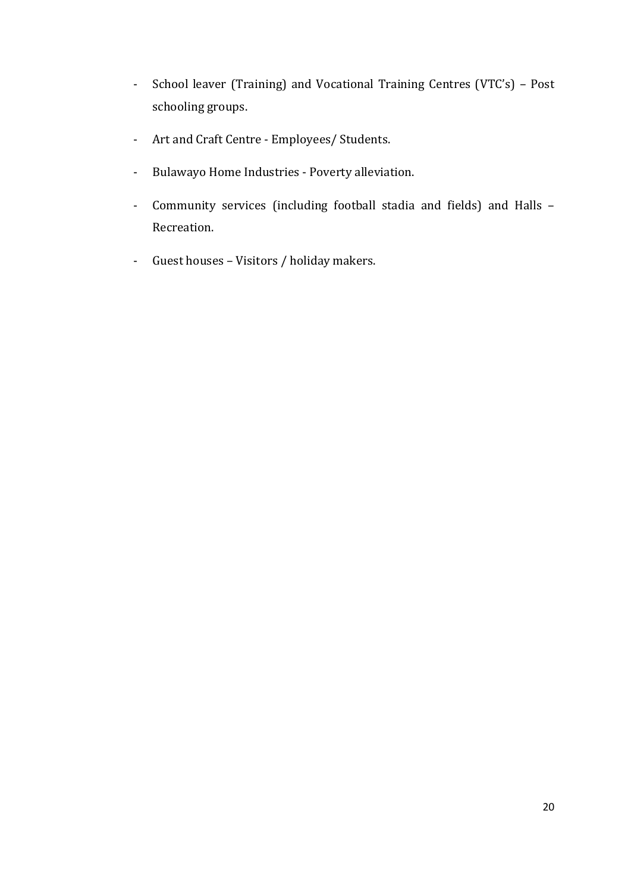- School leaver (Training) and Vocational Training Centres (VTC's) – Post schooling groups.
- Art and Craft Centre - Employees/ Students.
- Bulawayo Home Industries - Poverty alleviation.
- Community services (including football stadia and fields) and Halls – Recreation.
- Guest houses – Visitors / holiday makers.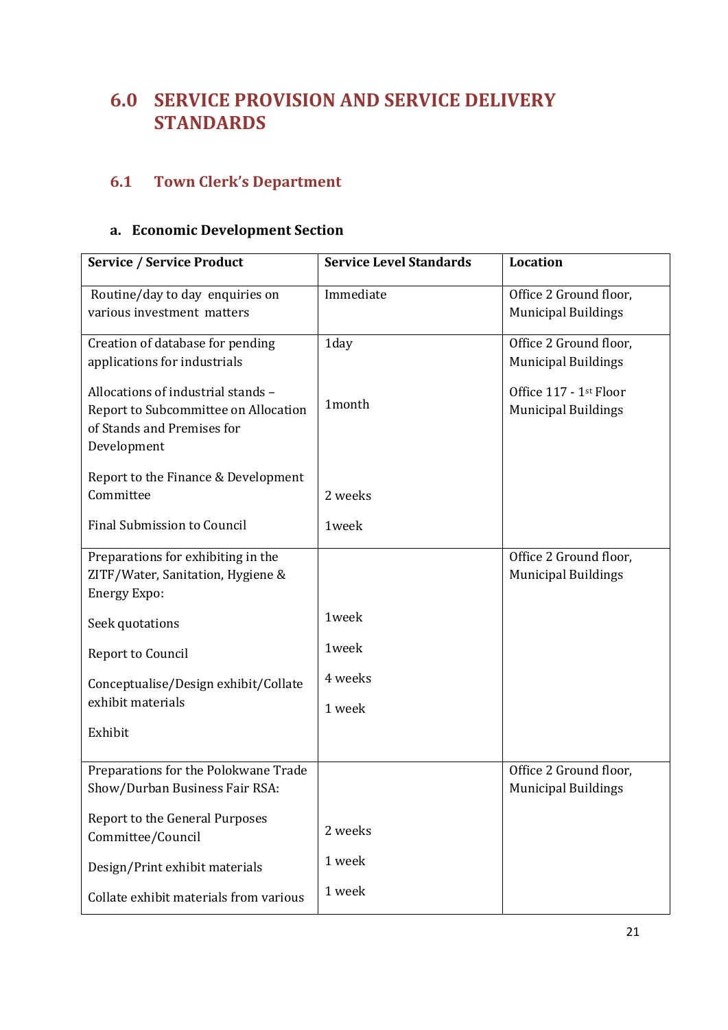# 6.0 SERVICE PROVISION AND SERVICE DELIVERY STANDARDS

## 6.1 Town Clerk's Department

### a. Economic Development Section

| Service / Service Product | Service Level Standards | Location |
|---|---|---|
| Routine/day to day enquiries on various investment matters | Immediate | Office 2 Ground floor, Municipal Buildings |
| Creation of database for pending applications for industrials<br><br>Allocations of industrial stands – Report to Subcommittee on Allocation of Stands and Premises for Development<br><br>Report to the Finance & Development Committee<br><br>Final Submission to Council | 1day<br><br>1month<br><br>2 weeks<br><br>1week | Office 2 Ground floor, Municipal Buildings<br><br>Office 117 - 1st Floor Municipal Buildings |
| Preparations for exhibiting in the ZITF/Water, Sanitation, Hygiene & Energy Expo:<br><br>Seek quotations<br><br>Report to Council<br><br>Conceptualise/Design exhibit/Collate exhibit materials<br><br>Exhibit | <br><br>1week<br><br>1week<br><br>4 weeks<br><br>1 week | Office 2 Ground floor, Municipal Buildings |
| Preparations for the Polokwane Trade Show/Durban Business Fair RSA:<br><br>Report to the General Purposes Committee/Council<br><br>Design/Print exhibit materials<br><br>Collate exhibit materials from various | <br><br>2 weeks<br><br>1 week<br><br>1 week | Office 2 Ground floor, Municipal Buildings |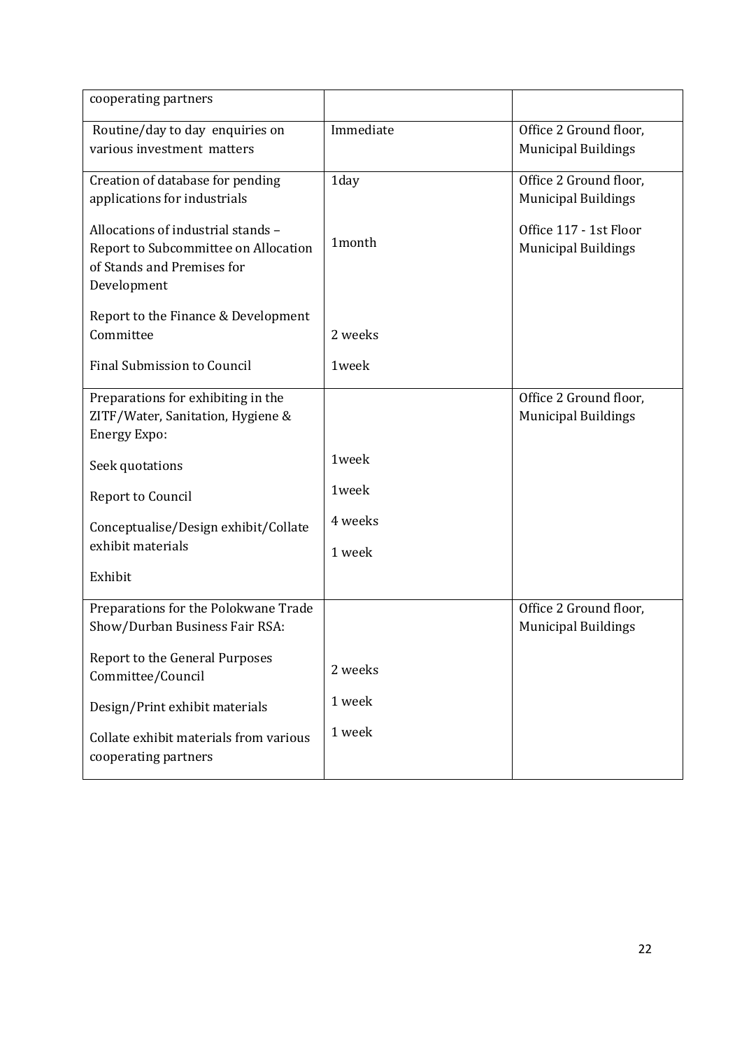| | | |
|---|---|---|
| cooperating partners | | |
| Routine/day to day enquiries on various investment matters | Immediate | Office 2 Ground floor, Municipal Buildings |
| Creation of database for pending applications for industrials<br><br>Allocations of industrial stands – Report to Subcommittee on Allocation of Stands and Premises for Development<br><br>Report to the Finance & Development Committee<br><br>Final Submission to Council | 1day<br><br>1month<br><br>2 weeks<br><br>1week | Office 2 Ground floor, Municipal Buildings<br><br>Office 117 - 1st Floor Municipal Buildings |
| Preparations for exhibiting in the ZITF/Water, Sanitation, Hygiene & Energy Expo:<br><br>Seek quotations<br><br>Report to Council<br><br>Conceptualise/Design exhibit/Collate exhibit materials<br><br>Exhibit | <br><br>1week<br><br>1week<br><br>4 weeks<br><br>1 week | Office 2 Ground floor, Municipal Buildings |
| Preparations for the Polokwane Trade Show/Durban Business Fair RSA:<br><br>Report to the General Purposes Committee/Council<br><br>Design/Print exhibit materials<br><br>Collate exhibit materials from various cooperating partners | <br><br>2 weeks<br><br>1 week<br><br>1 week | Office 2 Ground floor, Municipal Buildings |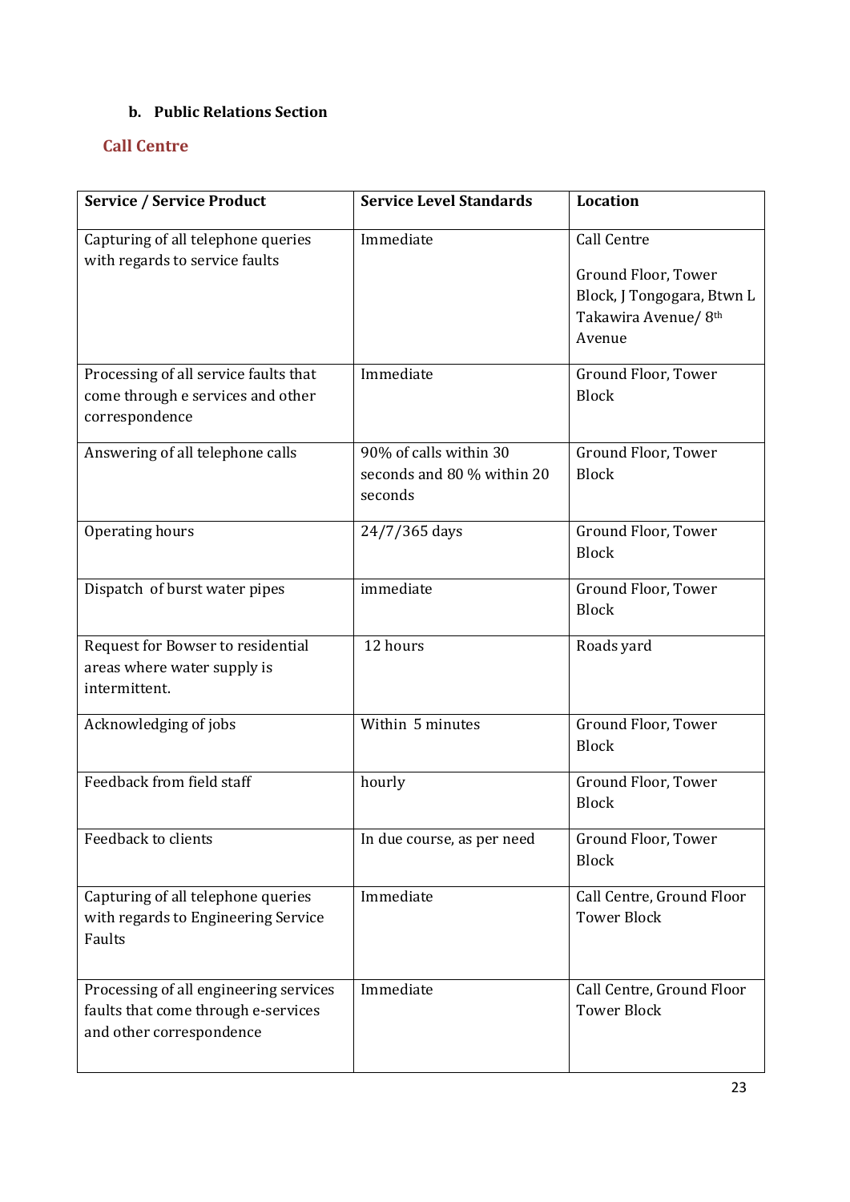**b. Public Relations Section**

## Call Centre

| Service / Service Product | Service Level Standards | Location |
|---|---|---|
| Capturing of all telephone queries with regards to service faults | Immediate | Call Centre<br><br>Ground Floor, Tower Block, J Tongogara, Btwn L Takawira Avenue/ 8th Avenue |
| Processing of all service faults that come through e services and other correspondence | Immediate | Ground Floor, Tower Block |
| Answering of all telephone calls | 90% of calls within 30 seconds and 80 % within 20 seconds | Ground Floor, Tower Block |
| Operating hours | 24/7/365 days | Ground Floor, Tower Block |
| Dispatch of burst water pipes | immediate | Ground Floor, Tower Block |
| Request for Bowser to residential areas where water supply is intermittent. | 12 hours | Roads yard |
| Acknowledging of jobs | Within 5 minutes | Ground Floor, Tower Block |
| Feedback from field staff | hourly | Ground Floor, Tower Block |
| Feedback to clients | In due course, as per need | Ground Floor, Tower Block |
| Capturing of all telephone queries with regards to Engineering Service Faults | Immediate | Call Centre, Ground Floor Tower Block |
| Processing of all engineering services faults that come through e-services and other correspondence | Immediate | Call Centre, Ground Floor Tower Block |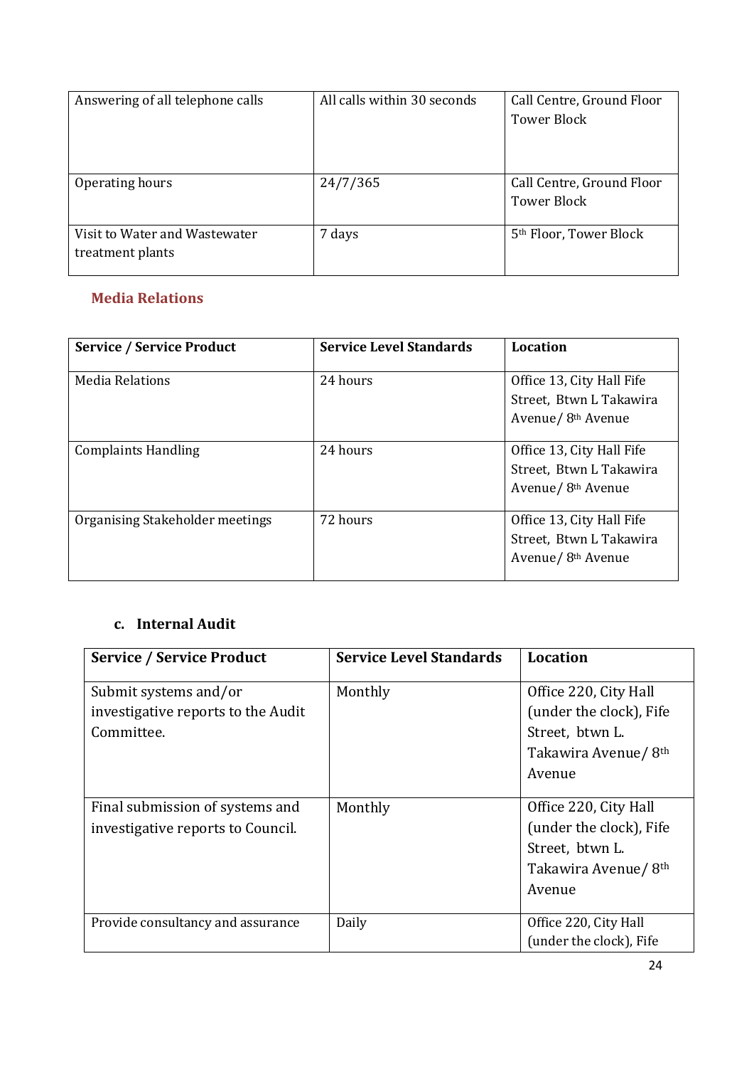| | | |
|---|---|---|
| Answering of all telephone calls | All calls within 30 seconds | Call Centre, Ground Floor Tower Block |
| Operating hours | 24/7/365 | Call Centre, Ground Floor Tower Block |
| Visit to Water and Wastewater treatment plants | 7 days | 5th Floor, Tower Block |

### Media Relations

| Service / Service Product | Service Level Standards | Location |
|---|---|---|
| Media Relations | 24 hours | Office 13, City Hall Fife Street, Btwn L Takawira Avenue/ 8th Avenue |
| Complaints Handling | 24 hours | Office 13, City Hall Fife Street, Btwn L Takawira Avenue/ 8th Avenue |
| Organising Stakeholder meetings | 72 hours | Office 13, City Hall Fife Street, Btwn L Takawira Avenue/ 8th Avenue |

### c. Internal Audit

| Service / Service Product | Service Level Standards | Location |
|---|---|---|
| Submit systems and/or investigative reports to the Audit Committee. | Monthly | Office 220, City Hall (under the clock), Fife Street, btwn L. Takawira Avenue/ 8th Avenue |
| Final submission of systems and investigative reports to Council. | Monthly | Office 220, City Hall (under the clock), Fife Street, btwn L. Takawira Avenue/ 8th Avenue |
| Provide consultancy and assurance | Daily | Office 220, City Hall (under the clock), Fife |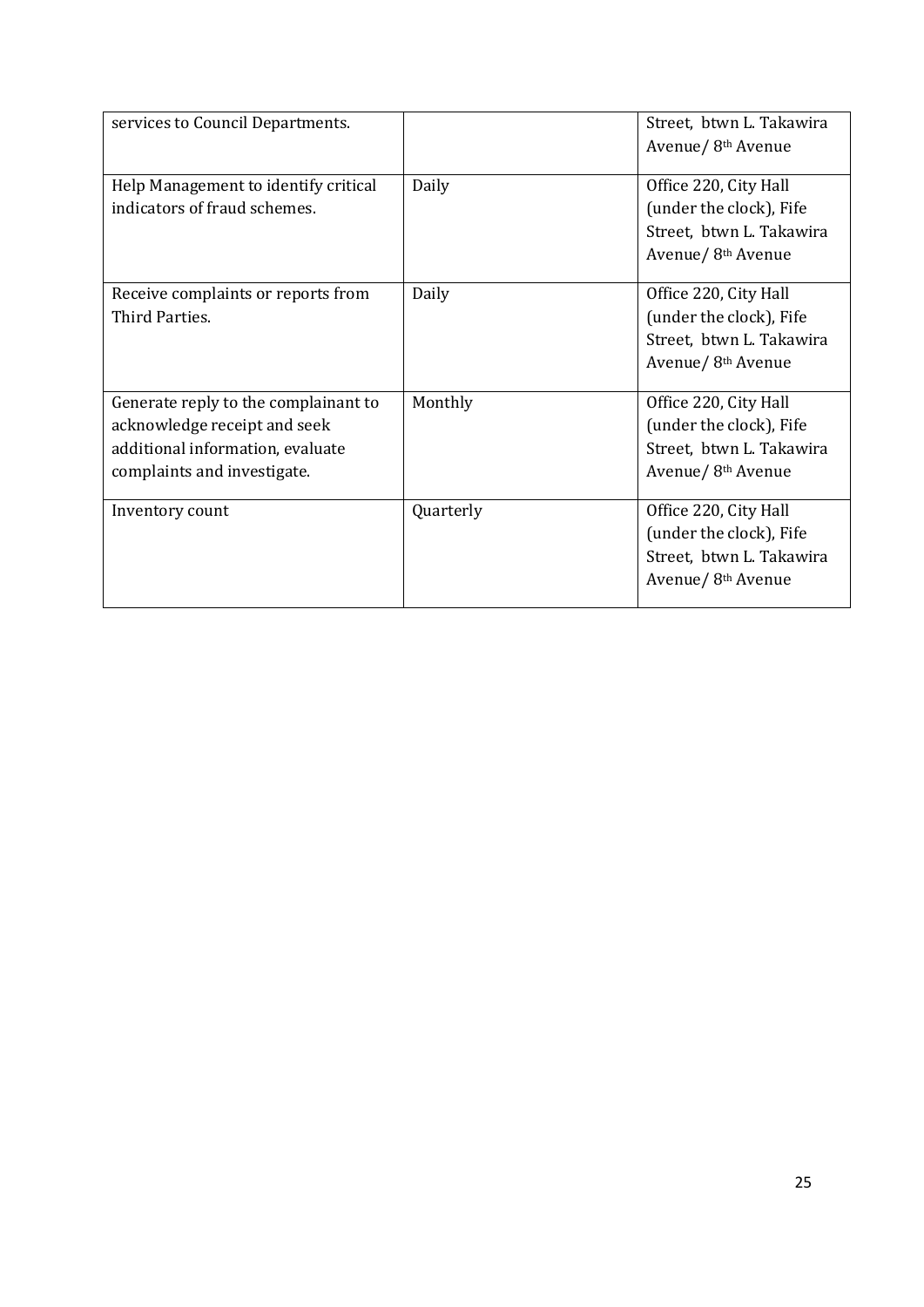| | | |
|---|---|---|
| services to Council Departments. | | Street, btwn L. Takawira Avenue/ 8th Avenue |
| Help Management to identify critical indicators of fraud schemes. | Daily | Office 220, City Hall (under the clock), Fife Street, btwn L. Takawira Avenue/ 8th Avenue |
| Receive complaints or reports from Third Parties. | Daily | Office 220, City Hall (under the clock), Fife Street, btwn L. Takawira Avenue/ 8th Avenue |
| Generate reply to the complainant to acknowledge receipt and seek additional information, evaluate complaints and investigate. | Monthly | Office 220, City Hall (under the clock), Fife Street, btwn L. Takawira Avenue/ 8th Avenue |
| Inventory count | Quarterly | Office 220, City Hall (under the clock), Fife Street, btwn L. Takawira Avenue/ 8th Avenue |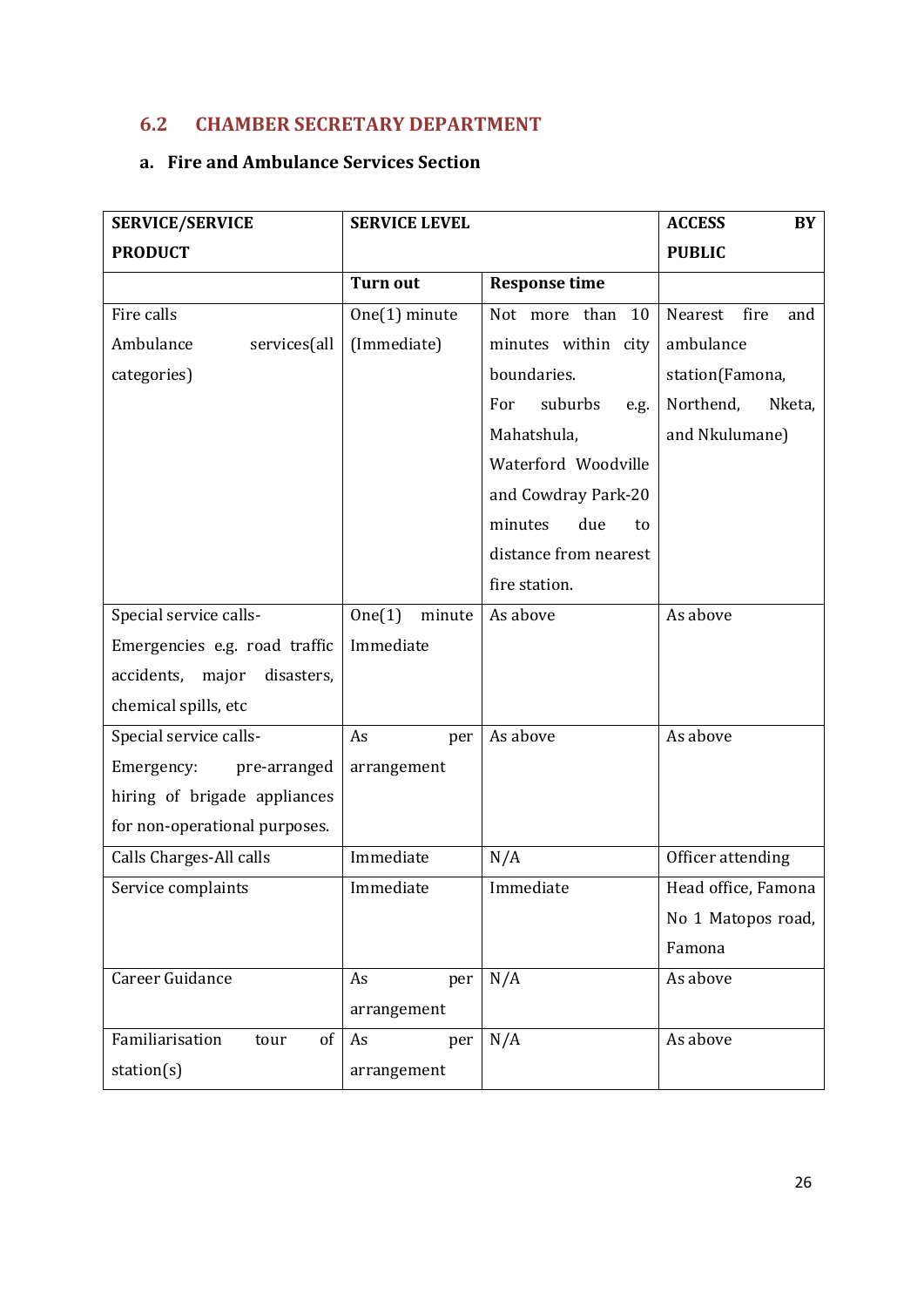## 6.2 CHAMBER SECRETARY DEPARTMENT

### a. Fire and Ambulance Services Section

| SERVICE/SERVICE PRODUCT | SERVICE LEVEL | | ACCESS BY PUBLIC |
|---|---|---|---|
| | **Turn out** | **Response time** | |
| Fire calls<br>Ambulance services(all categories) | One(1) minute (Immediate) | Not more than 10 minutes within city boundaries.<br>For suburbs e.g. Mahatshula, Waterford Woodville and Cowdray Park-20 minutes due to distance from nearest fire station. | Nearest fire and ambulance station(Famona, Northend, Nketa, and Nkulumane) |
| Special service calls-Emergencies e.g. road traffic accidents, major disasters, chemical spills, etc | One(1) minute Immediate | As above | As above |
| Special service calls-Emergency: pre-arranged hiring of brigade appliances for non-operational purposes. | As per arrangement | As above | As above |
| Calls Charges-All calls | Immediate | N/A | Officer attending |
| Service complaints | Immediate | Immediate | Head office, Famona No 1 Matopos road, Famona |
| Career Guidance | As per arrangement | N/A | As above |
| Familiarisation tour of station(s) | As per arrangement | N/A | As above |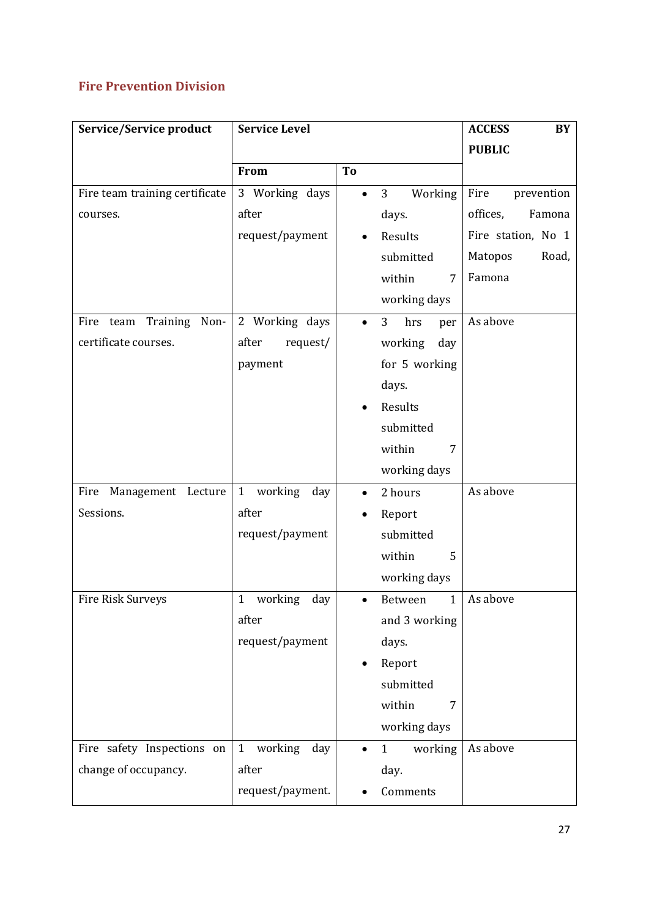## Fire Prevention Division

| Service/Service product | Service Level | | ACCESS BY PUBLIC |
|---|---|---|---|
| | From | To | |
| Fire team training certificate courses. | 3 Working days after request/payment | • 3 Working days.<br>• Results submitted within 7 working days | Fire prevention offices, Famona Fire station, No 1 Matopos Road, Famona |
| Fire team Training Non-certificate courses. | 2 Working days after request/ payment | • 3 hrs per working day for 5 working days.<br>• Results submitted within 7 working days | As above |
| Fire Management Lecture Sessions. | 1 working day after request/payment | • 2 hours<br>• Report submitted within 5 working days | As above |
| Fire Risk Surveys | 1 working day after request/payment | • Between 1 and 3 working days.<br>• Report submitted within 7 working days | As above |
| Fire safety Inspections on change of occupancy. | 1 working day after request/payment. | • 1 working day.<br>• Comments | As above |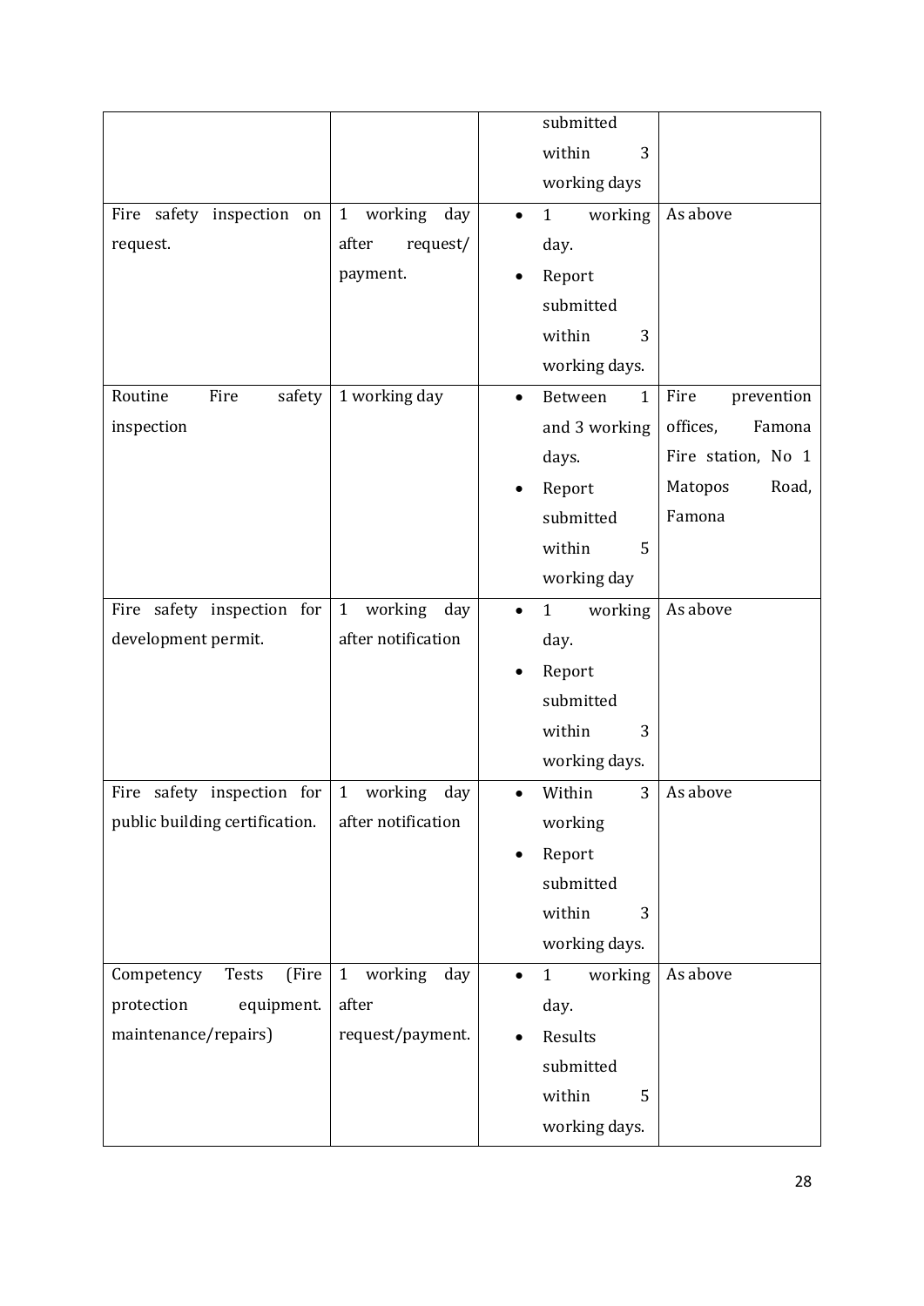| | | submitted within 3 working days | |
|---|---|---|---|
| Fire safety inspection on request. | 1 working day after request/ payment. | • 1 working day.<br>• Report submitted within 3 working days. | As above |
| Routine Fire safety inspection | 1 working day | • Between 1 and 3 working days.<br>• Report submitted within 5 working day | Fire prevention offices, Famona Fire station, No 1 Matopos Road, Famona |
| Fire safety inspection for development permit. | 1 working day after notification | • 1 working day.<br>• Report submitted within 3 working days. | As above |
| Fire safety inspection for public building certification. | 1 working day after notification | • Within 3 working<br>• Report submitted within 3 working days. | As above |
| Competency Tests (Fire protection equipment. maintenance/repairs) | 1 working day after request/payment. | • 1 working day.<br>• Results submitted within 5 working days. | As above |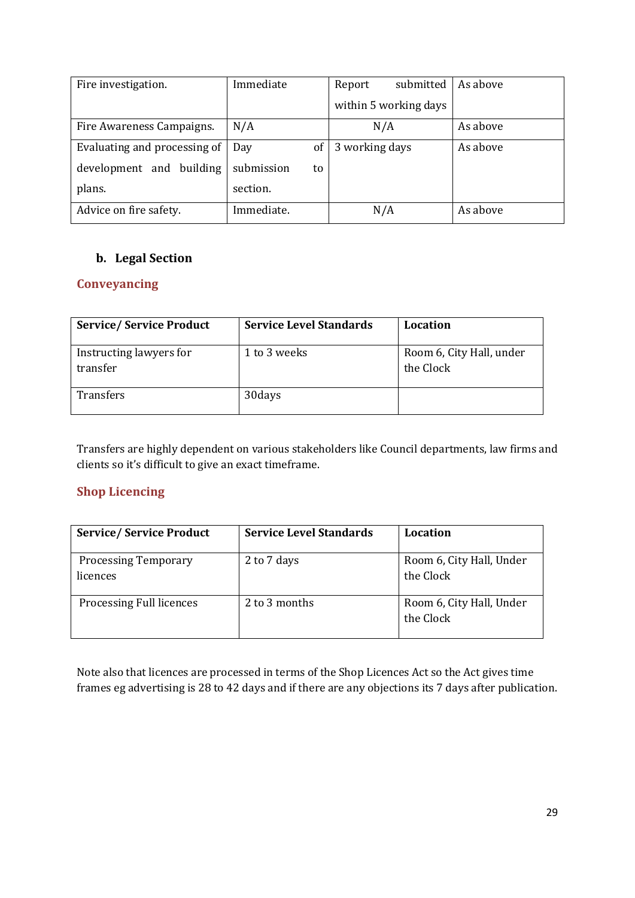| Fire investigation. | Immediate | Report submitted within 5 working days | As above |
|---|---|---|---|
| Fire Awareness Campaigns. | N/A | N/A | As above |
| Evaluating and processing of development and building plans. | Day of submission to section. | 3 working days | As above |
| Advice on fire safety. | Immediate. | N/A | As above |

## b. Legal Section

### Conveyancing

| Service/ Service Product | Service Level Standards | Location |
|---|---|---|
| Instructing lawyers for transfer | 1 to 3 weeks | Room 6, City Hall, under the Clock |
| Transfers | 30days | |

Transfers are highly dependent on various stakeholders like Council departments, law firms and clients so it's difficult to give an exact timeframe.

### Shop Licencing

| Service/ Service Product | Service Level Standards | Location |
|---|---|---|
| Processing Temporary licences | 2 to 7 days | Room 6, City Hall, Under the Clock |
| Processing Full licences | 2 to 3 months | Room 6, City Hall, Under the Clock |

Note also that licences are processed in terms of the Shop Licences Act so the Act gives time frames eg advertising is 28 to 42 days and if there are any objections its 7 days after publication.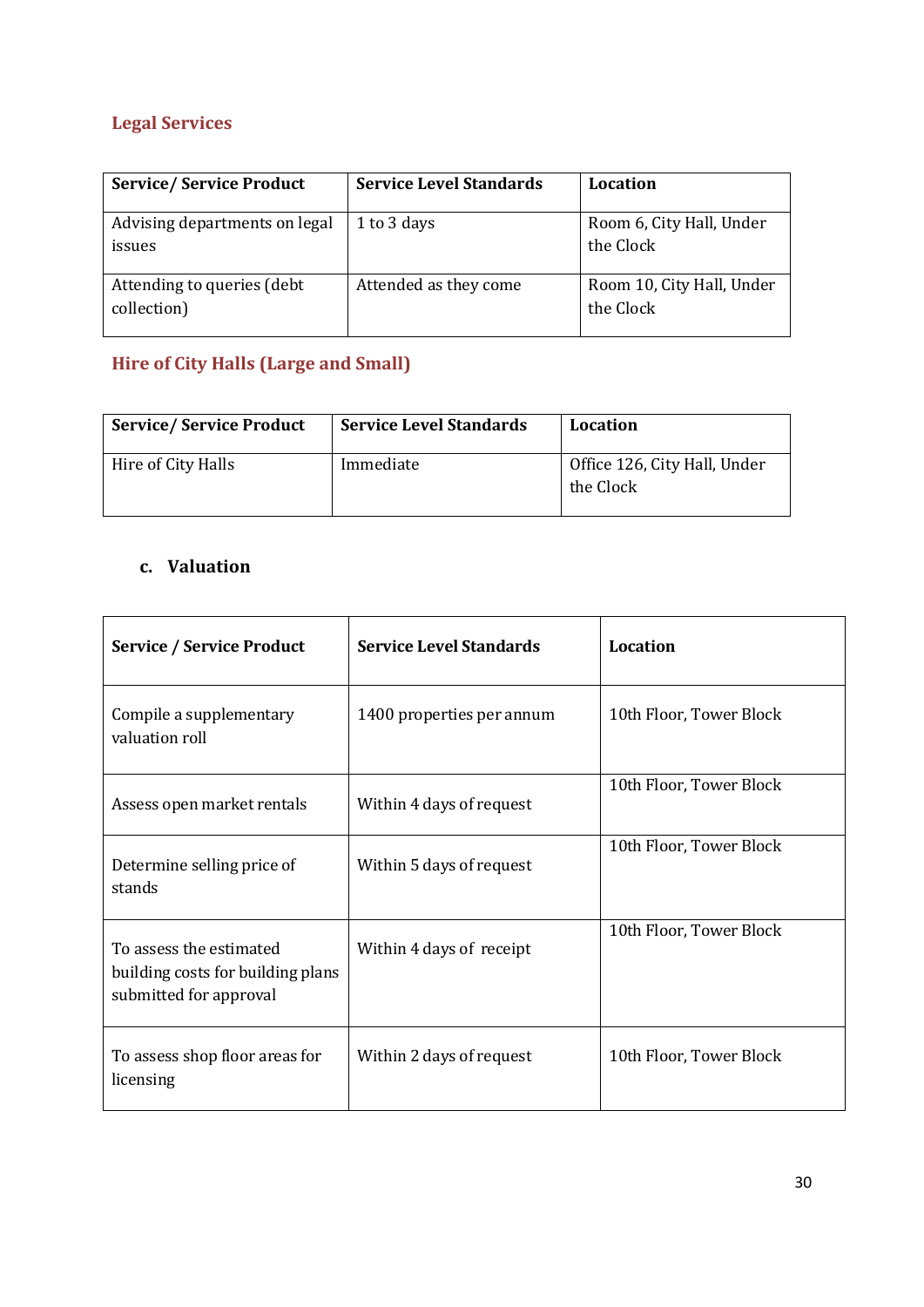## Legal Services

| Service/ Service Product | Service Level Standards | Location |
|---|---|---|
| Advising departments on legal issues | 1 to 3 days | Room 6, City Hall, Under the Clock |
| Attending to queries (debt collection) | Attended as they come | Room 10, City Hall, Under the Clock |

## Hire of City Halls (Large and Small)

| Service/ Service Product | Service Level Standards | Location |
|---|---|---|
| Hire of City Halls | Immediate | Office 126, City Hall, Under the Clock |

### c. Valuation

| Service / Service Product | Service Level Standards | Location |
|---|---|---|
| Compile a supplementary valuation roll | 1400 properties per annum | 10th Floor, Tower Block |
| Assess open market rentals | Within 4 days of request | 10th Floor, Tower Block |
| Determine selling price of stands | Within 5 days of request | 10th Floor, Tower Block |
| To assess the estimated building costs for building plans submitted for approval | Within 4 days of receipt | 10th Floor, Tower Block |
| To assess shop floor areas for licensing | Within 2 days of request | 10th Floor, Tower Block |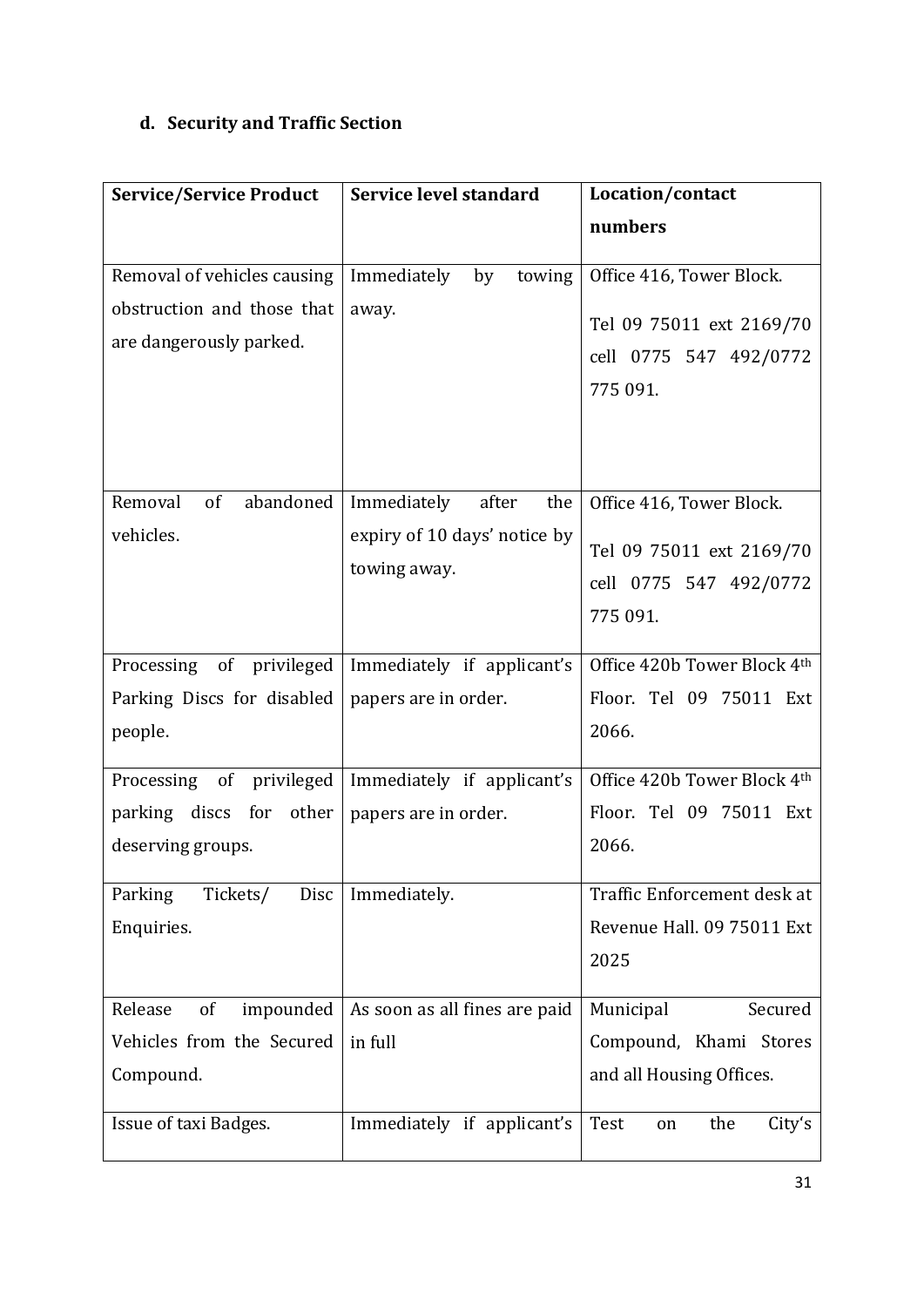### d. Security and Traffic Section

| Service/Service Product | Service level standard | Location/contact numbers |
|---|---|---|
| Removal of vehicles causing obstruction and those that are dangerously parked. | Immediately by towing away. | Office 416, Tower Block.<br>Tel 09 75011 ext 2169/70 cell 0775 547 492/0772 775 091. |
| Removal of abandoned vehicles. | Immediately after the expiry of 10 days' notice by towing away. | Office 416, Tower Block.<br>Tel 09 75011 ext 2169/70 cell 0775 547 492/0772 775 091. |
| Processing of privileged Parking Discs for disabled people. | Immediately if applicant's papers are in order. | Office 420b Tower Block 4th Floor. Tel 09 75011 Ext 2066. |
| Processing of privileged parking discs for other deserving groups. | Immediately if applicant's papers are in order. | Office 420b Tower Block 4th Floor. Tel 09 75011 Ext 2066. |
| Parking Tickets/ Disc Enquiries. | Immediately. | Traffic Enforcement desk at Revenue Hall. 09 75011 Ext 2025 |
| Release of impounded Vehicles from the Secured Compound. | As soon as all fines are paid in full | Municipal Secured Compound, Khami Stores and all Housing Offices. |
| Issue of taxi Badges. | Immediately if applicant's | Test on the City's |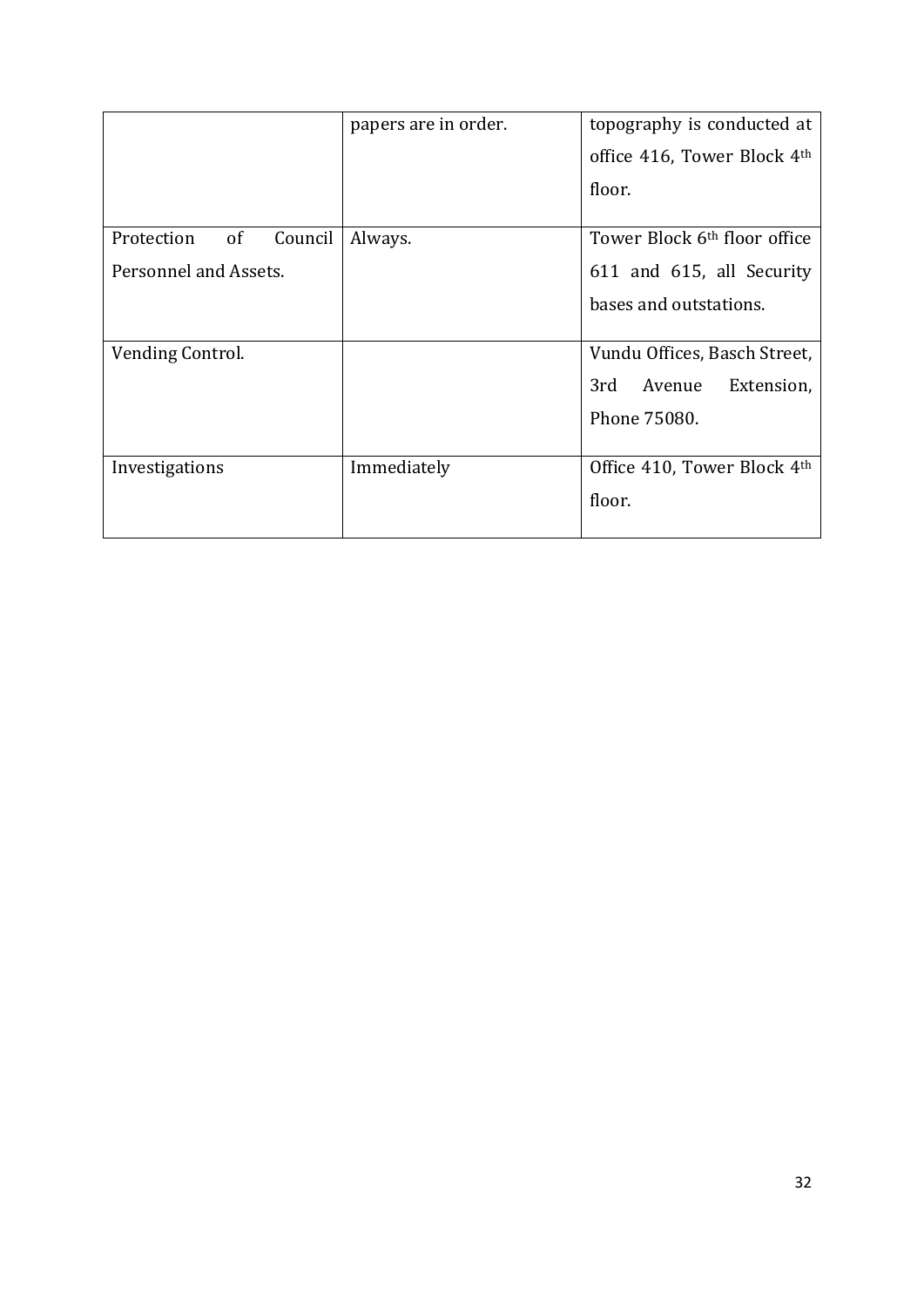| | | |
|---|---|---|
| | papers are in order. | topography is conducted at office 416, Tower Block 4th floor. |
| Protection of Council Personnel and Assets. | Always. | Tower Block 6th floor office 611 and 615, all Security bases and outstations. |
| Vending Control. | | Vundu Offices, Basch Street, 3rd Avenue Extension, Phone 75080. |
| Investigations | Immediately | Office 410, Tower Block 4th floor. |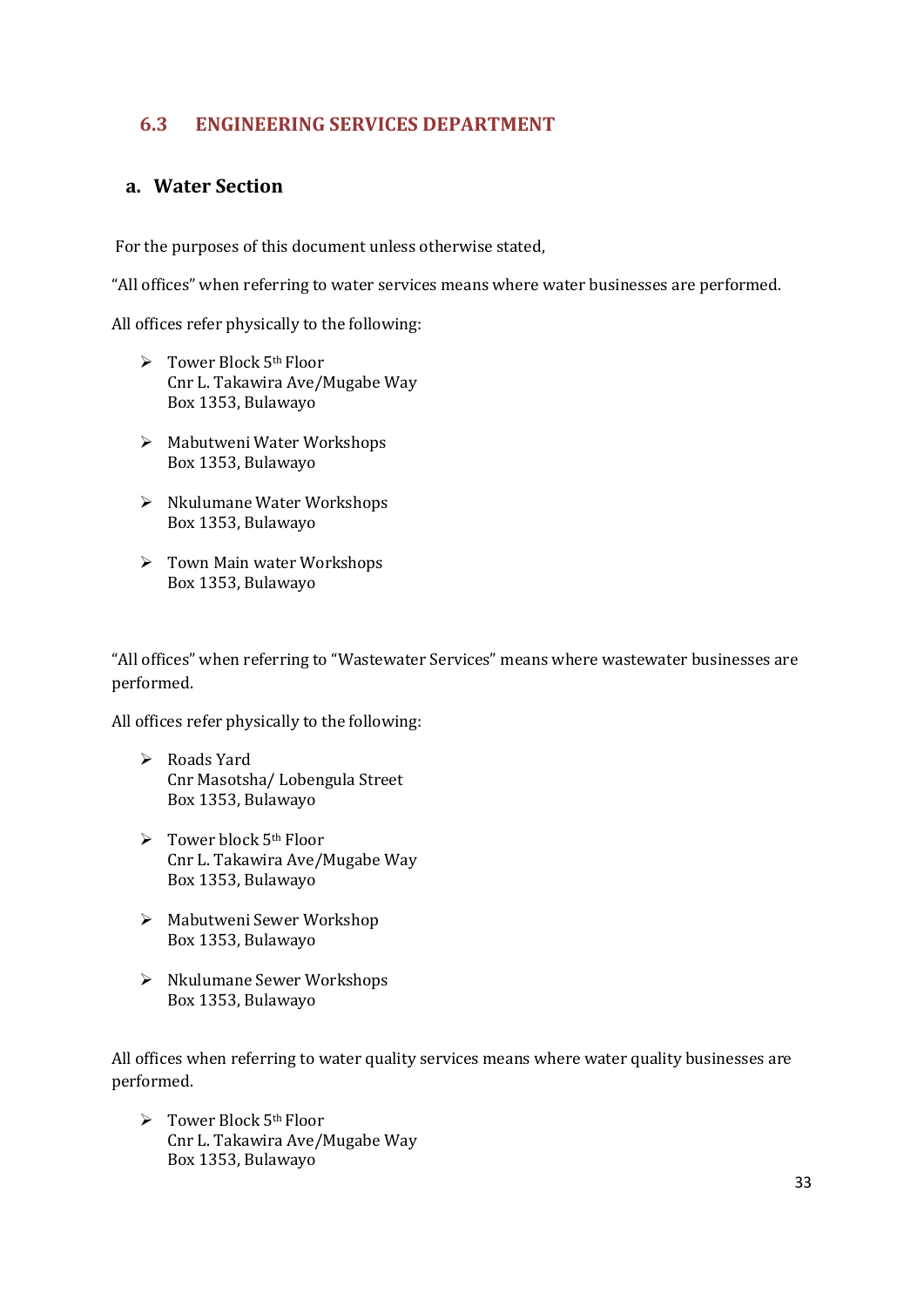## 6.3 ENGINEERING SERVICES DEPARTMENT

### a. Water Section

For the purposes of this document unless otherwise stated,

"All offices" when referring to water services means where water businesses are performed.

All offices refer physically to the following:

- Tower Block 5th Floor
  Cnr L. Takawira Ave/Mugabe Way
  Box 1353, Bulawayo

- Mabutweni Water Workshops
  Box 1353, Bulawayo

- Nkulumane Water Workshops
  Box 1353, Bulawayo

- Town Main water Workshops
  Box 1353, Bulawayo

"All offices" when referring to "Wastewater Services" means where wastewater businesses are performed.

All offices refer physically to the following:

- Roads Yard
  Cnr Masotsha/ Lobengula Street
  Box 1353, Bulawayo

- Tower block 5th Floor
  Cnr L. Takawira Ave/Mugabe Way
  Box 1353, Bulawayo

- Mabutweni Sewer Workshop
  Box 1353, Bulawayo

- Nkulumane Sewer Workshops
  Box 1353, Bulawayo

All offices when referring to water quality services means where water quality businesses are performed.

- Tower Block 5th Floor
  Cnr L. Takawira Ave/Mugabe Way
  Box 1353, Bulawayo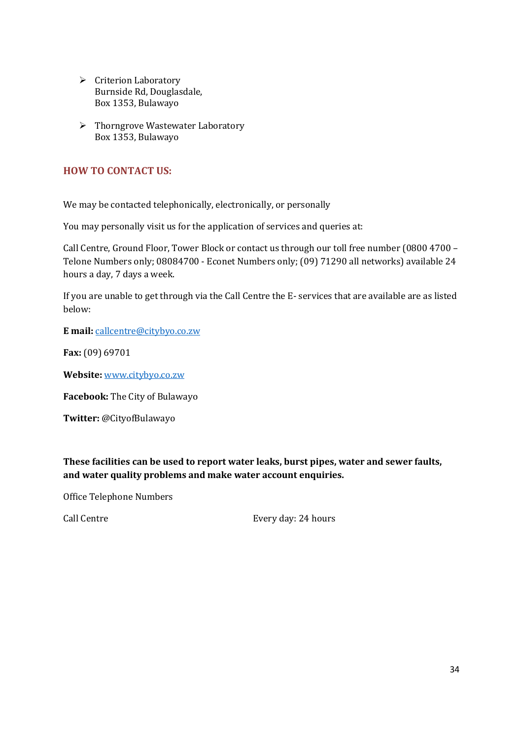- Criterion Laboratory
  Burnside Rd, Douglasdale,
  Box 1353, Bulawayo

- Thorngrove Wastewater Laboratory
  Box 1353, Bulawayo

## HOW TO CONTACT US:

We may be contacted telephonically, electronically, or personally

You may personally visit us for the application of services and queries at:

Call Centre, Ground Floor, Tower Block or contact us through our toll free number (0800 4700 – Telone Numbers only; 08084700 - Econet Numbers only; (09) 71290 all networks) available 24 hours a day, 7 days a week.

If you are unable to get through via the Call Centre the E- services that are available are as listed below:

**E mail:** callcentre@citybyo.co.zw

**Fax:** (09) 69701

**Website:** www.citybyo.co.zw

**Facebook:** The City of Bulawayo

**Twitter:** @CityofBulawayo

**These facilities can be used to report water leaks, burst pipes, water and sewer faults, and water quality problems and make water account enquiries.**

Office Telephone Numbers

| Call Centre | Every day: 24 hours |
|---|---|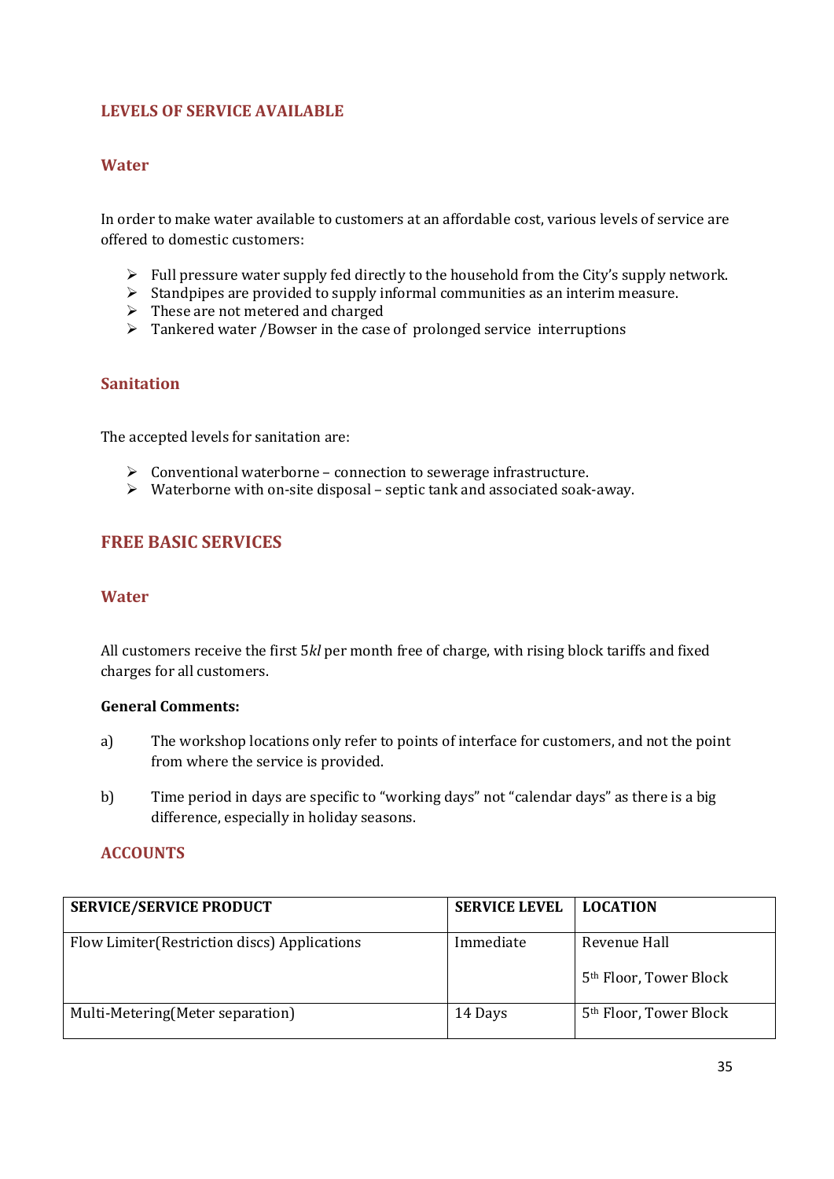## LEVELS OF SERVICE AVAILABLE

### Water

In order to make water available to customers at an affordable cost, various levels of service are offered to domestic customers:

- Full pressure water supply fed directly to the household from the City's supply network.
- Standpipes are provided to supply informal communities as an interim measure.
- These are not metered and charged
- Tankered water /Bowser in the case of prolonged service interruptions

### Sanitation

The accepted levels for sanitation are:

- Conventional waterborne – connection to sewerage infrastructure.
- Waterborne with on-site disposal – septic tank and associated soak-away.

## FREE BASIC SERVICES

### Water

All customers receive the first 5*kl* per month free of charge, with rising block tariffs and fixed charges for all customers.

**General Comments:**

a) The workshop locations only refer to points of interface for customers, and not the point from where the service is provided.

b) Time period in days are specific to "working days" not "calendar days" as there is a big difference, especially in holiday seasons.

## ACCOUNTS

| SERVICE/SERVICE PRODUCT | SERVICE LEVEL | LOCATION |
|---|---|---|
| Flow Limiter(Restriction discs) Applications | Immediate | Revenue Hall<br>5th Floor, Tower Block |
| Multi-Metering(Meter separation) | 14 Days | 5th Floor, Tower Block |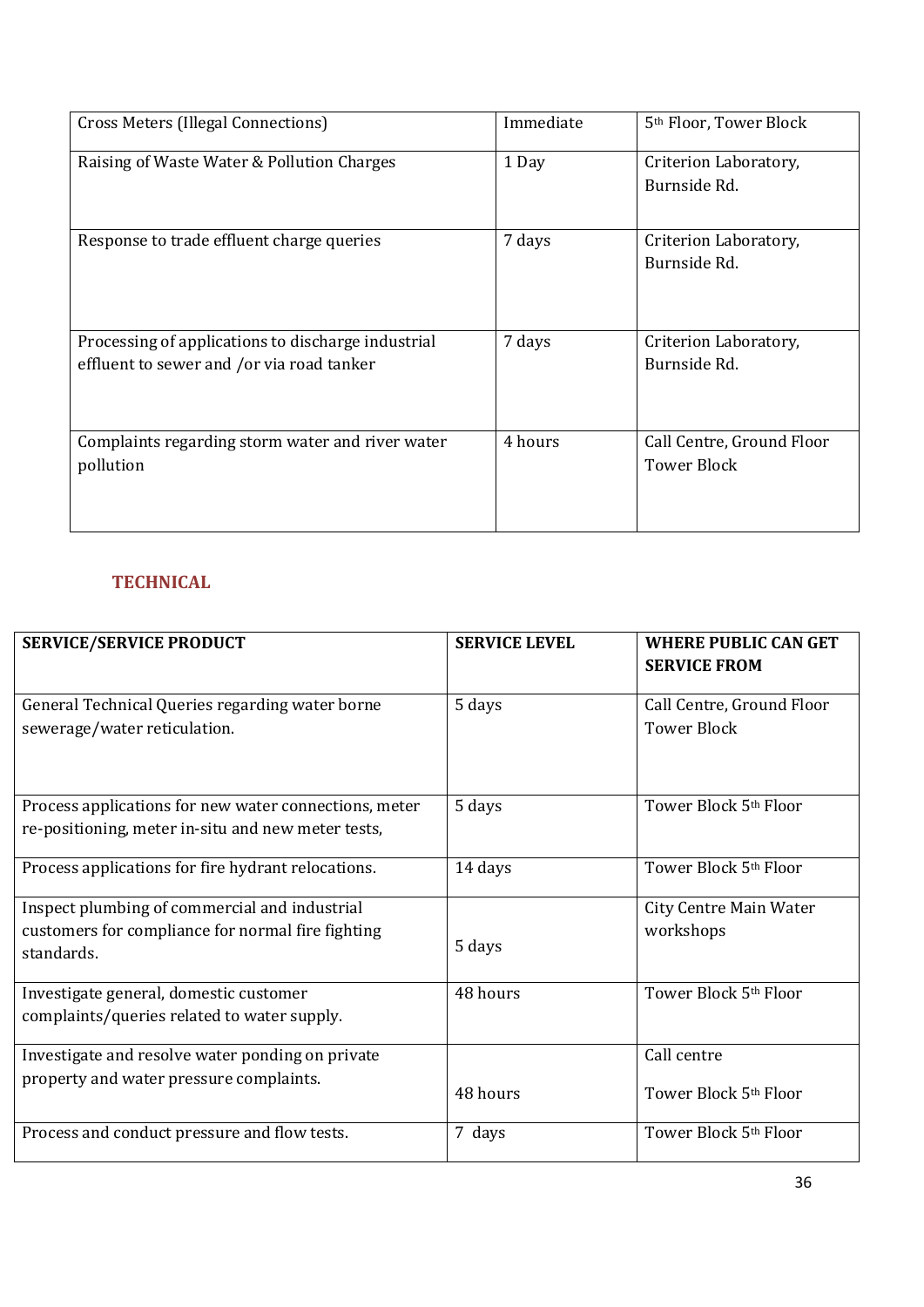| | | |
|---|---|---|
| Cross Meters (Illegal Connections) | Immediate | 5th Floor, Tower Block |
| Raising of Waste Water & Pollution Charges | 1 Day | Criterion Laboratory, Burnside Rd. |
| Response to trade effluent charge queries | 7 days | Criterion Laboratory, Burnside Rd. |
| Processing of applications to discharge industrial effluent to sewer and /or via road tanker | 7 days | Criterion Laboratory, Burnside Rd. |
| Complaints regarding storm water and river water pollution | 4 hours | Call Centre, Ground Floor Tower Block |

## TECHNICAL

| SERVICE/SERVICE PRODUCT | SERVICE LEVEL | WHERE PUBLIC CAN GET SERVICE FROM |
|---|---|---|
| General Technical Queries regarding water borne sewerage/water reticulation. | 5 days | Call Centre, Ground Floor Tower Block |
| Process applications for new water connections, meter re-positioning, meter in-situ and new meter tests, | 5 days | Tower Block 5th Floor |
| Process applications for fire hydrant relocations. | 14 days | Tower Block 5th Floor |
| Inspect plumbing of commercial and industrial customers for compliance for normal fire fighting standards. | 5 days | City Centre Main Water workshops |
| Investigate general, domestic customer complaints/queries related to water supply. | 48 hours | Tower Block 5th Floor |
| Investigate and resolve water ponding on private property and water pressure complaints. | 48 hours | Call centre<br><br>Tower Block 5th Floor |
| Process and conduct pressure and flow tests. | 7 days | Tower Block 5th Floor |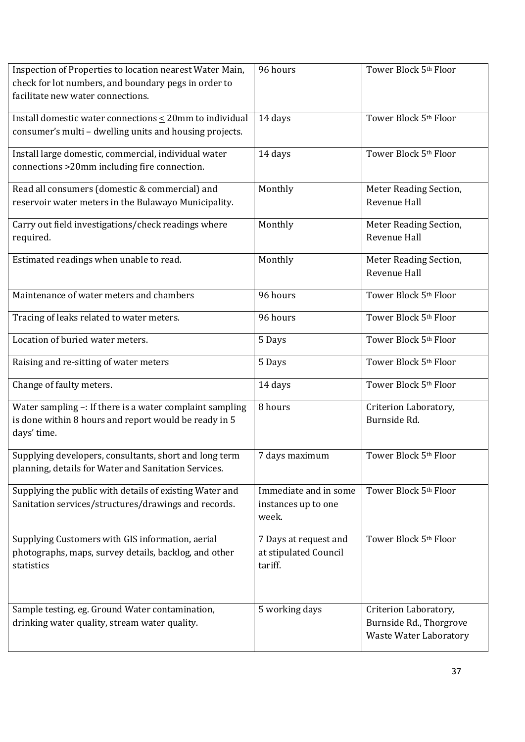| | | |
|---|---|---|
| Inspection of Properties to location nearest Water Main, check for lot numbers, and boundary pegs in order to facilitate new water connections. | 96 hours | Tower Block 5th Floor |
| Install domestic water connections ≤ 20mm to individual consumer's multi – dwelling units and housing projects. | 14 days | Tower Block 5th Floor |
| Install large domestic, commercial, individual water connections >20mm including fire connection. | 14 days | Tower Block 5th Floor |
| Read all consumers (domestic & commercial) and reservoir water meters in the Bulawayo Municipality. | Monthly | Meter Reading Section, Revenue Hall |
| Carry out field investigations/check readings where required. | Monthly | Meter Reading Section, Revenue Hall |
| Estimated readings when unable to read. | Monthly | Meter Reading Section, Revenue Hall |
| Maintenance of water meters and chambers | 96 hours | Tower Block 5th Floor |
| Tracing of leaks related to water meters. | 96 hours | Tower Block 5th Floor |
| Location of buried water meters. | 5 Days | Tower Block 5th Floor |
| Raising and re-sitting of water meters | 5 Days | Tower Block 5th Floor |
| Change of faulty meters. | 14 days | Tower Block 5th Floor |
| Water sampling –: If there is a water complaint sampling is done within 8 hours and report would be ready in 5 days' time. | 8 hours | Criterion Laboratory, Burnside Rd. |
| Supplying developers, consultants, short and long term planning, details for Water and Sanitation Services. | 7 days maximum | Tower Block 5th Floor |
| Supplying the public with details of existing Water and Sanitation services/structures/drawings and records. | Immediate and in some instances up to one week. | Tower Block 5th Floor |
| Supplying Customers with GIS information, aerial photographs, maps, survey details, backlog, and other statistics | 7 Days at request and at stipulated Council tariff. | Tower Block 5th Floor |
| Sample testing, eg. Ground Water contamination, drinking water quality, stream water quality. | 5 working days | Criterion Laboratory, Burnside Rd., Thorgrove Waste Water Laboratory |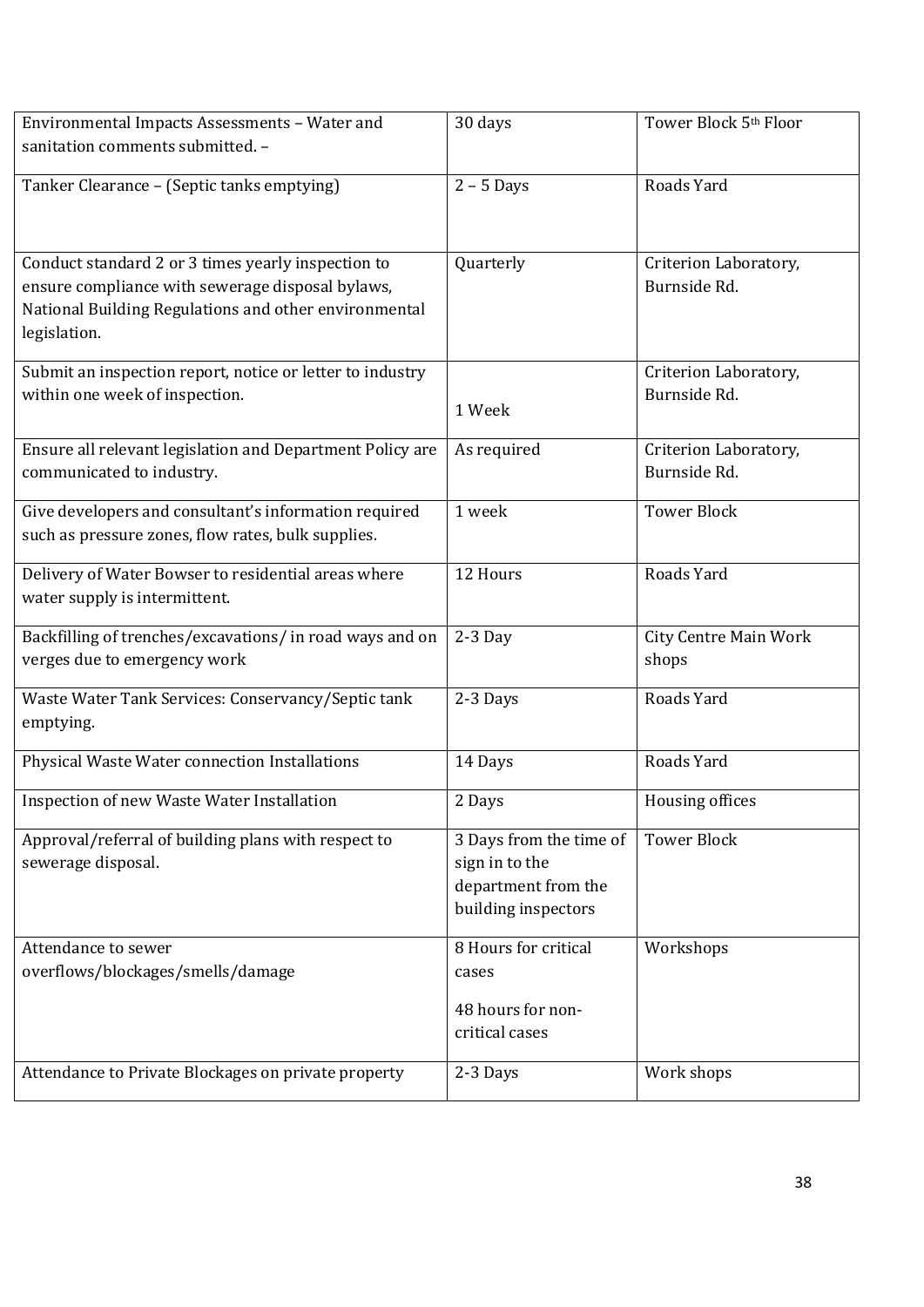| Environmental Impacts Assessments – Water and sanitation comments submitted. – | 30 days | Tower Block 5th Floor |
|---|---|---|
| Tanker Clearance – (Septic tanks emptying) | 2 – 5 Days | Roads Yard |
| Conduct standard 2 or 3 times yearly inspection to ensure compliance with sewerage disposal bylaws, National Building Regulations and other environmental legislation. | Quarterly | Criterion Laboratory, Burnside Rd. |
| Submit an inspection report, notice or letter to industry within one week of inspection. | 1 Week | Criterion Laboratory, Burnside Rd. |
| Ensure all relevant legislation and Department Policy are communicated to industry. | As required | Criterion Laboratory, Burnside Rd. |
| Give developers and consultant's information required such as pressure zones, flow rates, bulk supplies. | 1 week | Tower Block |
| Delivery of Water Bowser to residential areas where water supply is intermittent. | 12 Hours | Roads Yard |
| Backfilling of trenches/excavations/ in road ways and on verges due to emergency work | 2-3 Day | City Centre Main Work shops |
| Waste Water Tank Services: Conservancy/Septic tank emptying. | 2-3 Days | Roads Yard |
| Physical Waste Water connection Installations | 14 Days | Roads Yard |
| Inspection of new Waste Water Installation | 2 Days | Housing offices |
| Approval/referral of building plans with respect to sewerage disposal. | 3 Days from the time of sign in to the department from the building inspectors | Tower Block |
| Attendance to sewer overflows/blockages/smells/damage | 8 Hours for critical cases<br><br>48 hours for non-critical cases | Workshops |
| Attendance to Private Blockages on private property | 2-3 Days | Work shops |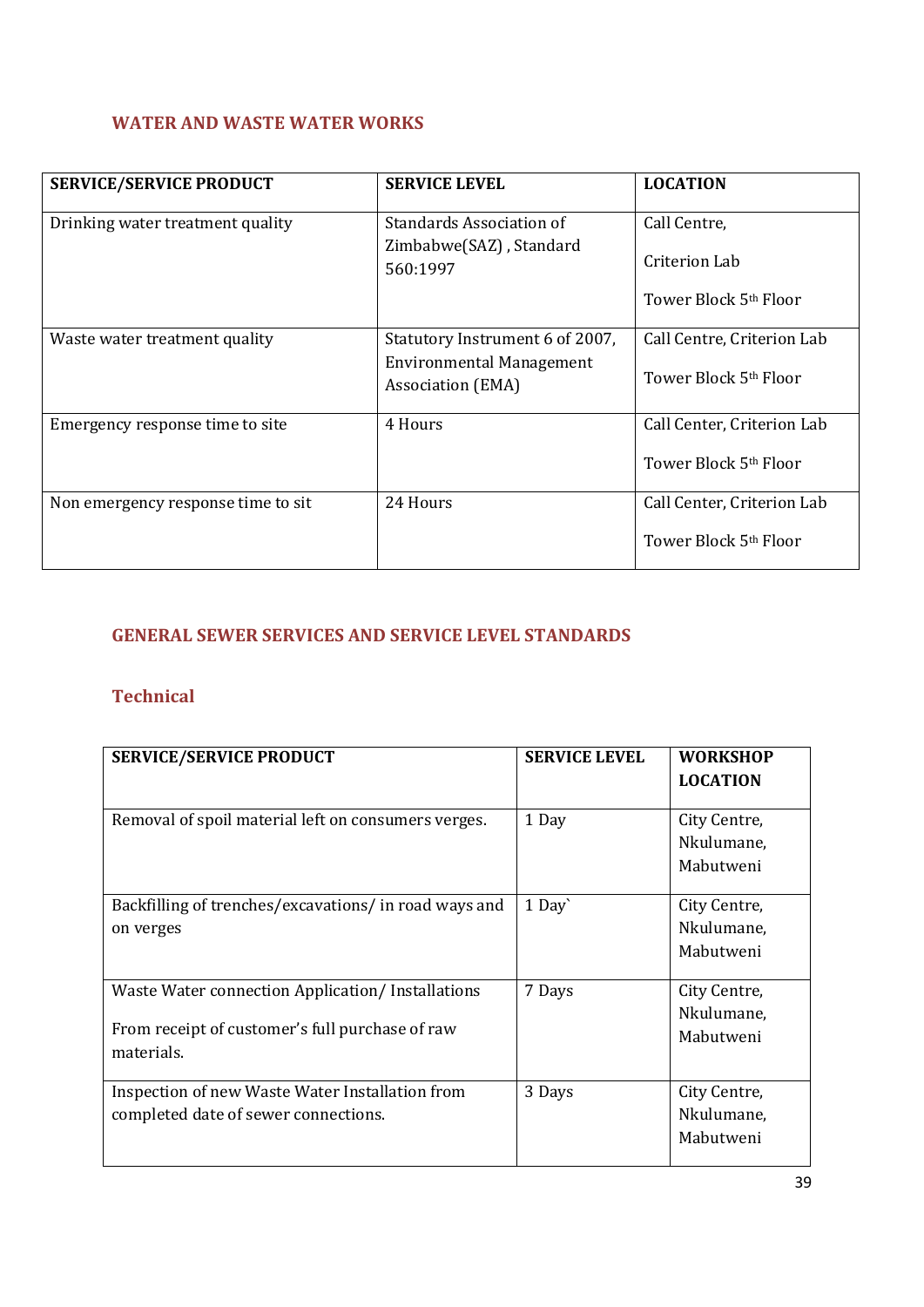## WATER AND WASTE WATER WORKS

| SERVICE/SERVICE PRODUCT | SERVICE LEVEL | LOCATION |
|---|---|---|
| Drinking water treatment quality | Standards Association of Zimbabwe(SAZ) , Standard 560:1997 | Call Centre,<br>Criterion Lab<br>Tower Block 5th Floor |
| Waste water treatment quality | Statutory Instrument 6 of 2007, Environmental Management Association (EMA) | Call Centre, Criterion Lab<br>Tower Block 5th Floor |
| Emergency response time to site | 4 Hours | Call Center, Criterion Lab<br>Tower Block 5th Floor |
| Non emergency response time to sit | 24 Hours | Call Center, Criterion Lab<br>Tower Block 5th Floor |

## GENERAL SEWER SERVICES AND SERVICE LEVEL STANDARDS

### Technical

| SERVICE/SERVICE PRODUCT | SERVICE LEVEL | WORKSHOP LOCATION |
|---|---|---|
| Removal of spoil material left on consumers verges. | 1 Day | City Centre, Nkulumane, Mabutweni |
| Backfilling of trenches/excavations/ in road ways and on verges | 1 Day` | City Centre, Nkulumane, Mabutweni |
| Waste Water connection Application/ Installations<br>From receipt of customer's full purchase of raw materials. | 7 Days | City Centre, Nkulumane, Mabutweni |
| Inspection of new Waste Water Installation from completed date of sewer connections. | 3 Days | City Centre, Nkulumane, Mabutweni |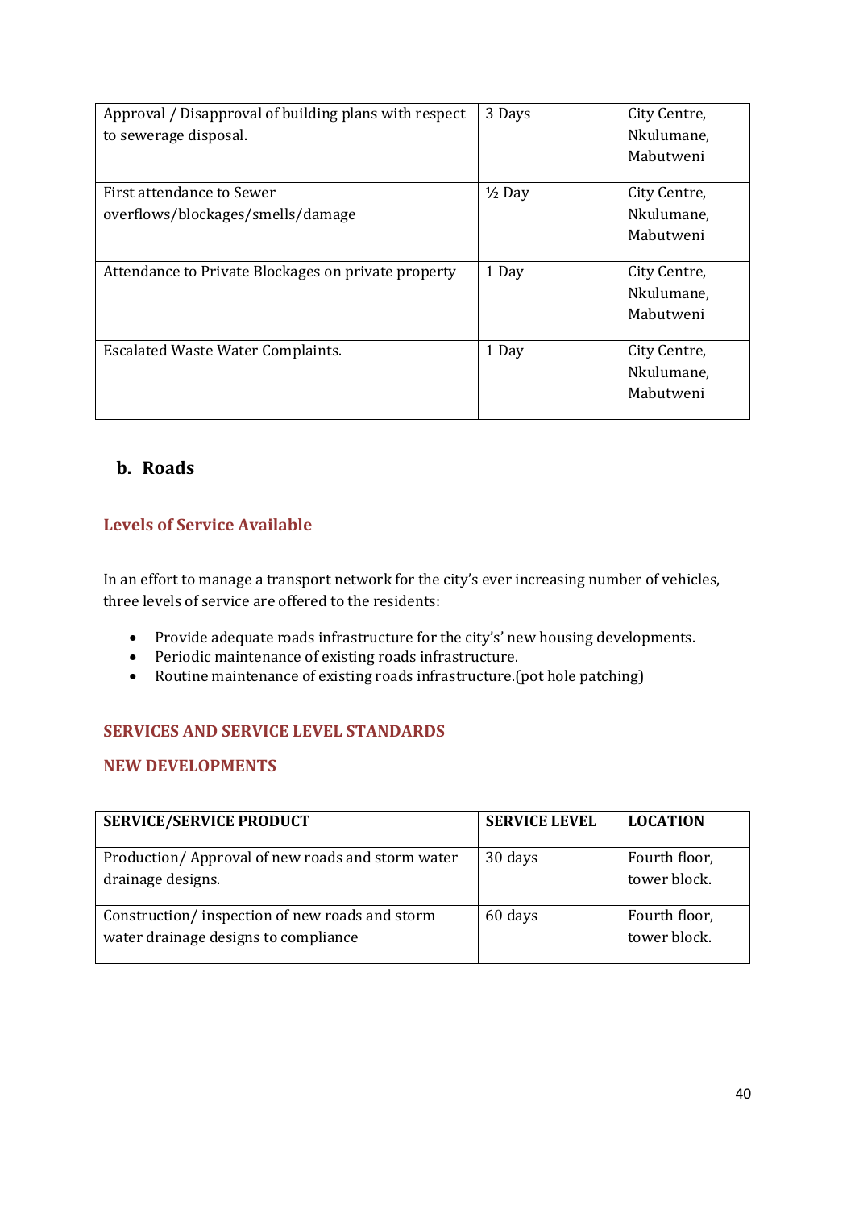| | | |
|---|---|---|
| Approval / Disapproval of building plans with respect to sewerage disposal. | 3 Days | City Centre, Nkulumane, Mabutweni |
| First attendance to Sewer overflows/blockages/smells/damage | ½ Day | City Centre, Nkulumane, Mabutweni |
| Attendance to Private Blockages on private property | 1 Day | City Centre, Nkulumane, Mabutweni |
| Escalated Waste Water Complaints. | 1 Day | City Centre, Nkulumane, Mabutweni |

## b. Roads

### Levels of Service Available

In an effort to manage a transport network for the city's ever increasing number of vehicles, three levels of service are offered to the residents:

- Provide adequate roads infrastructure for the city's' new housing developments.
- Periodic maintenance of existing roads infrastructure.
- Routine maintenance of existing roads infrastructure.(pot hole patching)

### SERVICES AND SERVICE LEVEL STANDARDS

### NEW DEVELOPMENTS

| SERVICE/SERVICE PRODUCT | SERVICE LEVEL | LOCATION |
|---|---|---|
| Production/ Approval of new roads and storm water drainage designs. | 30 days | Fourth floor, tower block. |
| Construction/ inspection of new roads and storm water drainage designs to compliance | 60 days | Fourth floor, tower block. |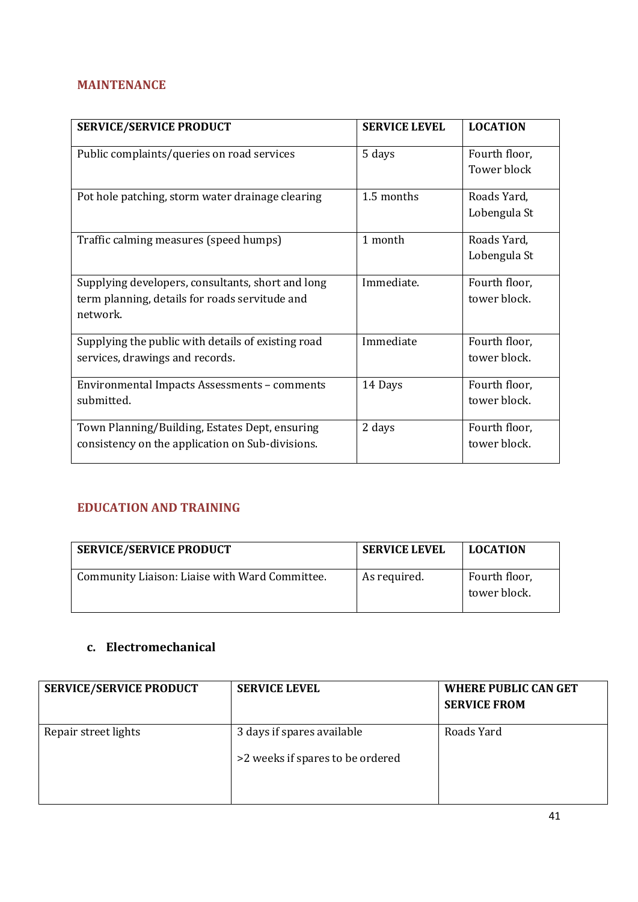## MAINTENANCE

| SERVICE/SERVICE PRODUCT | SERVICE LEVEL | LOCATION |
|---|---|---|
| Public complaints/queries on road services | 5 days | Fourth floor, Tower block |
| Pot hole patching, storm water drainage clearing | 1.5 months | Roads Yard, Lobengula St |
| Traffic calming measures (speed humps) | 1 month | Roads Yard, Lobengula St |
| Supplying developers, consultants, short and long term planning, details for roads servitude and network. | Immediate. | Fourth floor, tower block. |
| Supplying the public with details of existing road services, drawings and records. | Immediate | Fourth floor, tower block. |
| Environmental Impacts Assessments – comments submitted. | 14 Days | Fourth floor, tower block. |
| Town Planning/Building, Estates Dept, ensuring consistency on the application on Sub-divisions. | 2 days | Fourth floor, tower block. |

## EDUCATION AND TRAINING

| SERVICE/SERVICE PRODUCT | SERVICE LEVEL | LOCATION |
|---|---|---|
| Community Liaison: Liaise with Ward Committee. | As required. | Fourth floor, tower block. |

### c. Electromechanical

| SERVICE/SERVICE PRODUCT | SERVICE LEVEL | WHERE PUBLIC CAN GET SERVICE FROM |
|---|---|---|
| Repair street lights | 3 days if spares available<br>>2 weeks if spares to be ordered | Roads Yard |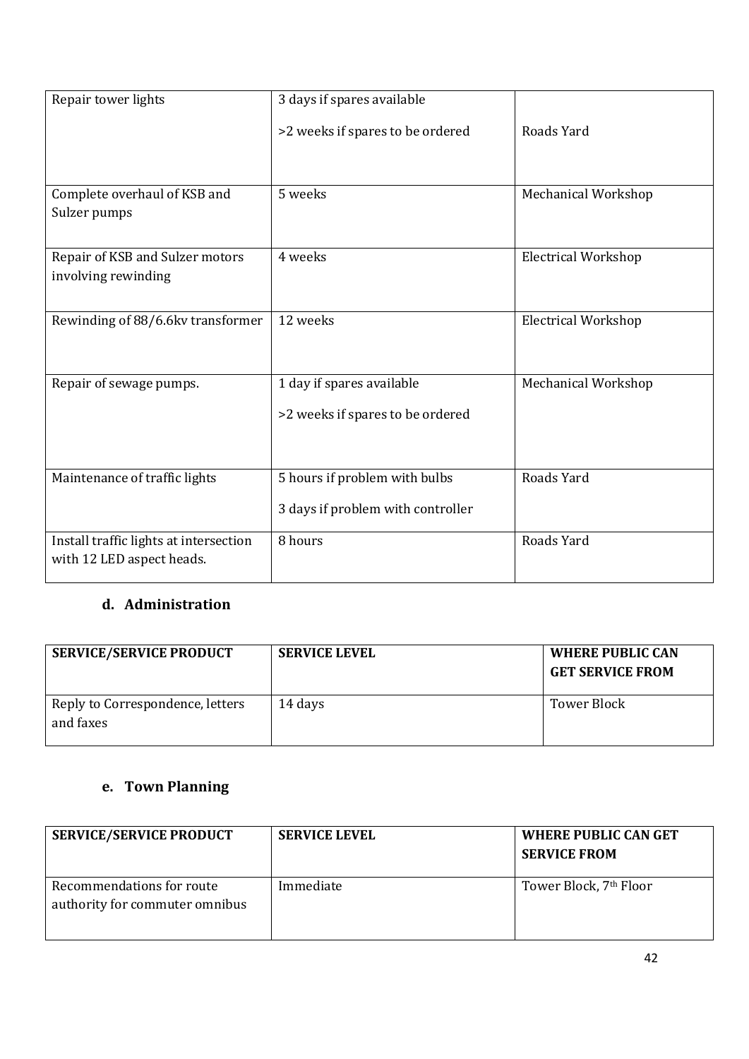| | | |
|---|---|---|
| Repair tower lights | 3 days if spares available<br><br>>2 weeks if spares to be ordered | Roads Yard |
| Complete overhaul of KSB and Sulzer pumps | 5 weeks | Mechanical Workshop |
| Repair of KSB and Sulzer motors involving rewinding | 4 weeks | Electrical Workshop |
| Rewinding of 88/6.6kv transformer | 12 weeks | Electrical Workshop |
| Repair of sewage pumps. | 1 day if spares available<br><br>>2 weeks if spares to be ordered | Mechanical Workshop |
| Maintenance of traffic lights | 5 hours if problem with bulbs<br><br>3 days if problem with controller | Roads Yard |
| Install traffic lights at intersection with 12 LED aspect heads. | 8 hours | Roads Yard |

### d. Administration

| SERVICE/SERVICE PRODUCT | SERVICE LEVEL | WHERE PUBLIC CAN GET SERVICE FROM |
|---|---|---|
| Reply to Correspondence, letters and faxes | 14 days | Tower Block |

### e. Town Planning

| SERVICE/SERVICE PRODUCT | SERVICE LEVEL | WHERE PUBLIC CAN GET SERVICE FROM |
|---|---|---|
| Recommendations for route authority for commuter omnibus | Immediate | Tower Block, 7th Floor |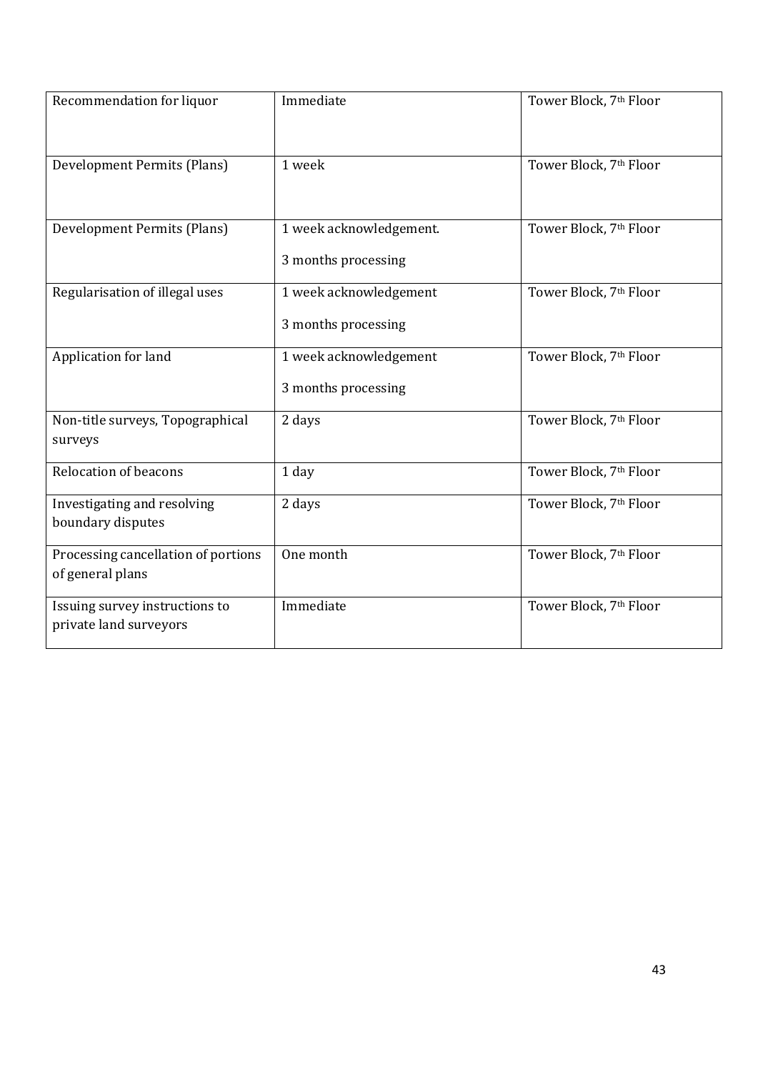| Recommendation for liquor | Immediate | Tower Block, 7th Floor |
|---|---|---|
| Development Permits (Plans) | 1 week | Tower Block, 7th Floor |
| Development Permits (Plans) | 1 week acknowledgement.<br><br>3 months processing | Tower Block, 7th Floor |
| Regularisation of illegal uses | 1 week acknowledgement<br><br>3 months processing | Tower Block, 7th Floor |
| Application for land | 1 week acknowledgement<br><br>3 months processing | Tower Block, 7th Floor |
| Non-title surveys, Topographical surveys | 2 days | Tower Block, 7th Floor |
| Relocation of beacons | 1 day | Tower Block, 7th Floor |
| Investigating and resolving boundary disputes | 2 days | Tower Block, 7th Floor |
| Processing cancellation of portions of general plans | One month | Tower Block, 7th Floor |
| Issuing survey instructions to private land surveyors | Immediate | Tower Block, 7th Floor |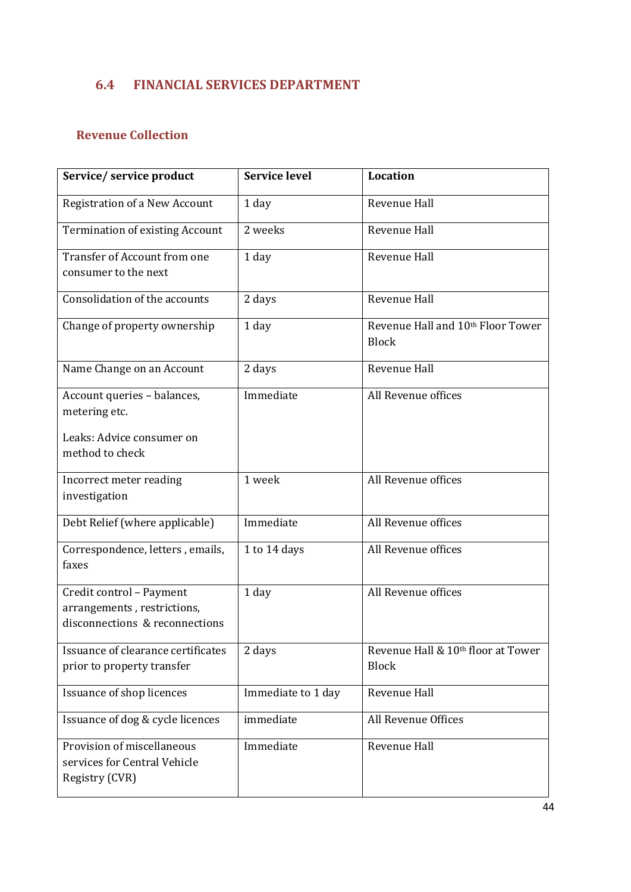## 6.4 FINANCIAL SERVICES DEPARTMENT

### Revenue Collection

| Service/ service product | Service level | Location |
| --- | --- | --- |
| Registration of a New Account | 1 day | Revenue Hall |
| Termination of existing Account | 2 weeks | Revenue Hall |
| Transfer of Account from one consumer to the next | 1 day | Revenue Hall |
| Consolidation of the accounts | 2 days | Revenue Hall |
| Change of property ownership | 1 day | Revenue Hall and 10th Floor Tower Block |
| Name Change on an Account | 2 days | Revenue Hall |
| Account queries – balances, metering etc.<br><br>Leaks: Advice consumer on method to check | Immediate | All Revenue offices |
| Incorrect meter reading investigation | 1 week | All Revenue offices |
| Debt Relief (where applicable) | Immediate | All Revenue offices |
| Correspondence, letters , emails, faxes | 1 to 14 days | All Revenue offices |
| Credit control – Payment arrangements , restrictions, disconnections & reconnections | 1 day | All Revenue offices |
| Issuance of clearance certificates prior to property transfer | 2 days | Revenue Hall & 10th floor at Tower Block |
| Issuance of shop licences | Immediate to 1 day | Revenue Hall |
| Issuance of dog & cycle licences | immediate | All Revenue Offices |
| Provision of miscellaneous services for Central Vehicle Registry (CVR) | Immediate | Revenue Hall |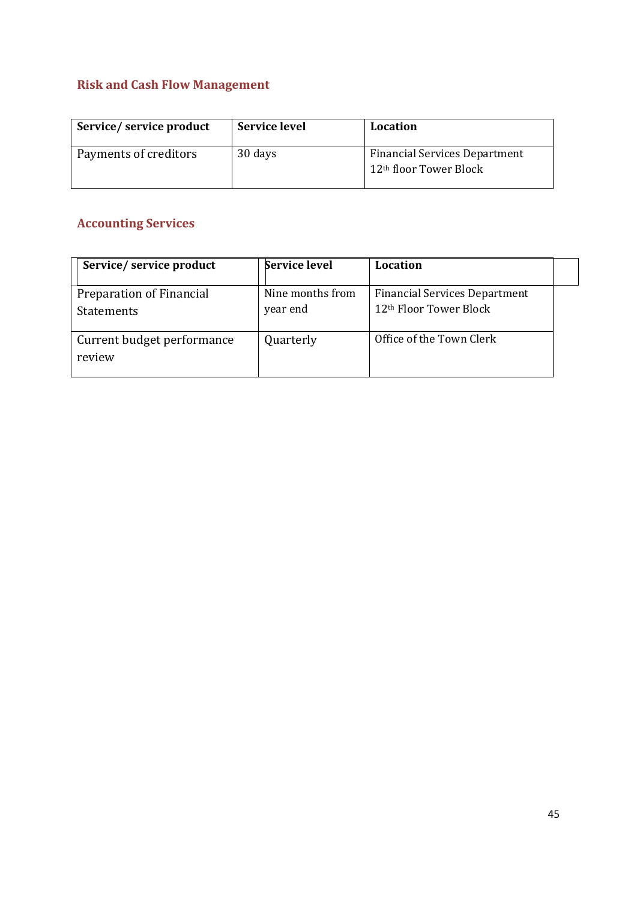### Risk and Cash Flow Management

| Service/ service product | Service level | Location |
| --- | --- | --- |
| Payments of creditors | 30 days | Financial Services Department 12th floor Tower Block |

### Accounting Services

| Service/ service product | Service level | Location |
| --- | --- | --- |
| Preparation of Financial Statements | Nine months from year end | Financial Services Department 12th Floor Tower Block |
| Current budget performance review | Quarterly | Office of the Town Clerk |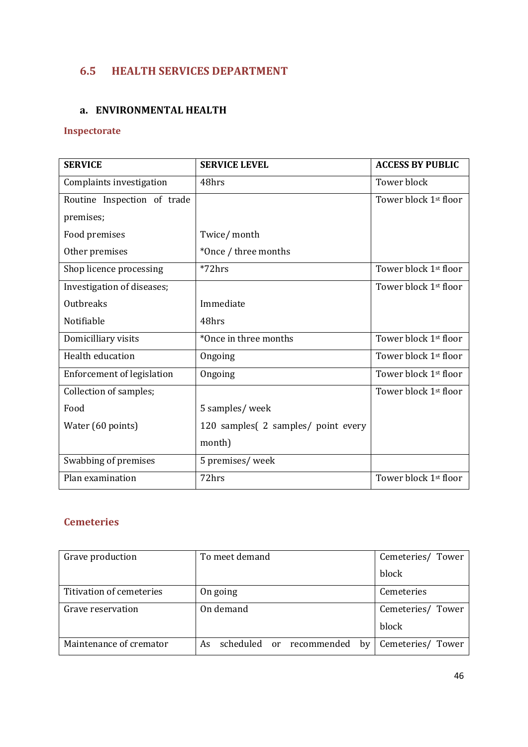## 6.5 HEALTH SERVICES DEPARTMENT

### a. ENVIRONMENTAL HEALTH

#### Inspectorate

| SERVICE | SERVICE LEVEL | ACCESS BY PUBLIC |
|---|---|---|
| Complaints investigation | 48hrs | Tower block |
| Routine Inspection of trade premises;<br>Food premises<br>Other premises | <br><br>Twice/ month<br>*Once / three months | Tower block 1st floor |
| Shop licence processing | *72hrs | Tower block 1st floor |
| Investigation of diseases;<br>Outbreaks<br>Notifiable | <br>Immediate<br>48hrs | Tower block 1st floor |
| Domicilliary visits | *Once in three months | Tower block 1st floor |
| Health education | Ongoing | Tower block 1st floor |
| Enforcement of legislation | Ongoing | Tower block 1st floor |
| Collection of samples;<br>Food<br>Water (60 points) | <br>5 samples/ week<br>120 samples( 2 samples/ point every month) | Tower block 1st floor |
| Swabbing of premises | 5 premises/ week | |
| Plan examination | 72hrs | Tower block 1st floor |

#### Cemeteries

| | | |
|---|---|---|
| Grave production | To meet demand | Cemeteries/ Tower block |
| Titivation of cemeteries | On going | Cemeteries |
| Grave reservation | On demand | Cemeteries/ Tower block |
| Maintenance of cremator | As scheduled or recommended by | Cemeteries/ Tower |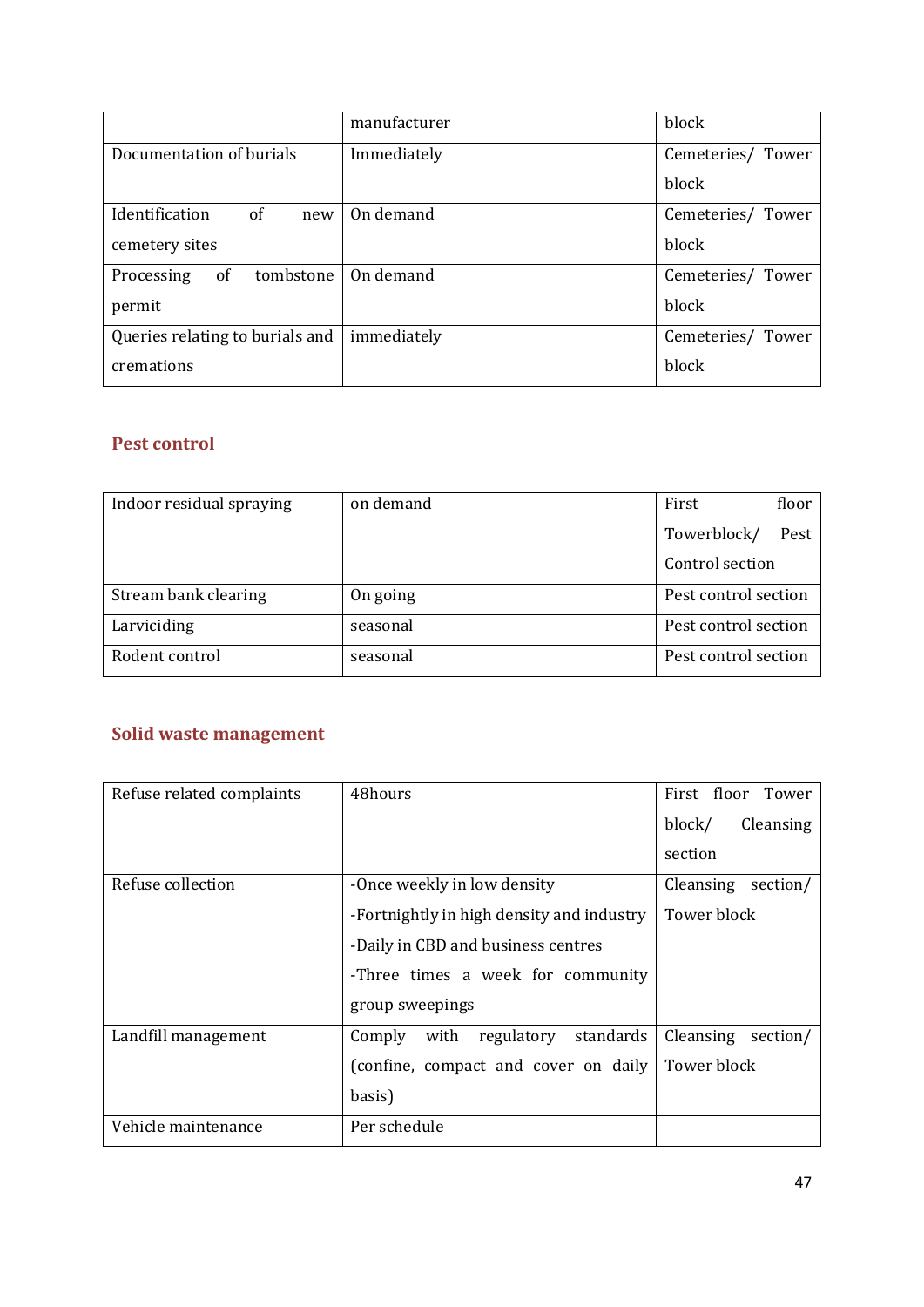| | manufacturer | block |
|---|---|---|
| Documentation of burials | Immediately | Cemeteries/ Tower block |
| Identification of new cemetery sites | On demand | Cemeteries/ Tower block |
| Processing of tombstone permit | On demand | Cemeteries/ Tower block |
| Queries relating to burials and cremations | immediately | Cemeteries/ Tower block |

## Pest control

| Indoor residual spraying | on demand | First floor Towerblock/ Pest Control section |
|---|---|---|
| Stream bank clearing | On going | Pest control section |
| Larviciding | seasonal | Pest control section |
| Rodent control | seasonal | Pest control section |

## Solid waste management

| Refuse related complaints | 48hours | First floor Tower block/ Cleansing section |
|---|---|---|
| Refuse collection | -Once weekly in low density<br>-Fortnightly in high density and industry<br>-Daily in CBD and business centres<br>-Three times a week for community group sweepings | Cleansing section/ Tower block |
| Landfill management | Comply with regulatory standards (confine, compact and cover on daily basis) | Cleansing section/ Tower block |
| Vehicle maintenance | Per schedule | |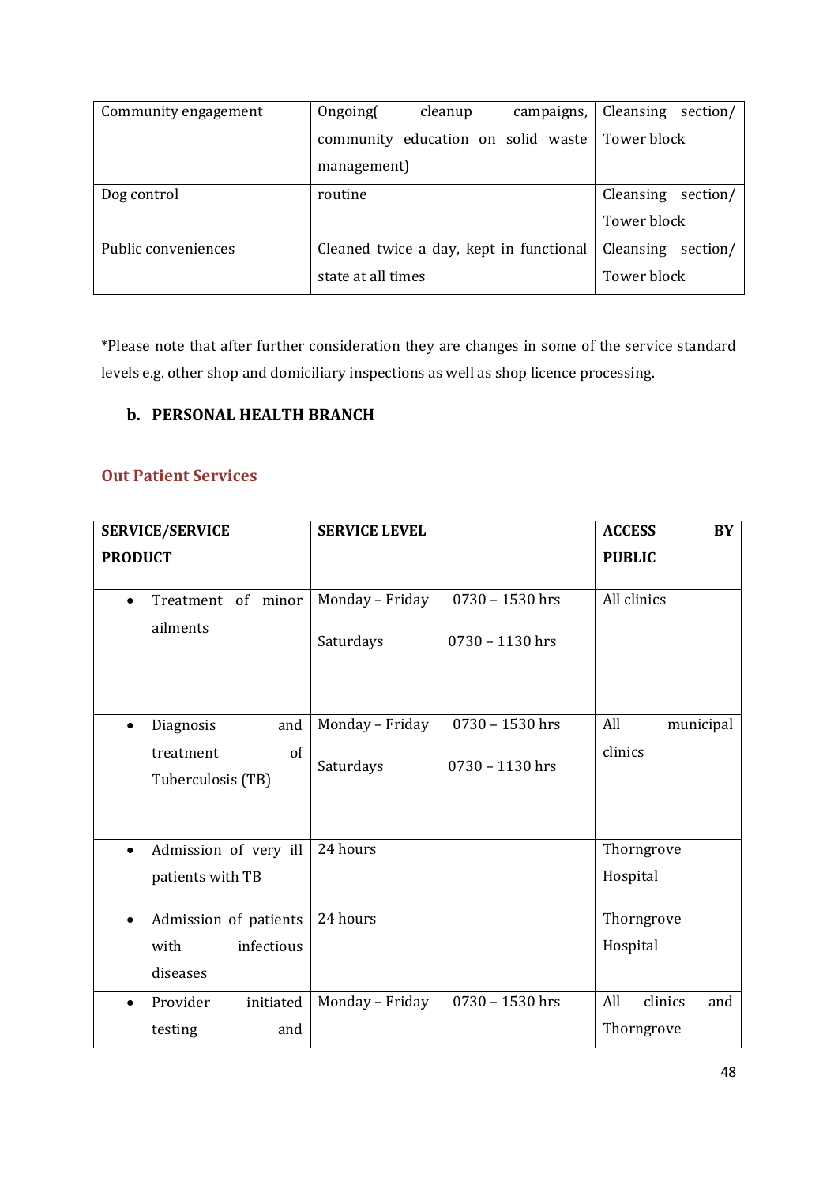| Community engagement | Ongoing( cleanup campaigns, community education on solid waste management) | Cleansing section/ Tower block |
|---|---|---|
| Dog control | routine | Cleansing section/ Tower block |
| Public conveniences | Cleaned twice a day, kept in functional state at all times | Cleansing section/ Tower block |

*Please note that after further consideration they are changes in some of the service standard levels e.g. other shop and domiciliary inspections as well as shop licence processing.

## b. PERSONAL HEALTH BRANCH

### Out Patient Services

| SERVICE/SERVICE PRODUCT | SERVICE LEVEL | ACCESS BY PUBLIC |
|---|---|---|
| • Treatment of minor ailments | Monday – Friday 0730 – 1530 hrs<br>Saturdays 0730 – 1130 hrs | All clinics |
| • Diagnosis and treatment of Tuberculosis (TB) | Monday – Friday 0730 – 1530 hrs<br>Saturdays 0730 – 1130 hrs | All municipal clinics |
| • Admission of very ill patients with TB | 24 hours | Thorngrove Hospital |
| • Admission of patients with infectious diseases | 24 hours | Thorngrove Hospital |
| • Provider initiated testing and | Monday – Friday 0730 – 1530 hrs | All clinics and Thorngrove |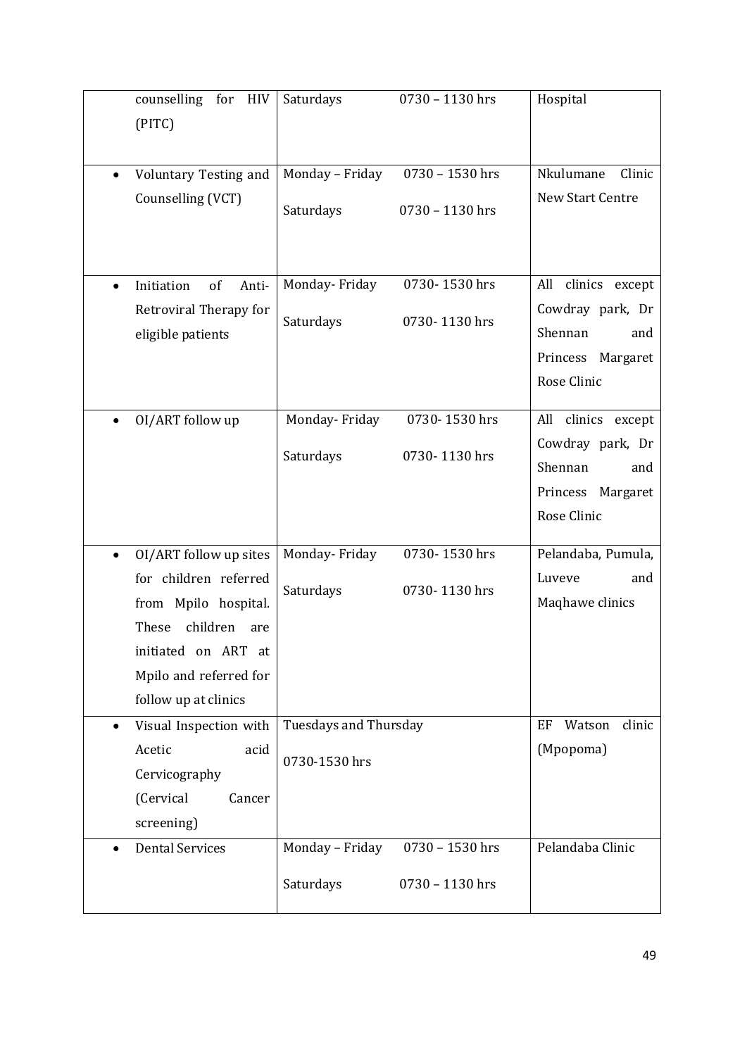| | | |
|---|---|---|
| counselling for HIV (PITC) | Saturdays 0730 – 1130 hrs | Hospital |
| • Voluntary Testing and Counselling (VCT) | Monday – Friday 0730 – 1530 hrs<br>Saturdays 0730 – 1130 hrs | Nkulumane Clinic New Start Centre |
| • Initiation of Anti-Retroviral Therapy for eligible patients | Monday- Friday 0730- 1530 hrs<br>Saturdays 0730- 1130 hrs | All clinics except Cowdray park, Dr Shennan and Princess Margaret Rose Clinic |
| • OI/ART follow up | Monday- Friday 0730- 1530 hrs<br>Saturdays 0730- 1130 hrs | All clinics except Cowdray park, Dr Shennan and Princess Margaret Rose Clinic |
| • OI/ART follow up sites for children referred from Mpilo hospital. These children are initiated on ART at Mpilo and referred for follow up at clinics | Monday- Friday 0730- 1530 hrs<br>Saturdays 0730- 1130 hrs | Pelandaba, Pumula, Luveve and Maqhawe clinics |
| • Visual Inspection with Acetic acid Cervicography (Cervical Cancer screening) | Tuesdays and Thursday<br>0730-1530 hrs | EF Watson clinic (Mpopoma) |
| • Dental Services | Monday – Friday 0730 – 1530 hrs<br>Saturdays 0730 – 1130 hrs | Pelandaba Clinic |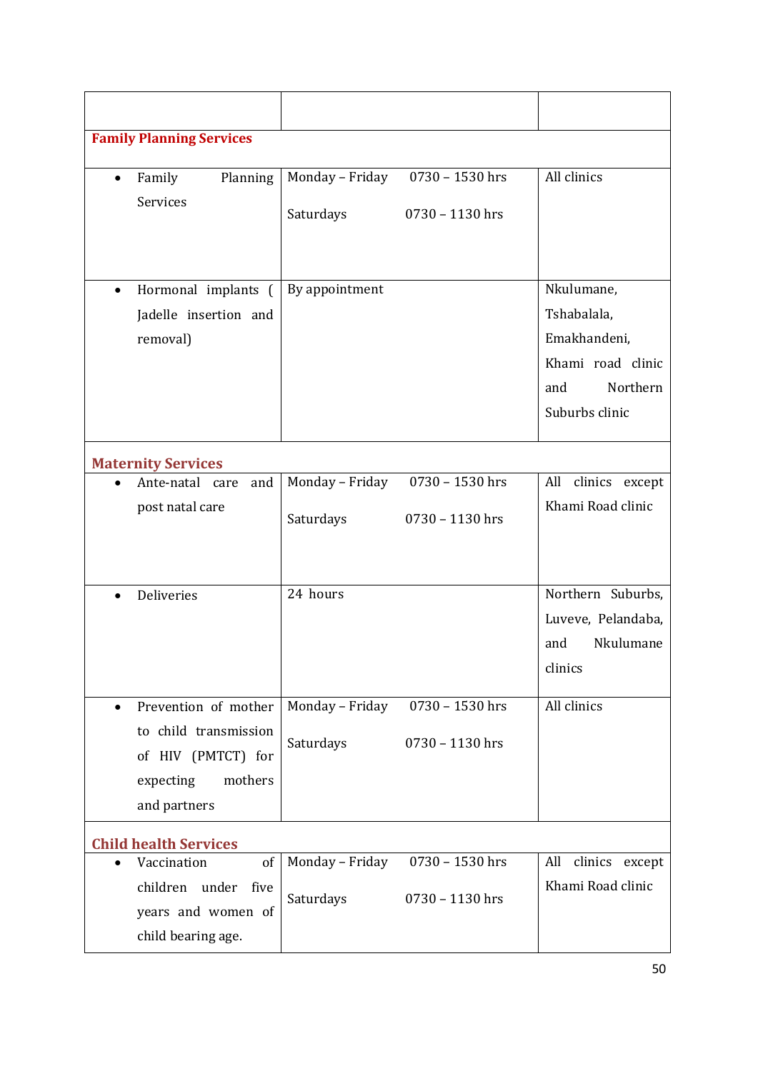| | | |
|---|---|---|
| **Family Planning Services** | | |
| • Family Planning Services | Monday – Friday 0730 – 1530 hrs<br>Saturdays 0730 – 1130 hrs | All clinics |
| • Hormonal implants ( Jadelle insertion and removal) | By appointment | Nkulumane, Tshabalala, Emakhandeni, Khami road clinic and Northern Suburbs clinic |
| **Maternity Services** | | |
| • Ante-natal care and post natal care | Monday – Friday 0730 – 1530 hrs<br>Saturdays 0730 – 1130 hrs | All clinics except Khami Road clinic |
| • Deliveries | 24 hours | Northern Suburbs, Luveve, Pelandaba, and Nkulumane clinics |
| • Prevention of mother to child transmission of HIV (PMTCT) for expecting mothers and partners | Monday – Friday 0730 – 1530 hrs<br>Saturdays 0730 – 1130 hrs | All clinics |
| **Child health Services** | | |
| • Vaccination of children under five years and women of child bearing age. | Monday – Friday 0730 – 1530 hrs<br>Saturdays 0730 – 1130 hrs | All clinics except Khami Road clinic |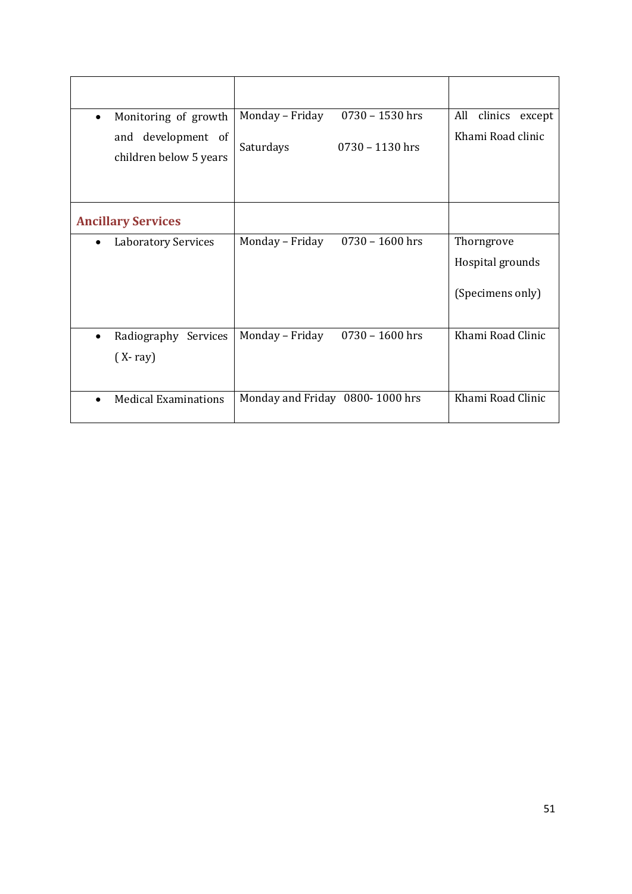| | | |
|---|---|---|
| • Monitoring of growth and development of children below 5 years | Monday – Friday 0730 – 1530 hrs<br>Saturdays 0730 – 1130 hrs | All clinics except Khami Road clinic |
| **Ancillary Services** | | |
| • Laboratory Services | Monday – Friday 0730 – 1600 hrs | Thorngrove Hospital grounds<br>(Specimens only) |
| • Radiography Services ( X- ray) | Monday – Friday 0730 – 1600 hrs | Khami Road Clinic |
| • Medical Examinations | Monday and Friday 0800- 1000 hrs | Khami Road Clinic |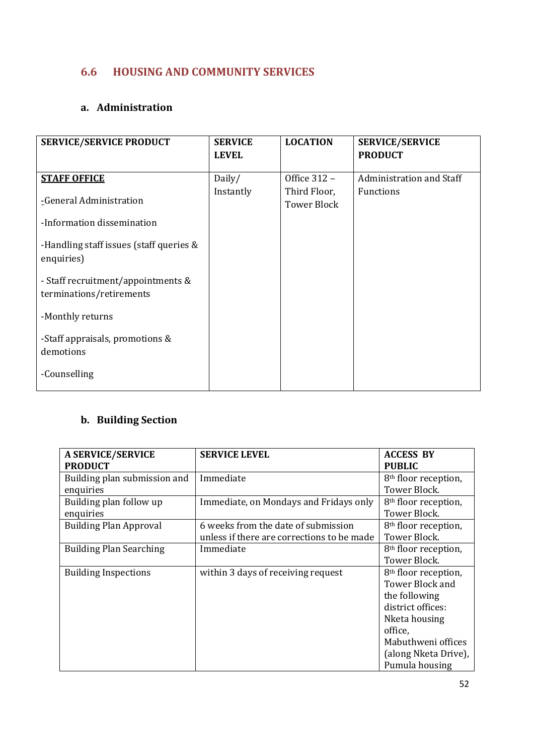## 6.6 HOUSING AND COMMUNITY SERVICES

### a. Administration

| SERVICE/SERVICE PRODUCT | SERVICE LEVEL | LOCATION | SERVICE/SERVICE PRODUCT |
|---|---|---|---|
| **STAFF OFFICE**<br>-General Administration<br>-Information dissemination<br>-Handling staff issues (staff queries & enquiries)<br>- Staff recruitment/appointments & terminations/retirements<br>-Monthly returns<br>-Staff appraisals, promotions & demotions<br>-Counselling | Daily/ Instantly | Office 312 – Third Floor, Tower Block | Administration and Staff Functions |

### b. Building Section

| A SERVICE/SERVICE PRODUCT | SERVICE LEVEL | ACCESS BY PUBLIC |
|---|---|---|
| Building plan submission and enquiries | Immediate | 8th floor reception, Tower Block. |
| Building plan follow up enquiries | Immediate, on Mondays and Fridays only | 8th floor reception, Tower Block. |
| Building Plan Approval | 6 weeks from the date of submission unless if there are corrections to be made | 8th floor reception, Tower Block. |
| Building Plan Searching | Immediate | 8th floor reception, Tower Block. |
| Building Inspections | within 3 days of receiving request | 8th floor reception, Tower Block and the following district offices: Nketa housing office, Mabuthweni offices (along Nketa Drive), Pumula housing |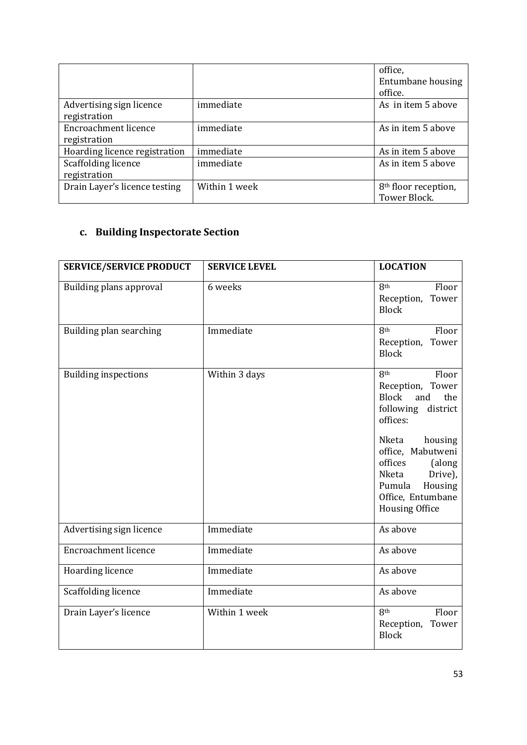| | | office, Entumbane housing office. |
|---|---|---|
| Advertising sign licence registration | immediate | As in item 5 above |
| Encroachment licence registration | immediate | As in item 5 above |
| Hoarding licence registration | immediate | As in item 5 above |
| Scaffolding licence registration | immediate | As in item 5 above |
| Drain Layer's licence testing | Within 1 week | 8th floor reception, Tower Block. |

### c. Building Inspectorate Section

| SERVICE/SERVICE PRODUCT | SERVICE LEVEL | LOCATION |
|---|---|---|
| Building plans approval | 6 weeks | 8th Floor Reception, Tower Block |
| Building plan searching | Immediate | 8th Floor Reception, Tower Block |
| Building inspections | Within 3 days | 8th Floor Reception, Tower Block and the following district offices:<br><br>Nketa housing office, Mabutweni offices (along Nketa Drive), Pumula Housing Office, Entumbane Housing Office |
| Advertising sign licence | Immediate | As above |
| Encroachment licence | Immediate | As above |
| Hoarding licence | Immediate | As above |
| Scaffolding licence | Immediate | As above |
| Drain Layer's licence | Within 1 week | 8th Floor Reception, Tower Block |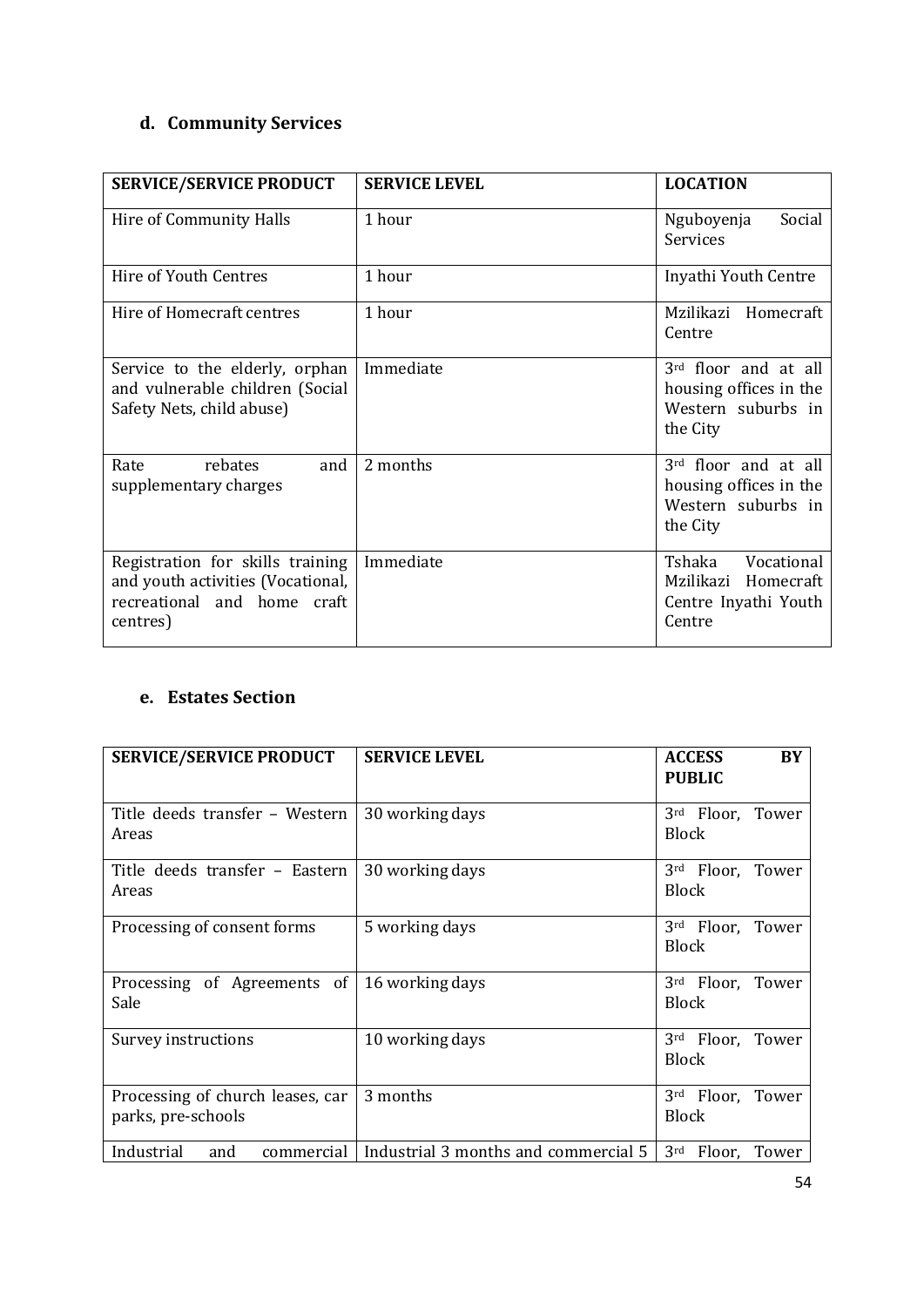## d. Community Services

| SERVICE/SERVICE PRODUCT | SERVICE LEVEL | LOCATION |
|---|---|---|
| Hire of Community Halls | 1 hour | Nguboyenja Social Services |
| Hire of Youth Centres | 1 hour | Inyathi Youth Centre |
| Hire of Homecraft centres | 1 hour | Mzilikazi Homecraft Centre |
| Service to the elderly, orphan and vulnerable children (Social Safety Nets, child abuse) | Immediate | 3rd floor and at all housing offices in the Western suburbs in the City |
| Rate rebates and supplementary charges | 2 months | 3rd floor and at all housing offices in the Western suburbs in the City |
| Registration for skills training and youth activities (Vocational, recreational and home craft centres) | Immediate | Tshaka Vocational Mzilikazi Homecraft Centre Inyathi Youth Centre |

## e. Estates Section

| SERVICE/SERVICE PRODUCT | SERVICE LEVEL | ACCESS BY PUBLIC |
|---|---|---|
| Title deeds transfer – Western Areas | 30 working days | 3rd Floor, Tower Block |
| Title deeds transfer – Eastern Areas | 30 working days | 3rd Floor, Tower Block |
| Processing of consent forms | 5 working days | 3rd Floor, Tower Block |
| Processing of Agreements of Sale | 16 working days | 3rd Floor, Tower Block |
| Survey instructions | 10 working days | 3rd Floor, Tower Block |
| Processing of church leases, car parks, pre-schools | 3 months | 3rd Floor, Tower Block |
| Industrial and commercial | Industrial 3 months and commercial 5 | 3rd Floor, Tower |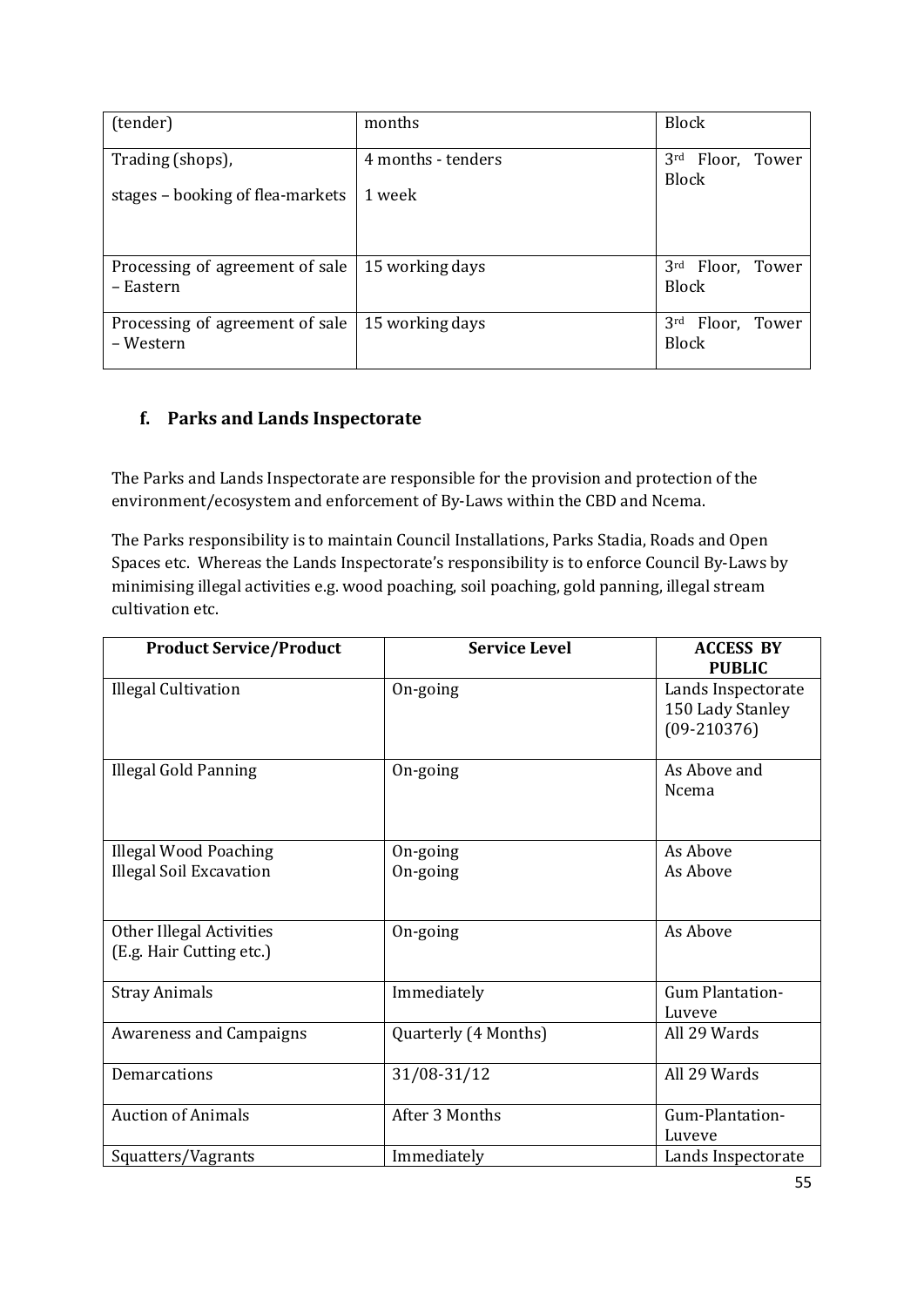| (tender) | months | Block |
| --- | --- | --- |
| Trading (shops),<br>stages – booking of flea-markets | 4 months - tenders<br>1 week | 3rd Floor, Tower Block |
| Processing of agreement of sale – Eastern | 15 working days | 3rd Floor, Tower Block |
| Processing of agreement of sale – Western | 15 working days | 3rd Floor, Tower Block |

### f. Parks and Lands Inspectorate

The Parks and Lands Inspectorate are responsible for the provision and protection of the environment/ecosystem and enforcement of By-Laws within the CBD and Ncema.

The Parks responsibility is to maintain Council Installations, Parks Stadia, Roads and Open Spaces etc. Whereas the Lands Inspectorate's responsibility is to enforce Council By-Laws by minimising illegal activities e.g. wood poaching, soil poaching, gold panning, illegal stream cultivation etc.

| Product Service/Product | Service Level | ACCESS BY PUBLIC |
| --- | --- | --- |
| Illegal Cultivation | On-going | Lands Inspectorate 150 Lady Stanley (09-210376) |
| Illegal Gold Panning | On-going | As Above and Ncema |
| Illegal Wood Poaching<br>Illegal Soil Excavation | On-going<br>On-going | As Above<br>As Above |
| Other Illegal Activities (E.g. Hair Cutting etc.) | On-going | As Above |
| Stray Animals | Immediately | Gum Plantation-Luveve |
| Awareness and Campaigns | Quarterly (4 Months) | All 29 Wards |
| Demarcations | 31/08-31/12 | All 29 Wards |
| Auction of Animals | After 3 Months | Gum-Plantation-Luveve |
| Squatters/Vagrants | Immediately | Lands Inspectorate |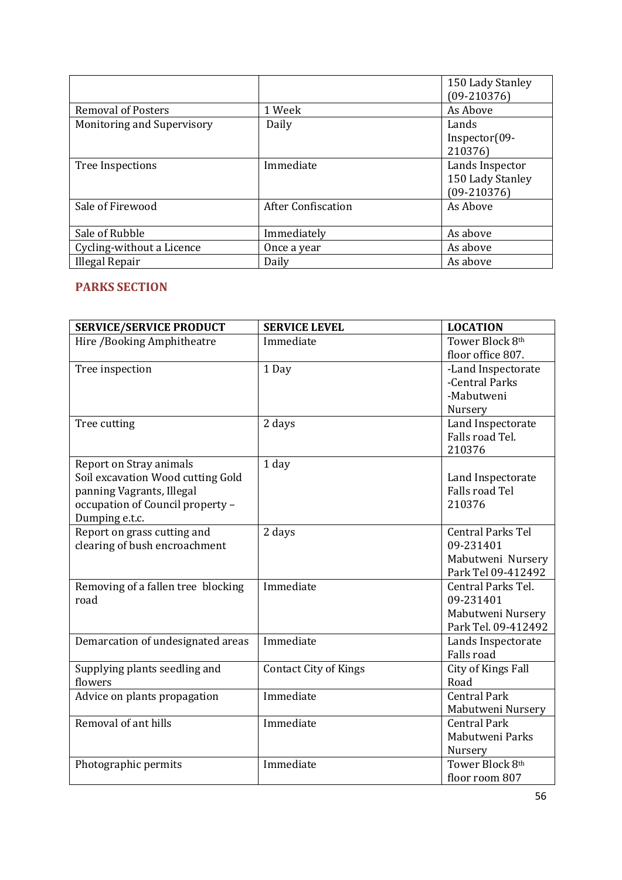| | | 150 Lady Stanley (09-210376) |
|---|---|---|
| Removal of Posters | 1 Week | As Above |
| Monitoring and Supervisory | Daily | Lands Inspector(09-210376) |
| Tree Inspections | Immediate | Lands Inspector 150 Lady Stanley (09-210376) |
| Sale of Firewood | After Confiscation | As Above |
| Sale of Rubble | Immediately | As above |
| Cycling-without a Licence | Once a year | As above |
| Illegal Repair | Daily | As above |

## PARKS SECTION

| SERVICE/SERVICE PRODUCT | SERVICE LEVEL | LOCATION |
|---|---|---|
| Hire /Booking Amphitheatre | Immediate | Tower Block 8th floor office 807. |
| Tree inspection | 1 Day | -Land Inspectorate -Central Parks -Mabutweni Nursery |
| Tree cutting | 2 days | Land Inspectorate Falls road Tel. 210376 |
| Report on Stray animals Soil excavation Wood cutting Gold panning Vagrants, Illegal occupation of Council property – Dumping e.t.c. | 1 day | Land Inspectorate Falls road Tel 210376 |
| Report on grass cutting and clearing of bush encroachment | 2 days | Central Parks Tel 09-231401 Mabutweni Nursery Park Tel 09-412492 |
| Removing of a fallen tree blocking road | Immediate | Central Parks Tel. 09-231401 Mabutweni Nursery Park Tel. 09-412492 |
| Demarcation of undesignated areas | Immediate | Lands Inspectorate Falls road |
| Supplying plants seedling and flowers | Contact City of Kings | City of Kings Fall Road |
| Advice on plants propagation | Immediate | Central Park Mabutweni Nursery |
| Removal of ant hills | Immediate | Central Park Mabutweni Parks Nursery |
| Photographic permits | Immediate | Tower Block 8th floor room 807 |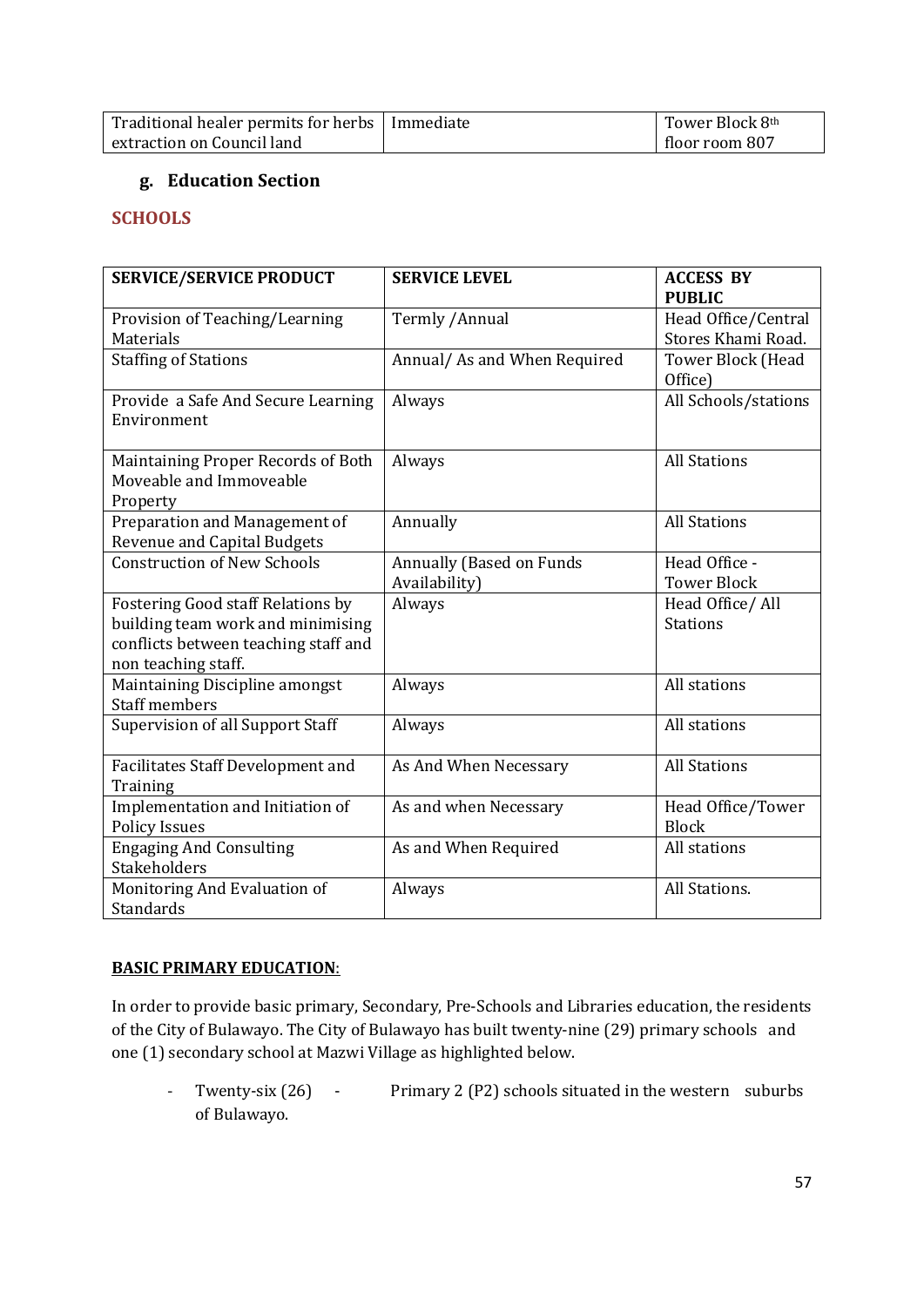| Traditional healer permits for herbs extraction on Council land | Immediate | Tower Block 8th floor room 807 |
|---|---|---|

### g. Education Section

**SCHOOLS**

| SERVICE/SERVICE PRODUCT | SERVICE LEVEL | ACCESS BY PUBLIC |
|---|---|---|
| Provision of Teaching/Learning Materials | Termly /Annual | Head Office/Central Stores Khami Road. |
| Staffing of Stations | Annual/ As and When Required | Tower Block (Head Office) |
| Provide a Safe And Secure Learning Environment | Always | All Schools/stations |
| Maintaining Proper Records of Both Moveable and Immoveable Property | Always | All Stations |
| Preparation and Management of Revenue and Capital Budgets | Annually | All Stations |
| Construction of New Schools | Annually (Based on Funds Availability) | Head Office - Tower Block |
| Fostering Good staff Relations by building team work and minimising conflicts between teaching staff and non teaching staff. | Always | Head Office/ All Stations |
| Maintaining Discipline amongst Staff members | Always | All stations |
| Supervision of all Support Staff | Always | All stations |
| Facilitates Staff Development and Training | As And When Necessary | All Stations |
| Implementation and Initiation of Policy Issues | As and when Necessary | Head Office/Tower Block |
| Engaging And Consulting Stakeholders | As and When Required | All stations |
| Monitoring And Evaluation of Standards | Always | All Stations. |

**BASIC PRIMARY EDUCATION**:

In order to provide basic primary, Secondary, Pre-Schools and Libraries education, the residents of the City of Bulawayo. The City of Bulawayo has built twenty-nine (29) primary schools and one (1) secondary school at Mazwi Village as highlighted below.

- Twenty-six (26) - Primary 2 (P2) schools situated in the western suburbs of Bulawayo.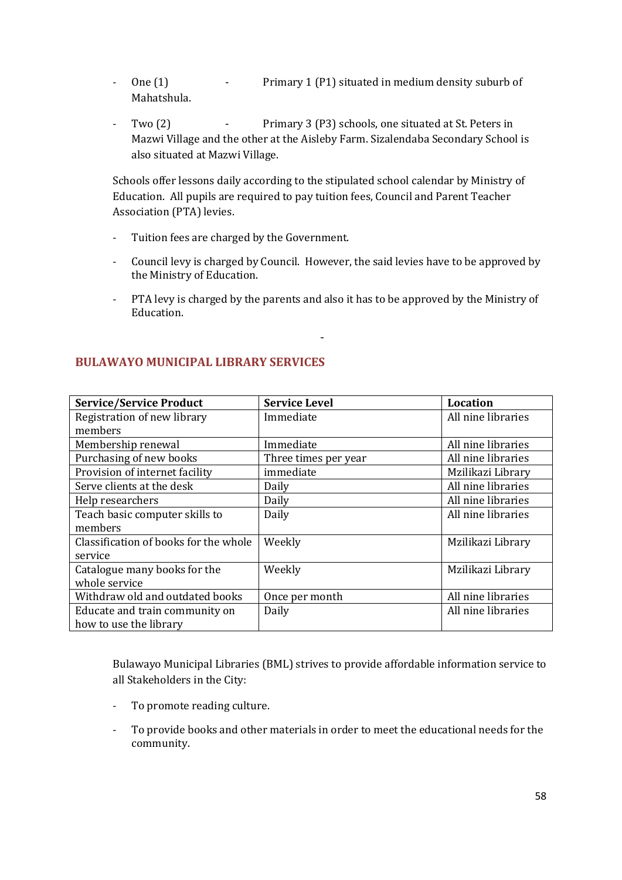- One (1) - Primary 1 (P1) situated in medium density suburb of Mahatshula.

- Two (2) - Primary 3 (P3) schools, one situated at St. Peters in Mazwi Village and the other at the Aisleby Farm. Sizalendaba Secondary School is also situated at Mazwi Village.

Schools offer lessons daily according to the stipulated school calendar by Ministry of Education. All pupils are required to pay tuition fees, Council and Parent Teacher Association (PTA) levies.

- Tuition fees are charged by the Government.

- Council levy is charged by Council. However, the said levies have to be approved by the Ministry of Education.

- PTA levy is charged by the parents and also it has to be approved by the Ministry of Education.

## BULAWAYO MUNICIPAL LIBRARY SERVICES

| Service/Service Product | Service Level | Location |
|---|---|---|
| Registration of new library members | Immediate | All nine libraries |
| Membership renewal | Immediate | All nine libraries |
| Purchasing of new books | Three times per year | All nine libraries |
| Provision of internet facility | immediate | Mzilikazi Library |
| Serve clients at the desk | Daily | All nine libraries |
| Help researchers | Daily | All nine libraries |
| Teach basic computer skills to members | Daily | All nine libraries |
| Classification of books for the whole service | Weekly | Mzilikazi Library |
| Catalogue many books for the whole service | Weekly | Mzilikazi Library |
| Withdraw old and outdated books | Once per month | All nine libraries |
| Educate and train community on how to use the library | Daily | All nine libraries |

Bulawayo Municipal Libraries (BML) strives to provide affordable information service to all Stakeholders in the City:

- To promote reading culture.

- To provide books and other materials in order to meet the educational needs for the community.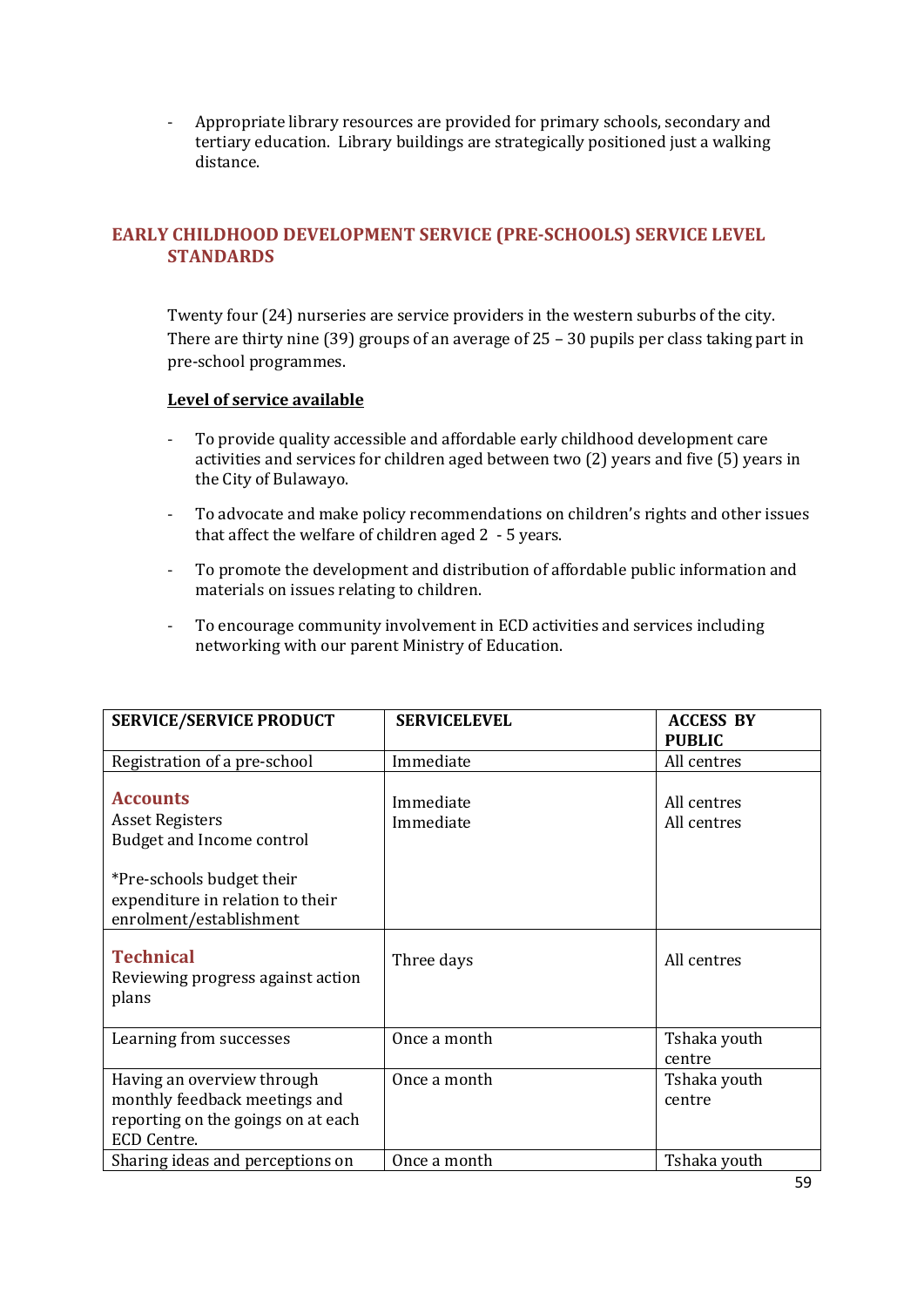- Appropriate library resources are provided for primary schools, secondary and tertiary education. Library buildings are strategically positioned just a walking distance.

## EARLY CHILDHOOD DEVELOPMENT SERVICE (PRE-SCHOOLS) SERVICE LEVEL STANDARDS

Twenty four (24) nurseries are service providers in the western suburbs of the city. There are thirty nine (39) groups of an average of 25 – 30 pupils per class taking part in pre-school programmes.

**Level of service available**

- To provide quality accessible and affordable early childhood development care activities and services for children aged between two (2) years and five (5) years in the City of Bulawayo.
- To advocate and make policy recommendations on children's rights and other issues that affect the welfare of children aged 2 - 5 years.
- To promote the development and distribution of affordable public information and materials on issues relating to children.
- To encourage community involvement in ECD activities and services including networking with our parent Ministry of Education.

| SERVICE/SERVICE PRODUCT | SERVICELEVEL | ACCESS BY PUBLIC |
|---|---|---|
| Registration of a pre-school | Immediate | All centres |
| **Accounts**<br>Asset Registers<br>Budget and Income control<br><br>*Pre-schools budget their expenditure in relation to their enrolment/establishment | <br>Immediate<br>Immediate | <br>All centres<br>All centres |
| **Technical**<br>Reviewing progress against action plans | Three days | All centres |
| Learning from successes | Once a month | Tshaka youth centre |
| Having an overview through monthly feedback meetings and reporting on the goings on at each ECD Centre. | Once a month | Tshaka youth centre |
| Sharing ideas and perceptions on | Once a month | Tshaka youth |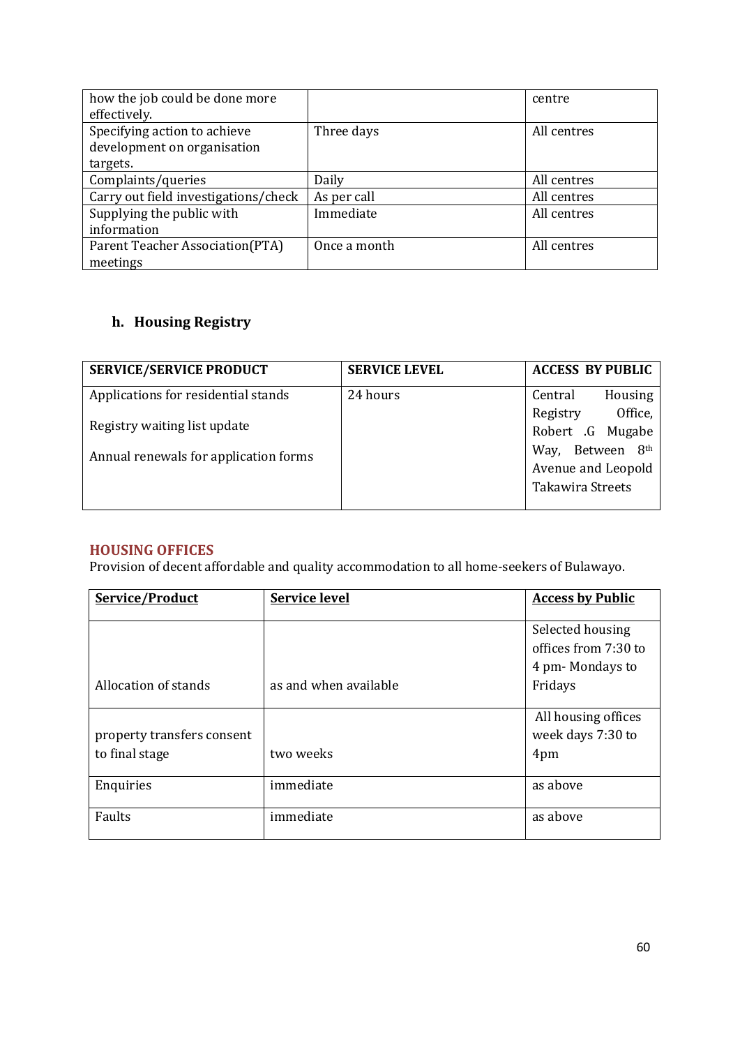| how the job could be done more effectively. | | centre |
|---|---|---|
| Specifying action to achieve development on organisation targets. | Three days | All centres |
| Complaints/queries | Daily | All centres |
| Carry out field investigations/check | As per call | All centres |
| Supplying the public with information | Immediate | All centres |
| Parent Teacher Association(PTA) meetings | Once a month | All centres |

## h. Housing Registry

| SERVICE/SERVICE PRODUCT | SERVICE LEVEL | ACCESS BY PUBLIC |
|---|---|---|
| Applications for residential stands<br><br>Registry waiting list update<br><br>Annual renewals for application forms | 24 hours | Central Housing Registry Office, Robert .G Mugabe Way, Between 8th Avenue and Leopold Takawira Streets |

## HOUSING OFFICES

Provision of decent affordable and quality accommodation to all home-seekers of Bulawayo.

| <u>Service/Product</u> | <u>Service level</u> | <u>Access by Public</u> |
|---|---|---|
| Allocation of stands | as and when available | Selected housing offices from 7:30 to 4 pm- Mondays to Fridays |
| property transfers consent to final stage | two weeks | All housing offices week days 7:30 to 4pm |
| Enquiries | immediate | as above |
| Faults | immediate | as above |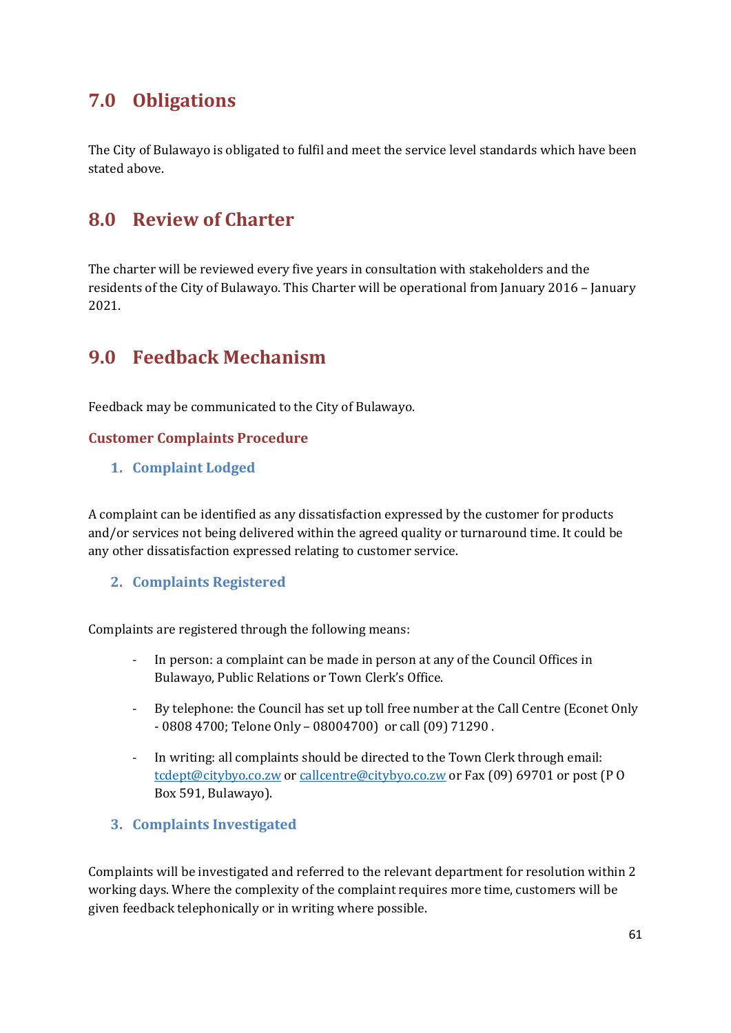## 7.0 Obligations

The City of Bulawayo is obligated to fulfil and meet the service level standards which have been stated above.

## 8.0 Review of Charter

The charter will be reviewed every five years in consultation with stakeholders and the residents of the City of Bulawayo. This Charter will be operational from January 2016 – January 2021.

## 9.0 Feedback Mechanism

Feedback may be communicated to the City of Bulawayo.

### Customer Complaints Procedure

#### 1. Complaint Lodged

A complaint can be identified as any dissatisfaction expressed by the customer for products and/or services not being delivered within the agreed quality or turnaround time. It could be any other dissatisfaction expressed relating to customer service.

#### 2. Complaints Registered

Complaints are registered through the following means:

- In person: a complaint can be made in person at any of the Council Offices in Bulawayo, Public Relations or Town Clerk's Office.
- By telephone: the Council has set up toll free number at the Call Centre (Econet Only - 0808 4700; Telone Only – 08004700) or call (09) 71290 .
- In writing: all complaints should be directed to the Town Clerk through email: tcdept@citybyo.co.zw or callcentre@citybyo.co.zw or Fax (09) 69701 or post (P O Box 591, Bulawayo).

#### 3. Complaints Investigated

Complaints will be investigated and referred to the relevant department for resolution within 2 working days. Where the complexity of the complaint requires more time, customers will be given feedback telephonically or in writing where possible.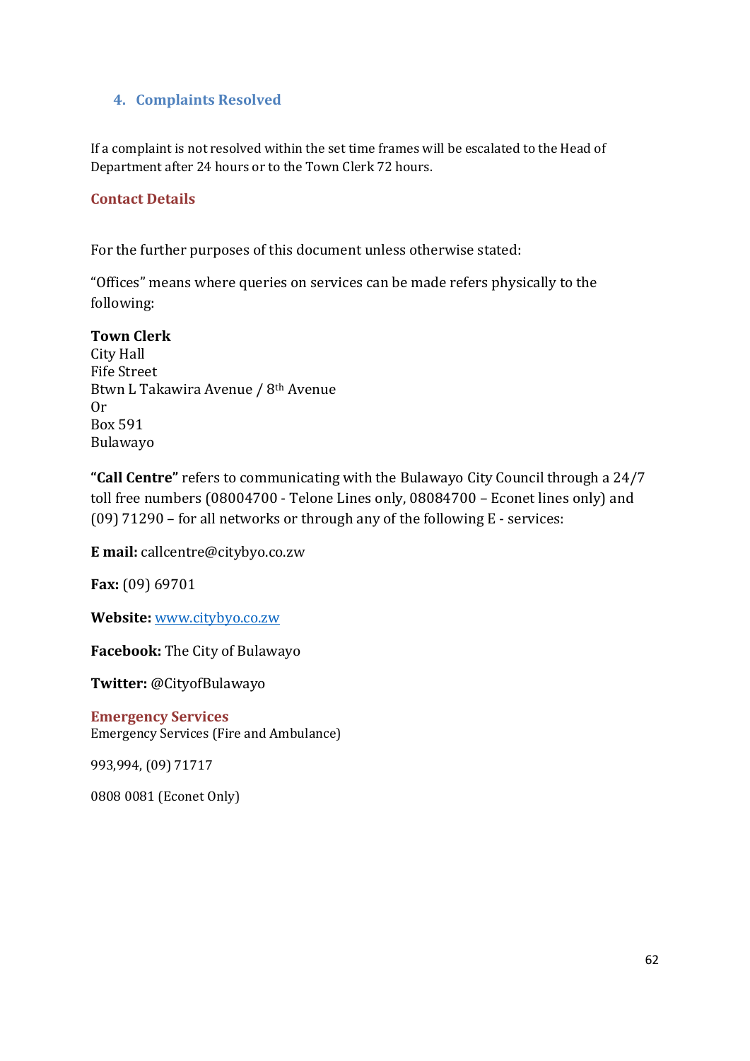## 4. Complaints Resolved

If a complaint is not resolved within the set time frames will be escalated to the Head of Department after 24 hours or to the Town Clerk 72 hours.

### Contact Details

For the further purposes of this document unless otherwise stated:

"Offices" means where queries on services can be made refers physically to the following:

**Town Clerk**
City Hall
Fife Street
Btwn L Takawira Avenue / 8th Avenue
Or
Box 591
Bulawayo

**"Call Centre"** refers to communicating with the Bulawayo City Council through a 24/7 toll free numbers (08004700 - Telone Lines only, 08084700 – Econet lines only) and (09) 71290 – for all networks or through any of the following E - services:

**E mail:** callcentre@citybyo.co.zw

**Fax:** (09) 69701

**Website:** www.citybyo.co.zw

**Facebook:** The City of Bulawayo

**Twitter:** @CityofBulawayo

### Emergency Services

Emergency Services (Fire and Ambulance)

993,994, (09) 71717

0808 0081 (Econet Only)